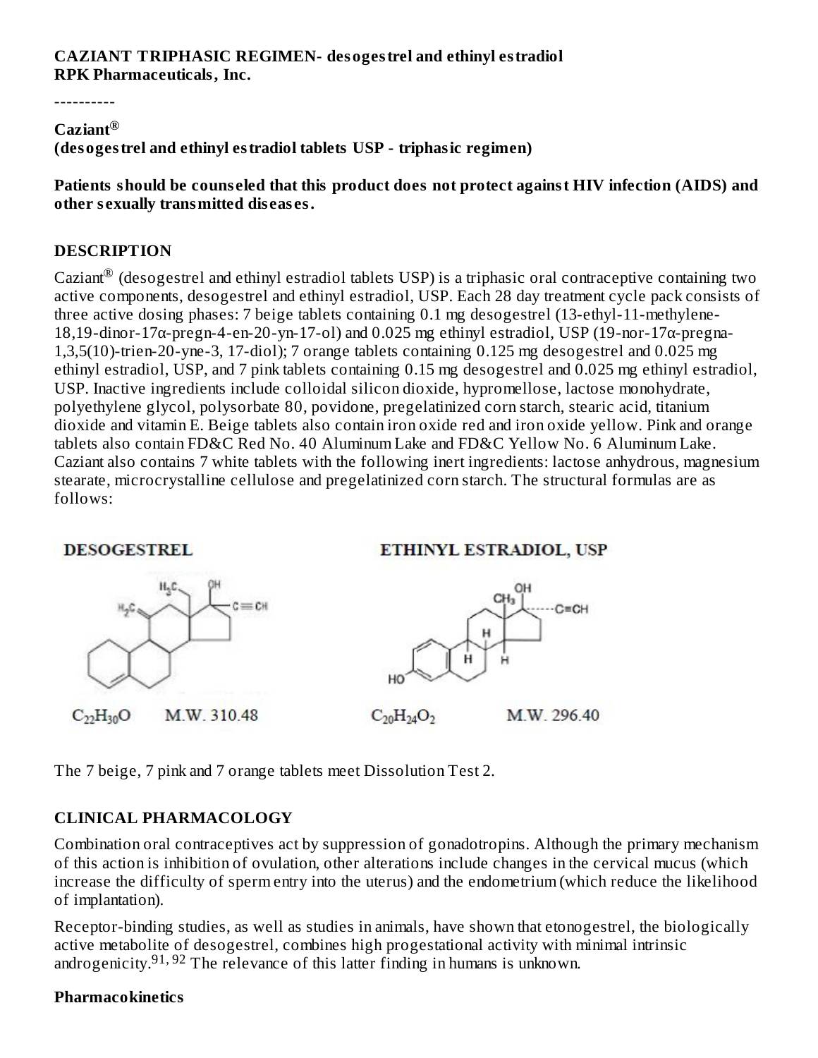**CAZIANT TRIPHASIC REGIMEN- desogestrel and ethinyl estradiol**
**RPK Pharmaceuticals, Inc.**

----------

**Caziant®**
**(desogestrel and ethinyl estradiol tablets USP - triphasic regimen)**

**Patients should be counseled that this product does not protect against HIV infection (AIDS) and other sexually transmitted diseases.**

## DESCRIPTION

Caziant® (desogestrel and ethinyl estradiol tablets USP) is a triphasic oral contraceptive containing two active components, desogestrel and ethinyl estradiol, USP. Each 28 day treatment cycle pack consists of three active dosing phases: 7 beige tablets containing 0.1 mg desogestrel (13-ethyl-11-methylene-18,19-dinor-17α-pregn-4-en-20-yn-17-ol) and 0.025 mg ethinyl estradiol, USP (19-nor-17α-pregna-1,3,5(10)-trien-20-yne-3, 17-diol); 7 orange tablets containing 0.125 mg desogestrel and 0.025 mg ethinyl estradiol, USP, and 7 pink tablets containing 0.15 mg desogestrel and 0.025 mg ethinyl estradiol, USP. Inactive ingredients include colloidal silicon dioxide, hypromellose, lactose monohydrate, polyethylene glycol, polysorbate 80, povidone, pregelatinized corn starch, stearic acid, titanium dioxide and vitamin E. Beige tablets also contain iron oxide red and iron oxide yellow. Pink and orange tablets also contain FD&C Red No. 40 Aluminum Lake and FD&C Yellow No. 6 Aluminum Lake. Caziant also contains 7 white tablets with the following inert ingredients: lactose anhydrous, magnesium stearate, microcrystalline cellulose and pregelatinized corn starch. The structural formulas are as follows:

**DESOGESTREL**

$C_{22}H_{30}O$ M.W. 310.48

**ETHINYL ESTRADIOL, USP**

$C_{20}H_{24}O_2$ M.W. 296.40

The 7 beige, 7 pink and 7 orange tablets meet Dissolution Test 2.

## CLINICAL PHARMACOLOGY

Combination oral contraceptives act by suppression of gonadotropins. Although the primary mechanism of this action is inhibition of ovulation, other alterations include changes in the cervical mucus (which increase the difficulty of sperm entry into the uterus) and the endometrium (which reduce the likelihood of implantation).

Receptor-binding studies, as well as studies in animals, have shown that etonogestrel, the biologically active metabolite of desogestrel, combines high progestational activity with minimal intrinsic androgenicity.[91, 92] The relevance of this latter finding in humans is unknown.

### Pharmacokinetics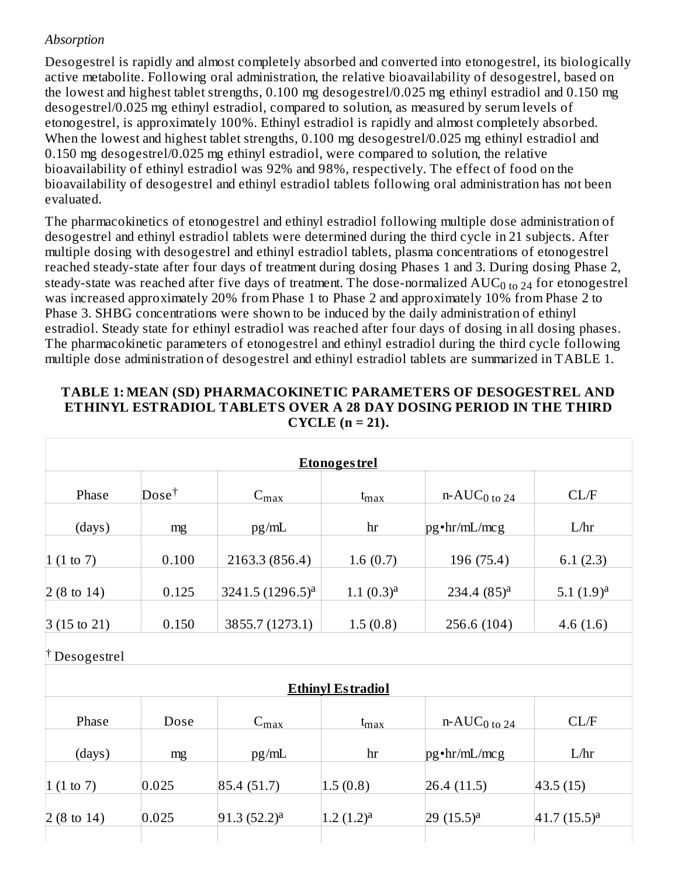*Absorption*

Desogestrel is rapidly and almost completely absorbed and converted into etonogestrel, its biologically active metabolite. Following oral administration, the relative bioavailability of desogestrel, based on the lowest and highest tablet strengths, 0.100 mg desogestrel/0.025 mg ethinyl estradiol and 0.150 mg desogestrel/0.025 mg ethinyl estradiol, compared to solution, as measured by serum levels of etonogestrel, is approximately 100%. Ethinyl estradiol is rapidly and almost completely absorbed. When the lowest and highest tablet strengths, 0.100 mg desogestrel/0.025 mg ethinyl estradiol and 0.150 mg desogestrel/0.025 mg ethinyl estradiol, were compared to solution, the relative bioavailability of ethinyl estradiol was 92% and 98%, respectively. The effect of food on the bioavailability of desogestrel and ethinyl estradiol tablets following oral administration has not been evaluated.

The pharmacokinetics of etonogestrel and ethinyl estradiol following multiple dose administration of desogestrel and ethinyl estradiol tablets were determined during the third cycle in 21 subjects. After multiple dosing with desogestrel and ethinyl estradiol tablets, plasma concentrations of etonogestrel reached steady-state after four days of treatment during dosing Phases 1 and 3. During dosing Phase 2, steady-state was reached after five days of treatment. The dose-normalized $AUC_{0\ to\ 24}$ for etonogestrel was increased approximately 20% from Phase 1 to Phase 2 and approximately 10% from Phase 2 to Phase 3. SHBG concentrations were shown to be induced by the daily administration of ethinyl estradiol. Steady state for ethinyl estradiol was reached after four days of dosing in all dosing phases. The pharmacokinetic parameters of etonogestrel and ethinyl estradiol during the third cycle following multiple dose administration of desogestrel and ethinyl estradiol tablets are summarized in TABLE 1.

**TABLE 1: MEAN (SD) PHARMACOKINETIC PARAMETERS OF DESOGESTREL AND ETHINYL ESTRADIOL TABLETS OVER A 28 DAY DOSING PERIOD IN THE THIRD CYCLE (n = 21).**

| **Etonogestrel** | | | | | |
|---|---|---|---|---|---|
| Phase | Dose[†] | $C_{max}$ | $t_{max}$ | n-$AUC_{0\ to\ 24}$ | CL/F |
| (days) | mg | pg/mL | hr | pg•hr/mL/mcg | L/hr |
| 1 (1 to 7) | 0.100 | 2163.3 (856.4) | 1.6 (0.7) | 196 (75.4) | 6.1 (2.3) |
| 2 (8 to 14) | 0.125 | 3241.5 (1296.5)[a] | 1.1 (0.3)[a] | 234.4 (85)[a] | 5.1 (1.9)[a] |
| 3 (15 to 21) | 0.150 | 3855.7 (1273.1) | 1.5 (0.8) | 256.6 (104) | 4.6 (1.6) |
| [†] Desogestrel | | | | | |
| **Ethinyl Estradiol** | | | | | |
| Phase | Dose | $C_{max}$ | $t_{max}$ | n-$AUC_{0\ to\ 24}$ | CL/F |
| (days) | mg | pg/mL | hr | pg•hr/mL/mcg | L/hr |
| 1 (1 to 7) | 0.025 | 85.4 (51.7) | 1.5 (0.8) | 26.4 (11.5) | 43.5 (15) |
| 2 (8 to 14) | 0.025 | 91.3 (52.2)[a] | 1.2 (1.2)[a] | 29 (15.5)[a] | 41.7 (15.5)[a] |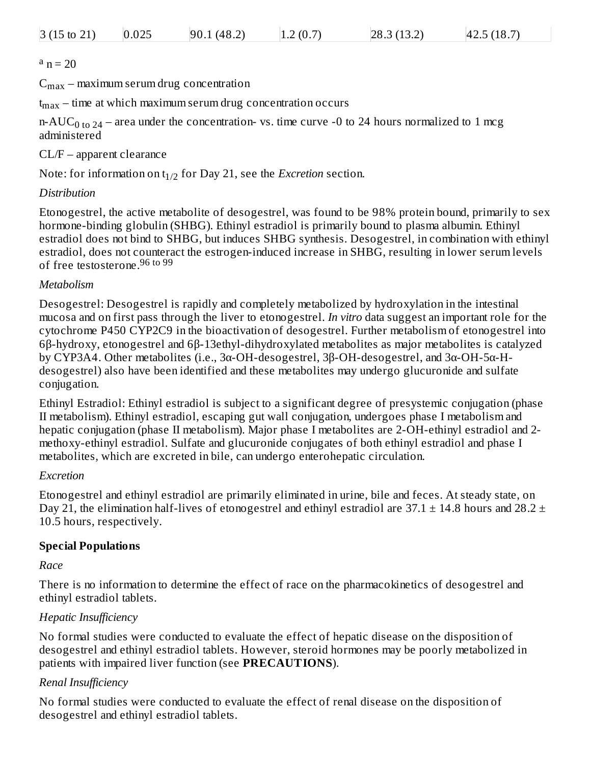| 3 (15 to 21) | 0.025 | 90.1 (48.2) | 1.2 (0.7) | 28.3 (13.2) | 42.5 (18.7) |
|---|---|---|---|---|---|

[a] n = 20

$C_{max}$ – maximum serum drug concentration

$t_{max}$ – time at which maximum serum drug concentration occurs

n-$AUC_{0\ to\ 24}$ – area under the concentration- vs. time curve -0 to 24 hours normalized to 1 mcg administered

CL/F – apparent clearance

Note: for information on $t_{1/2}$ for Day 21, see the *Excretion* section.

*Distribution*

Etonogestrel, the active metabolite of desogestrel, was found to be 98% protein bound, primarily to sex hormone-binding globulin (SHBG). Ethinyl estradiol is primarily bound to plasma albumin. Ethinyl estradiol does not bind to SHBG, but induces SHBG synthesis. Desogestrel, in combination with ethinyl estradiol, does not counteract the estrogen-induced increase in SHBG, resulting in lower serum levels of free testosterone.[96 to 99]

*Metabolism*

Desogestrel: Desogestrel is rapidly and completely metabolized by hydroxylation in the intestinal mucosa and on first pass through the liver to etonogestrel. *In vitro* data suggest an important role for the cytochrome P450 CYP2C9 in the bioactivation of desogestrel. Further metabolism of etonogestrel into 6β-hydroxy, etonogestrel and 6β-13ethyl-dihydroxylated metabolites as major metabolites is catalyzed by CYP3A4. Other metabolites (i.e., 3α-OH-desogestrel, 3β-OH-desogestrel, and 3α-OH-5α-H-desogestrel) also have been identified and these metabolites may undergo glucuronide and sulfate conjugation.

Ethinyl Estradiol: Ethinyl estradiol is subject to a significant degree of presystemic conjugation (phase II metabolism). Ethinyl estradiol, escaping gut wall conjugation, undergoes phase I metabolism and hepatic conjugation (phase II metabolism). Major phase I metabolites are 2-OH-ethinyl estradiol and 2-methoxy-ethinyl estradiol. Sulfate and glucuronide conjugates of both ethinyl estradiol and phase I metabolites, which are excreted in bile, can undergo enterohepatic circulation.

*Excretion*

Etonogestrel and ethinyl estradiol are primarily eliminated in urine, bile and feces. At steady state, on Day 21, the elimination half-lives of etonogestrel and ethinyl estradiol are 37.1 ± 14.8 hours and 28.2 ± 10.5 hours, respectively.

**Special Populations**

*Race*

There is no information to determine the effect of race on the pharmacokinetics of desogestrel and ethinyl estradiol tablets.

*Hepatic Insufficiency*

No formal studies were conducted to evaluate the effect of hepatic disease on the disposition of desogestrel and ethinyl estradiol tablets. However, steroid hormones may be poorly metabolized in patients with impaired liver function (see **PRECAUTIONS**).

*Renal Insufficiency*

No formal studies were conducted to evaluate the effect of renal disease on the disposition of desogestrel and ethinyl estradiol tablets.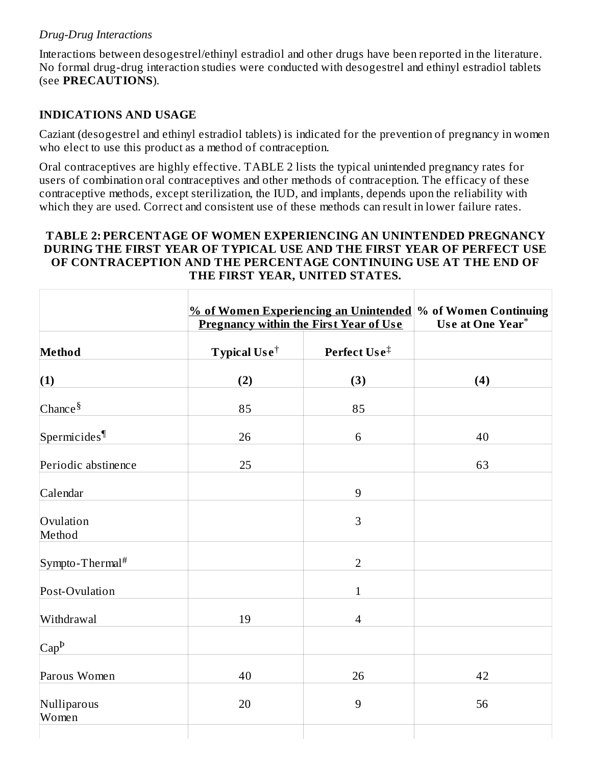*Drug-Drug Interactions*

Interactions between desogestrel/ethinyl estradiol and other drugs have been reported in the literature. No formal drug-drug interaction studies were conducted with desogestrel and ethinyl estradiol tablets (see **PRECAUTIONS**).

## INDICATIONS AND USAGE

Caziant (desogestrel and ethinyl estradiol tablets) is indicated for the prevention of pregnancy in women who elect to use this product as a method of contraception.

Oral contraceptives are highly effective. TABLE 2 lists the typical unintended pregnancy rates for users of combination oral contraceptives and other methods of contraception. The efficacy of these contraceptive methods, except sterilization, the IUD, and implants, depends upon the reliability with which they are used. Correct and consistent use of these methods can result in lower failure rates.

**TABLE 2: PERCENTAGE OF WOMEN EXPERIENCING AN UNINTENDED PREGNANCY DURING THE FIRST YEAR OF TYPICAL USE AND THE FIRST YEAR OF PERFECT USE OF CONTRACEPTION AND THE PERCENTAGE CONTINUING USE AT THE END OF THE FIRST YEAR, UNITED STATES.**

| | **% of Women Experiencing an Unintended Pregnancy within the First Year of Use** | | **% of Women Continuing Use at One Year*** |
|---|---|---|---|
| **Method** | **Typical Use†** | **Perfect Use‡** | |
| **(1)** | **(2)** | **(3)** | **(4)** |
| Chance§ | 85 | 85 | |
| Spermicides¶ | 26 | 6 | 40 |
| Periodic abstinence | 25 | | 63 |
| Calendar | | 9 | |
| Ovulation Method | | 3 | |
| Sympto-Thermal# | | 2 | |
| Post-Ovulation | | 1 | |
| Withdrawal | 19 | 4 | |
| Capᵖ | | | |
| Parous Women | 40 | 26 | 42 |
| Nulliparous Women | 20 | 9 | 56 |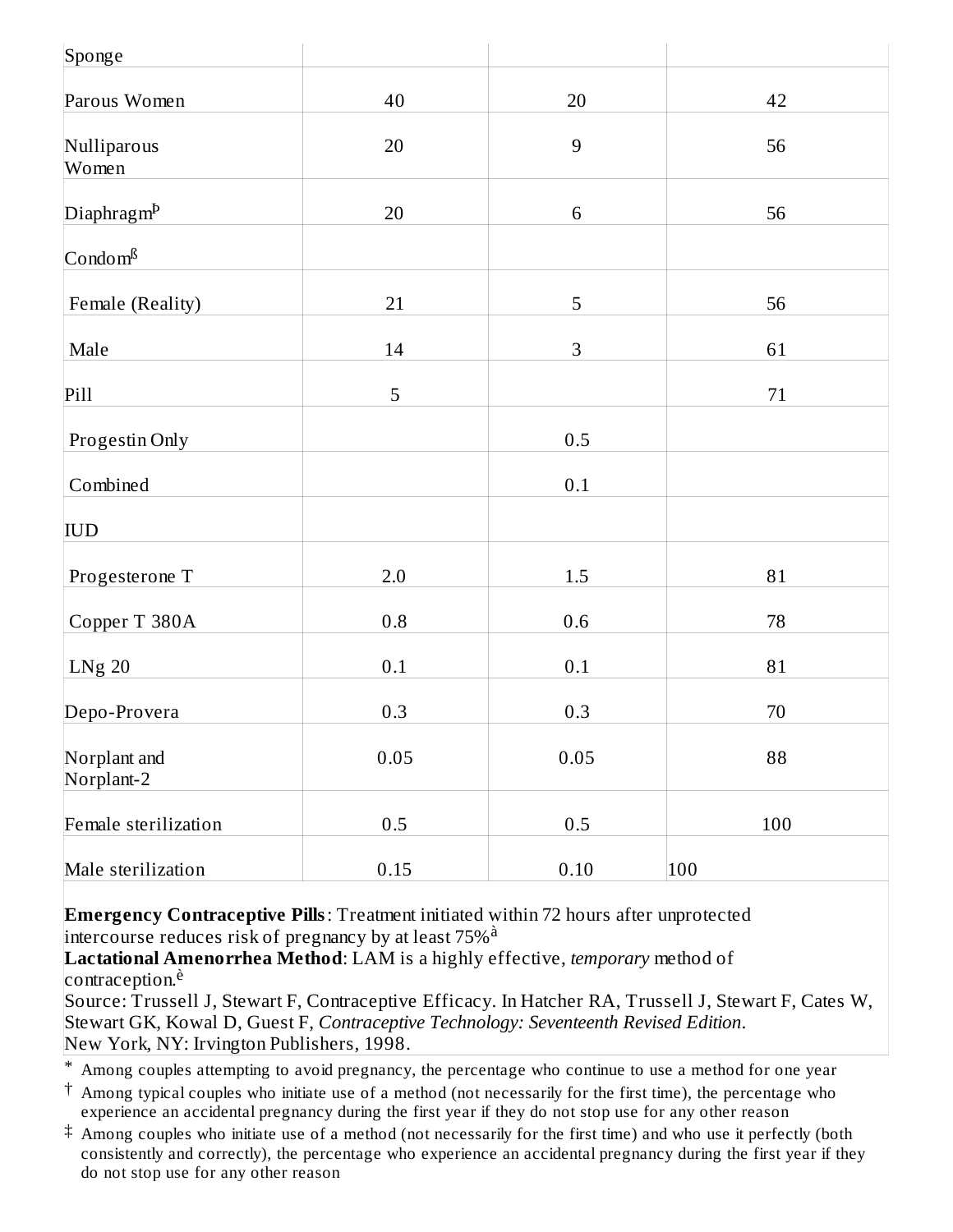| | | | |
|---|---|---|---|
| Sponge | | | |
| Parous Women | 40 | 20 | 42 |
| Nulliparous Women | 20 | 9 | 56 |
| Diaphragm[þ] | 20 | 6 | 56 |
| Condom[ß] | | | |
| Female (Reality) | 21 | 5 | 56 |
| Male | 14 | 3 | 61 |
| Pill | 5 | | 71 |
| Progestin Only | | 0.5 | |
| Combined | | 0.1 | |
| IUD | | | |
| Progesterone T | 2.0 | 1.5 | 81 |
| Copper T 380A | 0.8 | 0.6 | 78 |
| LNg 20 | 0.1 | 0.1 | 81 |
| Depo-Provera | 0.3 | 0.3 | 70 |
| Norplant and Norplant-2 | 0.05 | 0.05 | 88 |
| Female sterilization | 0.5 | 0.5 | 100 |
| Male sterilization | 0.15 | 0.10 | 100 |

**Emergency Contraceptive Pills**: Treatment initiated within 72 hours after unprotected intercourse reduces risk of pregnancy by at least 75%[à]

**Lactational Amenorrhea Method**: LAM is a highly effective, *temporary* method of contraception.[è]

Source: Trussell J, Stewart F, Contraceptive Efficacy. In Hatcher RA, Trussell J, Stewart F, Cates W, Stewart GK, Kowal D, Guest F, *Contraceptive Technology: Seventeenth Revised Edition*. New York, NY: Irvington Publishers, 1998.

\* Among couples attempting to avoid pregnancy, the percentage who continue to use a method for one year

† Among typical couples who initiate use of a method (not necessarily for the first time), the percentage who experience an accidental pregnancy during the first year if they do not stop use for any other reason

‡ Among couples who initiate use of a method (not necessarily for the first time) and who use it perfectly (both consistently and correctly), the percentage who experience an accidental pregnancy during the first year if they do not stop use for any other reason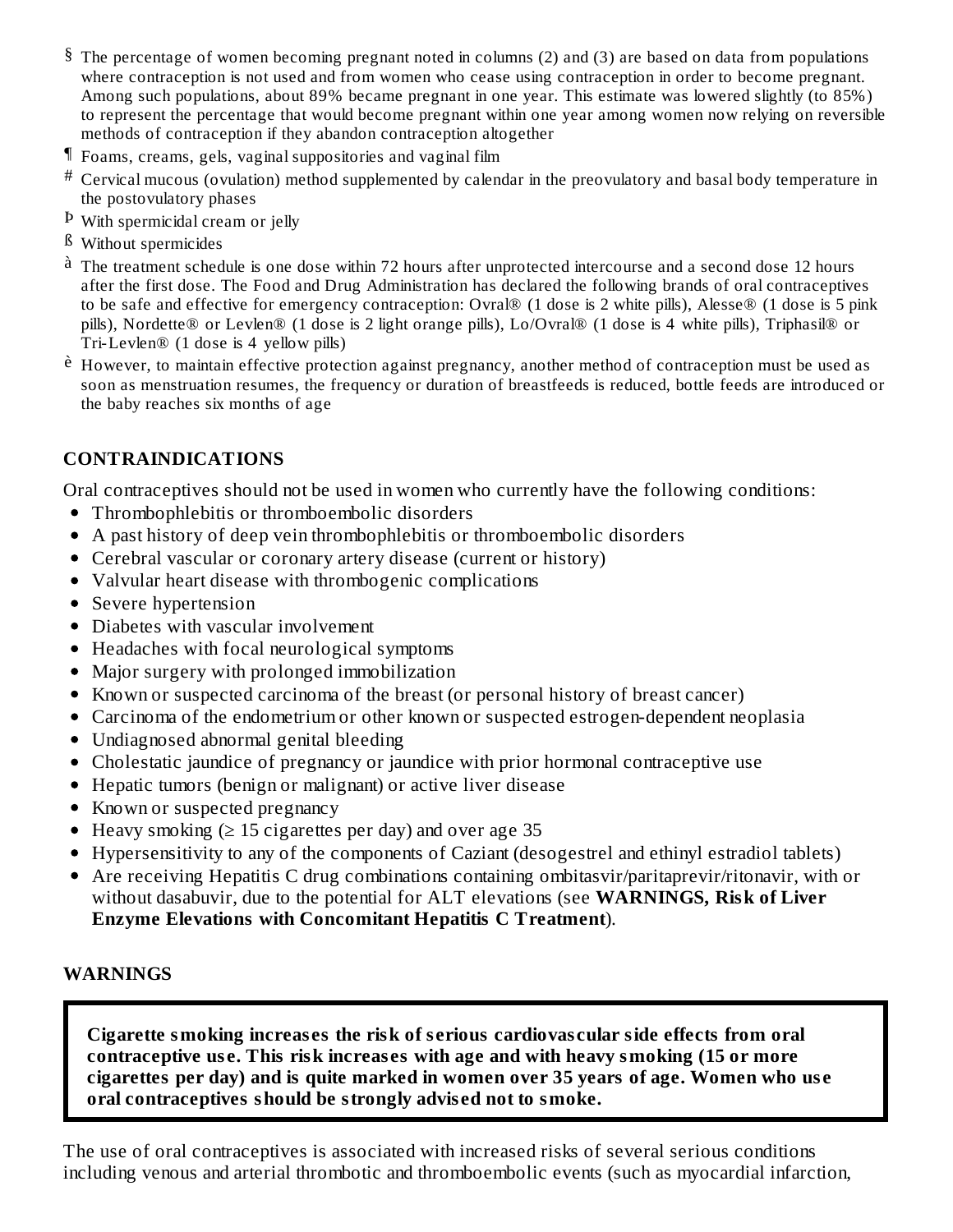§ The percentage of women becoming pregnant noted in columns (2) and (3) are based on data from populations where contraception is not used and from women who cease using contraception in order to become pregnant. Among such populations, about 89% became pregnant in one year. This estimate was lowered slightly (to 85%) to represent the percentage that would become pregnant within one year among women now relying on reversible methods of contraception if they abandon contraception altogether

¶ Foams, creams, gels, vaginal suppositories and vaginal film

# Cervical mucous (ovulation) method supplemented by calendar in the preovulatory and basal body temperature in the postovulatory phases

Þ With spermicidal cream or jelly

ß Without spermicides

à The treatment schedule is one dose within 72 hours after unprotected intercourse and a second dose 12 hours after the first dose. The Food and Drug Administration has declared the following brands of oral contraceptives to be safe and effective for emergency contraception: Ovral® (1 dose is 2 white pills), Alesse® (1 dose is 5 pink pills), Nordette® or Levlen® (1 dose is 2 light orange pills), Lo/Ovral® (1 dose is 4 white pills), Triphasil® or Tri-Levlen® (1 dose is 4 yellow pills)

è However, to maintain effective protection against pregnancy, another method of contraception must be used as soon as menstruation resumes, the frequency or duration of breastfeeds is reduced, bottle feeds are introduced or the baby reaches six months of age

## CONTRAINDICATIONS

Oral contraceptives should not be used in women who currently have the following conditions:

- Thrombophlebitis or thromboembolic disorders
- A past history of deep vein thrombophlebitis or thromboembolic disorders
- Cerebral vascular or coronary artery disease (current or history)
- Valvular heart disease with thrombogenic complications
- Severe hypertension
- Diabetes with vascular involvement
- Headaches with focal neurological symptoms
- Major surgery with prolonged immobilization
- Known or suspected carcinoma of the breast (or personal history of breast cancer)
- Carcinoma of the endometrium or other known or suspected estrogen-dependent neoplasia
- Undiagnosed abnormal genital bleeding
- Cholestatic jaundice of pregnancy or jaundice with prior hormonal contraceptive use
- Hepatic tumors (benign or malignant) or active liver disease
- Known or suspected pregnancy
- Heavy smoking (≥ 15 cigarettes per day) and over age 35
- Hypersensitivity to any of the components of Caziant (desogestrel and ethinyl estradiol tablets)
- Are receiving Hepatitis C drug combinations containing ombitasvir/paritaprevir/ritonavir, with or without dasabuvir, due to the potential for ALT elevations (see **WARNINGS, Risk of Liver Enzyme Elevations with Concomitant Hepatitis C Treatment**).

## WARNINGS

**Cigarette smoking increases the risk of serious cardiovascular side effects from oral contraceptive use. This risk increases with age and with heavy smoking (15 or more cigarettes per day) and is quite marked in women over 35 years of age. Women who use oral contraceptives should be strongly advised not to smoke.**

The use of oral contraceptives is associated with increased risks of several serious conditions including venous and arterial thrombotic and thromboembolic events (such as myocardial infarction,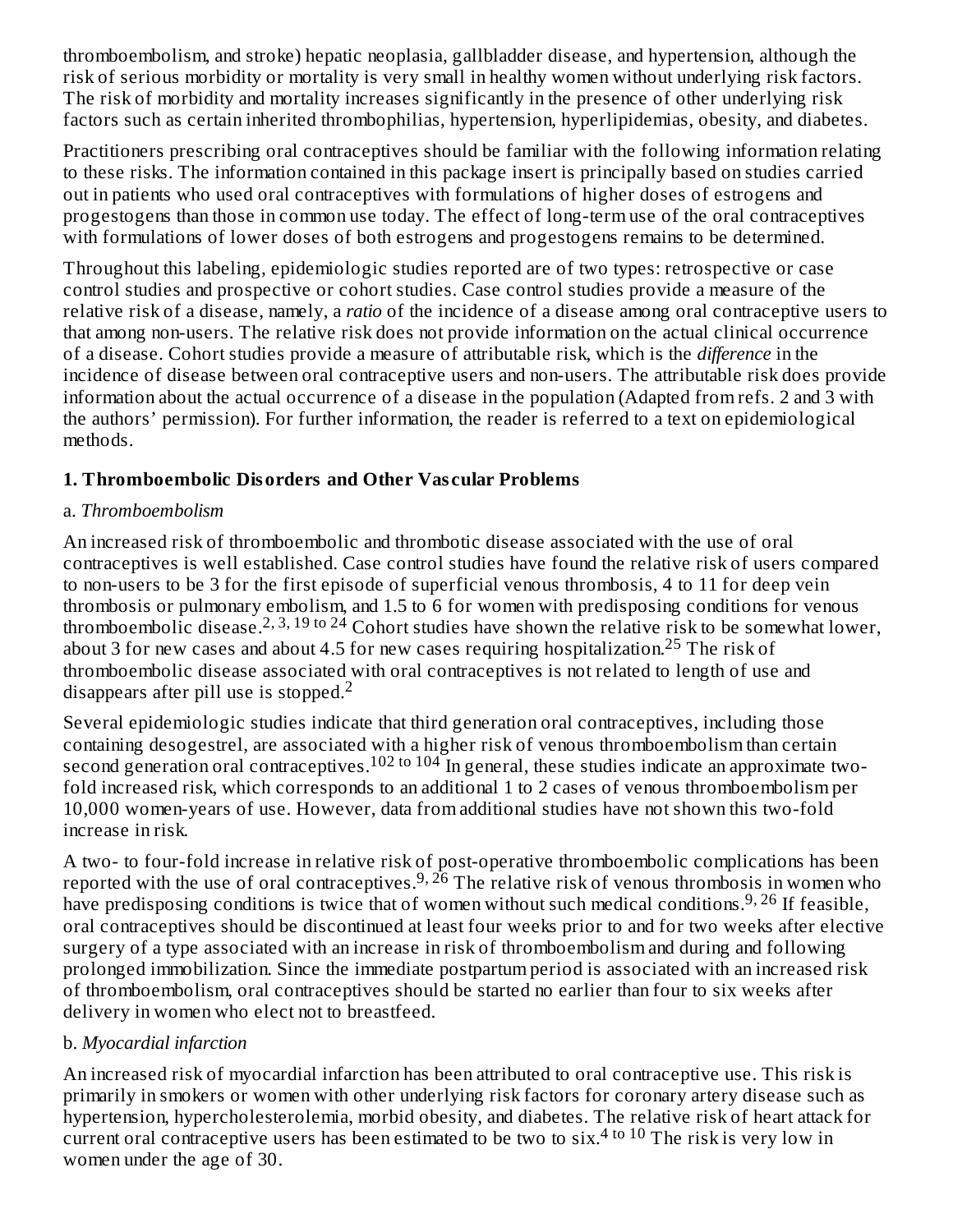thromboembolism, and stroke) hepatic neoplasia, gallbladder disease, and hypertension, although the risk of serious morbidity or mortality is very small in healthy women without underlying risk factors. The risk of morbidity and mortality increases significantly in the presence of other underlying risk factors such as certain inherited thrombophilias, hypertension, hyperlipidemias, obesity, and diabetes.

Practitioners prescribing oral contraceptives should be familiar with the following information relating to these risks. The information contained in this package insert is principally based on studies carried out in patients who used oral contraceptives with formulations of higher doses of estrogens and progestogens than those in common use today. The effect of long-term use of the oral contraceptives with formulations of lower doses of both estrogens and progestogens remains to be determined.

Throughout this labeling, epidemiologic studies reported are of two types: retrospective or case control studies and prospective or cohort studies. Case control studies provide a measure of the relative risk of a disease, namely, a *ratio* of the incidence of a disease among oral contraceptive users to that among non-users. The relative risk does not provide information on the actual clinical occurrence of a disease. Cohort studies provide a measure of attributable risk, which is the *difference* in the incidence of disease between oral contraceptive users and non-users. The attributable risk does provide information about the actual occurrence of a disease in the population (Adapted from refs. 2 and 3 with the authors' permission). For further information, the reader is referred to a text on epidemiological methods.

**1. Thromboembolic Disorders and Other Vascular Problems**

a. *Thromboembolism*

An increased risk of thromboembolic and thrombotic disease associated with the use of oral contraceptives is well established. Case control studies have found the relative risk of users compared to non-users to be 3 for the first episode of superficial venous thrombosis, 4 to 11 for deep vein thrombosis or pulmonary embolism, and 1.5 to 6 for women with predisposing conditions for venous thromboembolic disease.[2, 3, 19 to 24] Cohort studies have shown the relative risk to be somewhat lower, about 3 for new cases and about 4.5 for new cases requiring hospitalization.[25] The risk of thromboembolic disease associated with oral contraceptives is not related to length of use and disappears after pill use is stopped.[2]

Several epidemiologic studies indicate that third generation oral contraceptives, including those containing desogestrel, are associated with a higher risk of venous thromboembolism than certain second generation oral contraceptives.[102 to 104] In general, these studies indicate an approximate two-fold increased risk, which corresponds to an additional 1 to 2 cases of venous thromboembolism per 10,000 women-years of use. However, data from additional studies have not shown this two-fold increase in risk.

A two- to four-fold increase in relative risk of post-operative thromboembolic complications has been reported with the use of oral contraceptives.[9, 26] The relative risk of venous thrombosis in women who have predisposing conditions is twice that of women without such medical conditions.[9, 26] If feasible, oral contraceptives should be discontinued at least four weeks prior to and for two weeks after elective surgery of a type associated with an increase in risk of thromboembolism and during and following prolonged immobilization. Since the immediate postpartum period is associated with an increased risk of thromboembolism, oral contraceptives should be started no earlier than four to six weeks after delivery in women who elect not to breastfeed.

b. *Myocardial infarction*

An increased risk of myocardial infarction has been attributed to oral contraceptive use. This risk is primarily in smokers or women with other underlying risk factors for coronary artery disease such as hypertension, hypercholesterolemia, morbid obesity, and diabetes. The relative risk of heart attack for current oral contraceptive users has been estimated to be two to six.[4 to 10] The risk is very low in women under the age of 30.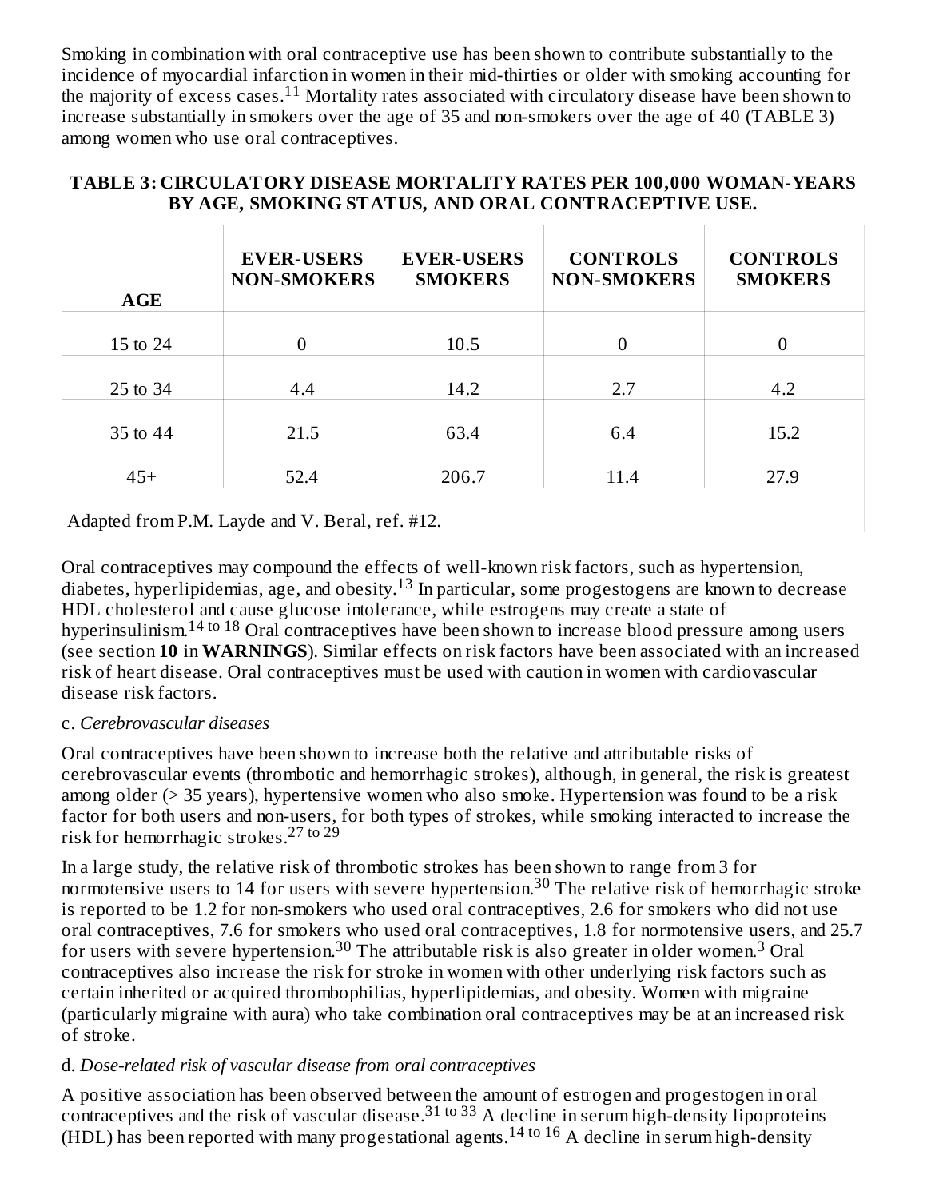Smoking in combination with oral contraceptive use has been shown to contribute substantially to the incidence of myocardial infarction in women in their mid-thirties or older with smoking accounting for the majority of excess cases.[11] Mortality rates associated with circulatory disease have been shown to increase substantially in smokers over the age of 35 and non-smokers over the age of 40 (TABLE 3) among women who use oral contraceptives.

**TABLE 3: CIRCULATORY DISEASE MORTALITY RATES PER 100,000 WOMAN-YEARS BY AGE, SMOKING STATUS, AND ORAL CONTRACEPTIVE USE.**

| AGE | EVER-USERS NON-SMOKERS | EVER-USERS SMOKERS | CONTROLS NON-SMOKERS | CONTROLS SMOKERS |
|---|---|---|---|---|
| 15 to 24 | 0 | 10.5 | 0 | 0 |
| 25 to 34 | 4.4 | 14.2 | 2.7 | 4.2 |
| 35 to 44 | 21.5 | 63.4 | 6.4 | 15.2 |
| 45+ | 52.4 | 206.7 | 11.4 | 27.9 |

Adapted from P.M. Layde and V. Beral, ref. #12.

Oral contraceptives may compound the effects of well-known risk factors, such as hypertension, diabetes, hyperlipidemias, age, and obesity.[13] In particular, some progestogens are known to decrease HDL cholesterol and cause glucose intolerance, while estrogens may create a state of hyperinsulinism.[14 to 18] Oral contraceptives have been shown to increase blood pressure among users (see section **10** in **WARNINGS**). Similar effects on risk factors have been associated with an increased risk of heart disease. Oral contraceptives must be used with caution in women with cardiovascular disease risk factors.

c. *Cerebrovascular diseases*

Oral contraceptives have been shown to increase both the relative and attributable risks of cerebrovascular events (thrombotic and hemorrhagic strokes), although, in general, the risk is greatest among older (> 35 years), hypertensive women who also smoke. Hypertension was found to be a risk factor for both users and non-users, for both types of strokes, while smoking interacted to increase the risk for hemorrhagic strokes.[27 to 29]

In a large study, the relative risk of thrombotic strokes has been shown to range from 3 for normotensive users to 14 for users with severe hypertension.[30] The relative risk of hemorrhagic stroke is reported to be 1.2 for non-smokers who used oral contraceptives, 2.6 for smokers who did not use oral contraceptives, 7.6 for smokers who used oral contraceptives, 1.8 for normotensive users, and 25.7 for users with severe hypertension.[30] The attributable risk is also greater in older women.[3] Oral contraceptives also increase the risk for stroke in women with other underlying risk factors such as certain inherited or acquired thrombophilias, hyperlipidemias, and obesity. Women with migraine (particularly migraine with aura) who take combination oral contraceptives may be at an increased risk of stroke.

d. *Dose-related risk of vascular disease from oral contraceptives*

A positive association has been observed between the amount of estrogen and progestogen in oral contraceptives and the risk of vascular disease.[31 to 33] A decline in serum high-density lipoproteins (HDL) has been reported with many progestational agents.[14 to 16] A decline in serum high-density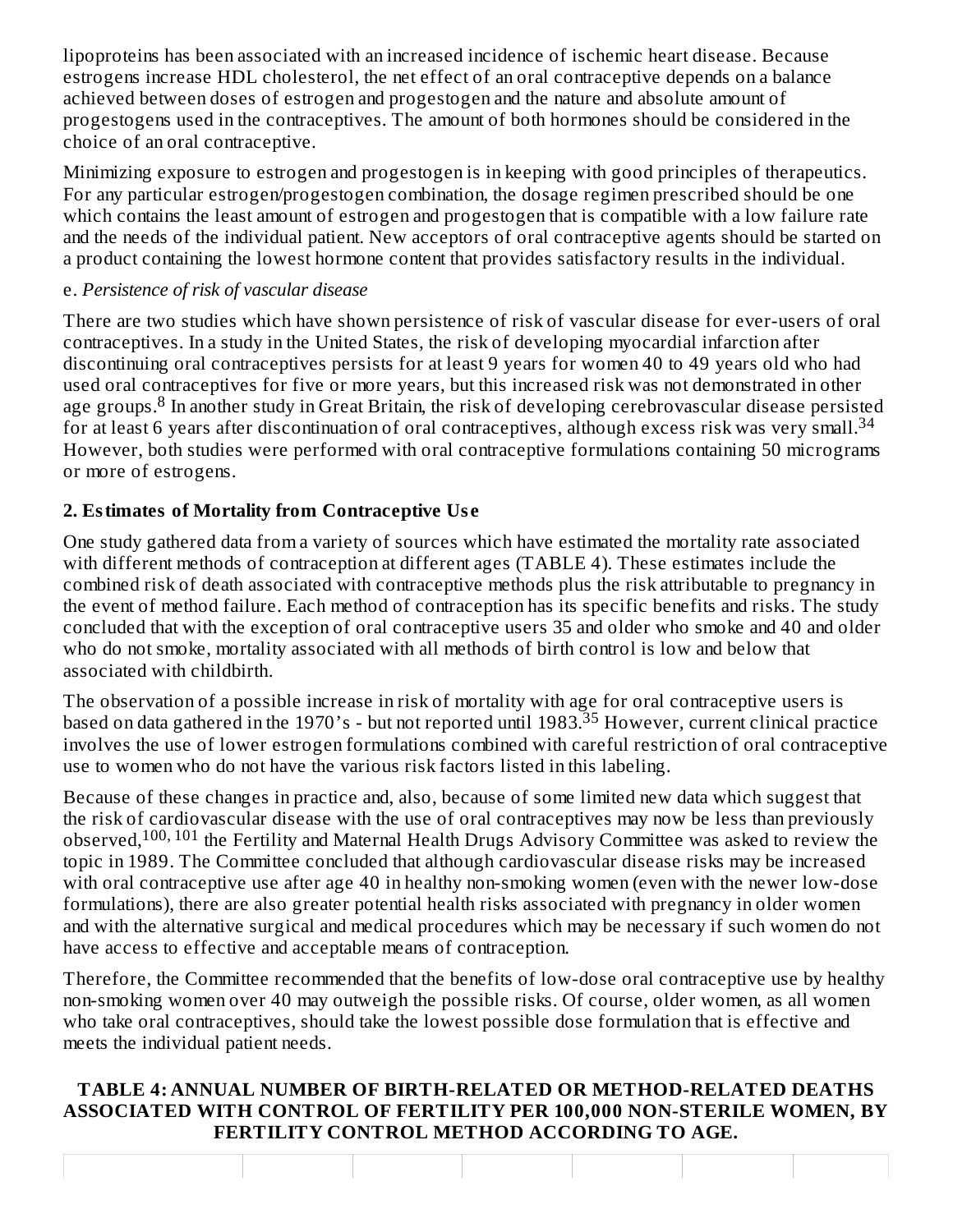lipoproteins has been associated with an increased incidence of ischemic heart disease. Because estrogens increase HDL cholesterol, the net effect of an oral contraceptive depends on a balance achieved between doses of estrogen and progestogen and the nature and absolute amount of progestogens used in the contraceptives. The amount of both hormones should be considered in the choice of an oral contraceptive.

Minimizing exposure to estrogen and progestogen is in keeping with good principles of therapeutics. For any particular estrogen/progestogen combination, the dosage regimen prescribed should be one which contains the least amount of estrogen and progestogen that is compatible with a low failure rate and the needs of the individual patient. New acceptors of oral contraceptive agents should be started on a product containing the lowest hormone content that provides satisfactory results in the individual.

e. *Persistence of risk of vascular disease*

There are two studies which have shown persistence of risk of vascular disease for ever-users of oral contraceptives. In a study in the United States, the risk of developing myocardial infarction after discontinuing oral contraceptives persists for at least 9 years for women 40 to 49 years old who had used oral contraceptives for five or more years, but this increased risk was not demonstrated in other age groups.[8] In another study in Great Britain, the risk of developing cerebrovascular disease persisted for at least 6 years after discontinuation of oral contraceptives, although excess risk was very small.[34] However, both studies were performed with oral contraceptive formulations containing 50 micrograms or more of estrogens.

**2. Estimates of Mortality from Contraceptive Use**

One study gathered data from a variety of sources which have estimated the mortality rate associated with different methods of contraception at different ages (TABLE 4). These estimates include the combined risk of death associated with contraceptive methods plus the risk attributable to pregnancy in the event of method failure. Each method of contraception has its specific benefits and risks. The study concluded that with the exception of oral contraceptive users 35 and older who smoke and 40 and older who do not smoke, mortality associated with all methods of birth control is low and below that associated with childbirth.

The observation of a possible increase in risk of mortality with age for oral contraceptive users is based on data gathered in the 1970's - but not reported until 1983.[35] However, current clinical practice involves the use of lower estrogen formulations combined with careful restriction of oral contraceptive use to women who do not have the various risk factors listed in this labeling.

Because of these changes in practice and, also, because of some limited new data which suggest that the risk of cardiovascular disease with the use of oral contraceptives may now be less than previously observed,[100, 101] the Fertility and Maternal Health Drugs Advisory Committee was asked to review the topic in 1989. The Committee concluded that although cardiovascular disease risks may be increased with oral contraceptive use after age 40 in healthy non-smoking women (even with the newer low-dose formulations), there are also greater potential health risks associated with pregnancy in older women and with the alternative surgical and medical procedures which may be necessary if such women do not have access to effective and acceptable means of contraception.

Therefore, the Committee recommended that the benefits of low-dose oral contraceptive use by healthy non-smoking women over 40 may outweigh the possible risks. Of course, older women, as all women who take oral contraceptives, should take the lowest possible dose formulation that is effective and meets the individual patient needs.

**TABLE 4: ANNUAL NUMBER OF BIRTH-RELATED OR METHOD-RELATED DEATHS ASSOCIATED WITH CONTROL OF FERTILITY PER 100,000 NON-STERILE WOMEN, BY FERTILITY CONTROL METHOD ACCORDING TO AGE.**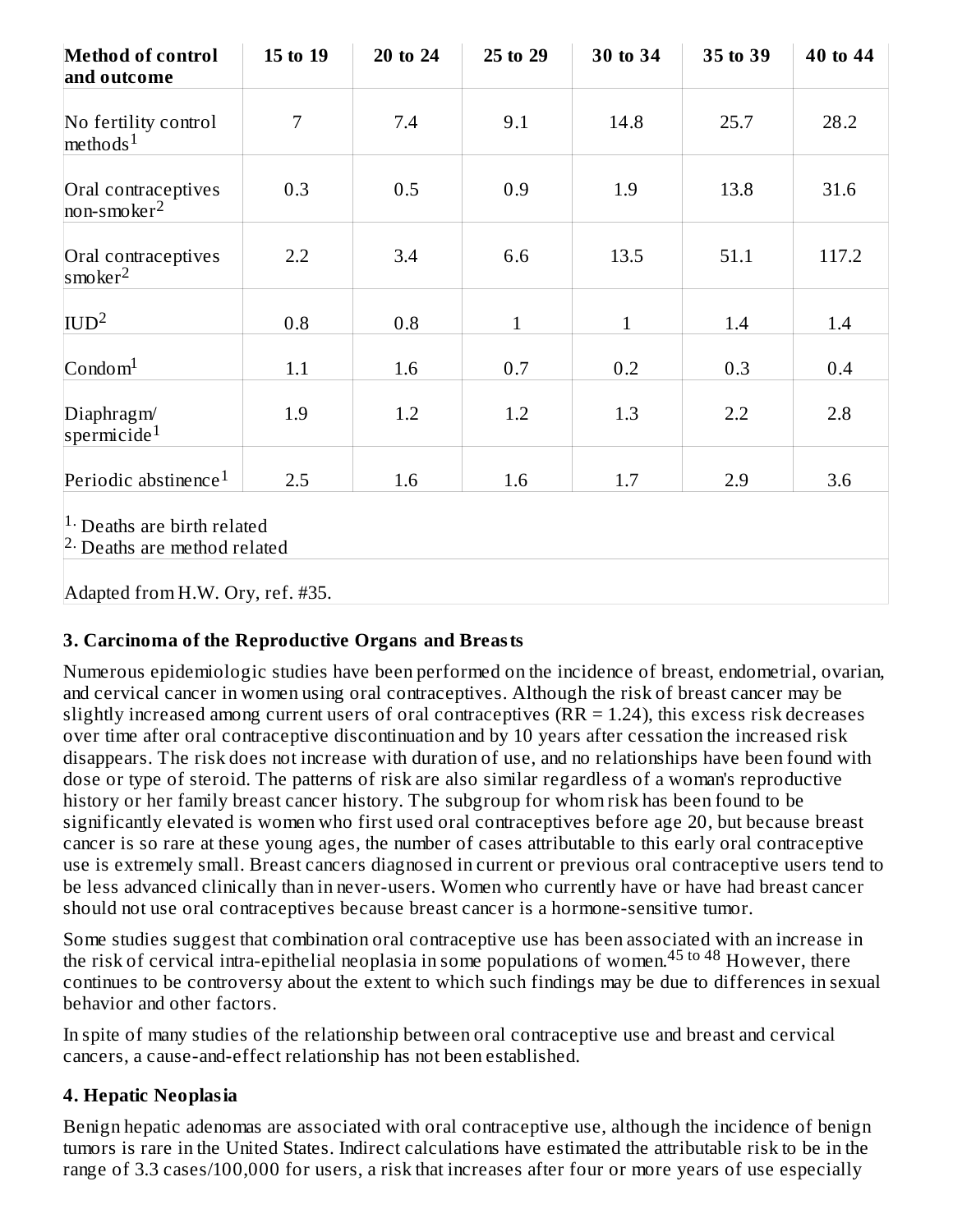| Method of control and outcome | 15 to 19 | 20 to 24 | 25 to 29 | 30 to 34 | 35 to 39 | 40 to 44 |
|---|---|---|---|---|---|---|
| No fertility control methods[1] | 7 | 7.4 | 9.1 | 14.8 | 25.7 | 28.2 |
| Oral contraceptives non-smoker[2] | 0.3 | 0.5 | 0.9 | 1.9 | 13.8 | 31.6 |
| Oral contraceptives smoker[2] | 2.2 | 3.4 | 6.6 | 13.5 | 51.1 | 117.2 |
| IUD[2] | 0.8 | 0.8 | 1 | 1 | 1.4 | 1.4 |
| Condom[1] | 1.1 | 1.6 | 0.7 | 0.2 | 0.3 | 0.4 |
| Diaphragm/ spermicide[1] | 1.9 | 1.2 | 1.2 | 1.3 | 2.2 | 2.8 |
| Periodic abstinence[1] | 2.5 | 1.6 | 1.6 | 1.7 | 2.9 | 3.6 |

1. Deaths are birth related
2. Deaths are method related

Adapted from H.W. Ory, ref. #35.

### 3. Carcinoma of the Reproductive Organs and Breasts

Numerous epidemiologic studies have been performed on the incidence of breast, endometrial, ovarian, and cervical cancer in women using oral contraceptives. Although the risk of breast cancer may be slightly increased among current users of oral contraceptives (RR = 1.24), this excess risk decreases over time after oral contraceptive discontinuation and by 10 years after cessation the increased risk disappears. The risk does not increase with duration of use, and no relationships have been found with dose or type of steroid. The patterns of risk are also similar regardless of a woman's reproductive history or her family breast cancer history. The subgroup for whom risk has been found to be significantly elevated is women who first used oral contraceptives before age 20, but because breast cancer is so rare at these young ages, the number of cases attributable to this early oral contraceptive use is extremely small. Breast cancers diagnosed in current or previous oral contraceptive users tend to be less advanced clinically than in never-users. Women who currently have or have had breast cancer should not use oral contraceptives because breast cancer is a hormone-sensitive tumor.

Some studies suggest that combination oral contraceptive use has been associated with an increase in the risk of cervical intra-epithelial neoplasia in some populations of women.[45 to 48] However, there continues to be controversy about the extent to which such findings may be due to differences in sexual behavior and other factors.

In spite of many studies of the relationship between oral contraceptive use and breast and cervical cancers, a cause-and-effect relationship has not been established.

### 4. Hepatic Neoplasia

Benign hepatic adenomas are associated with oral contraceptive use, although the incidence of benign tumors is rare in the United States. Indirect calculations have estimated the attributable risk to be in the range of 3.3 cases/100,000 for users, a risk that increases after four or more years of use especially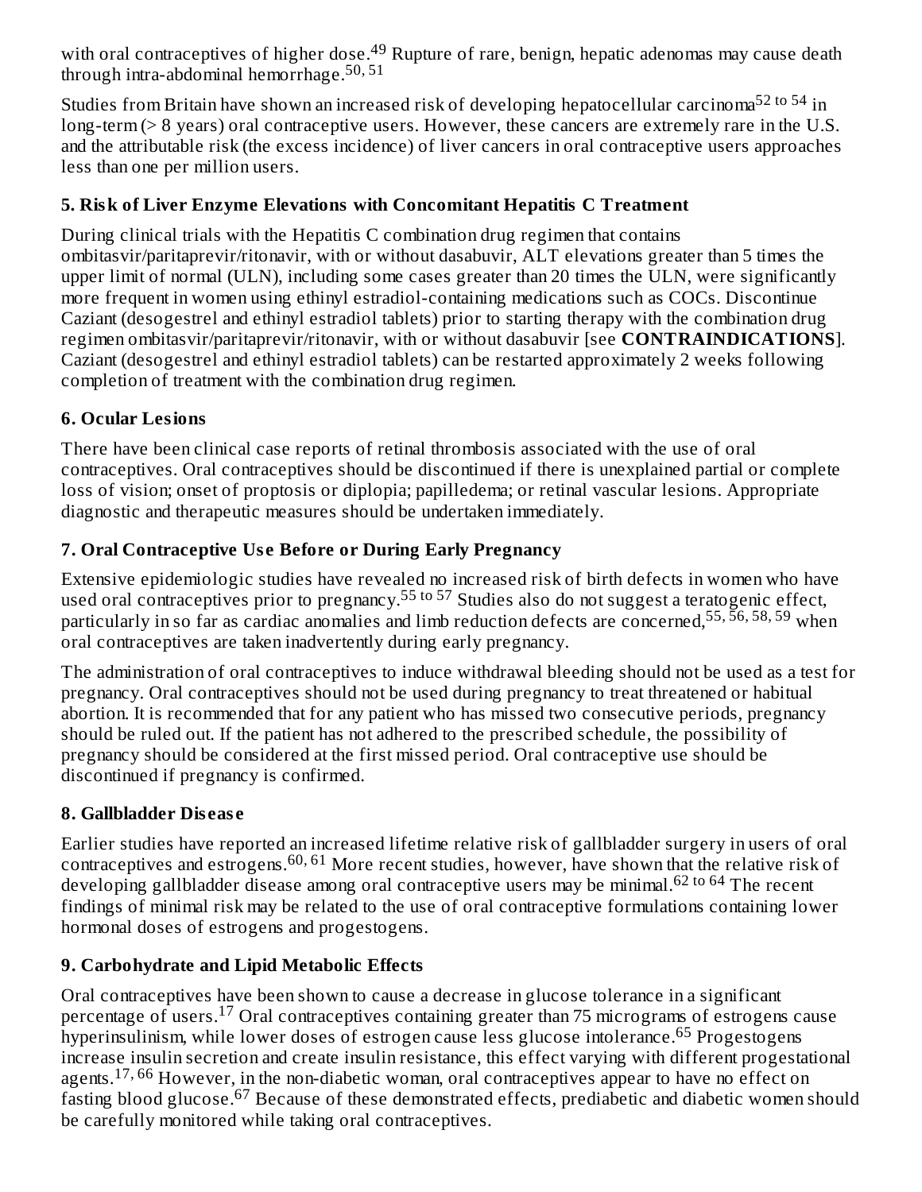with oral contraceptives of higher dose.[49] Rupture of rare, benign, hepatic adenomas may cause death through intra-abdominal hemorrhage.[50, 51]

Studies from Britain have shown an increased risk of developing hepatocellular carcinoma[52 to 54] in long-term (> 8 years) oral contraceptive users. However, these cancers are extremely rare in the U.S. and the attributable risk (the excess incidence) of liver cancers in oral contraceptive users approaches less than one per million users.

### 5. Risk of Liver Enzyme Elevations with Concomitant Hepatitis C Treatment

During clinical trials with the Hepatitis C combination drug regimen that contains ombitasvir/paritaprevir/ritonavir, with or without dasabuvir, ALT elevations greater than 5 times the upper limit of normal (ULN), including some cases greater than 20 times the ULN, were significantly more frequent in women using ethinyl estradiol-containing medications such as COCs. Discontinue Caziant (desogestrel and ethinyl estradiol tablets) prior to starting therapy with the combination drug regimen ombitasvir/paritaprevir/ritonavir, with or without dasabuvir [see **CONTRAINDICATIONS**]. Caziant (desogestrel and ethinyl estradiol tablets) can be restarted approximately 2 weeks following completion of treatment with the combination drug regimen.

### 6. Ocular Lesions

There have been clinical case reports of retinal thrombosis associated with the use of oral contraceptives. Oral contraceptives should be discontinued if there is unexplained partial or complete loss of vision; onset of proptosis or diplopia; papilledema; or retinal vascular lesions. Appropriate diagnostic and therapeutic measures should be undertaken immediately.

### 7. Oral Contraceptive Use Before or During Early Pregnancy

Extensive epidemiologic studies have revealed no increased risk of birth defects in women who have used oral contraceptives prior to pregnancy.[55 to 57] Studies also do not suggest a teratogenic effect, particularly in so far as cardiac anomalies and limb reduction defects are concerned,[55, 56, 58, 59] when oral contraceptives are taken inadvertently during early pregnancy.

The administration of oral contraceptives to induce withdrawal bleeding should not be used as a test for pregnancy. Oral contraceptives should not be used during pregnancy to treat threatened or habitual abortion. It is recommended that for any patient who has missed two consecutive periods, pregnancy should be ruled out. If the patient has not adhered to the prescribed schedule, the possibility of pregnancy should be considered at the first missed period. Oral contraceptive use should be discontinued if pregnancy is confirmed.

### 8. Gallbladder Disease

Earlier studies have reported an increased lifetime relative risk of gallbladder surgery in users of oral contraceptives and estrogens.[60, 61] More recent studies, however, have shown that the relative risk of developing gallbladder disease among oral contraceptive users may be minimal.[62 to 64] The recent findings of minimal risk may be related to the use of oral contraceptive formulations containing lower hormonal doses of estrogens and progestogens.

### 9. Carbohydrate and Lipid Metabolic Effects

Oral contraceptives have been shown to cause a decrease in glucose tolerance in a significant percentage of users.[17] Oral contraceptives containing greater than 75 micrograms of estrogens cause hyperinsulinism, while lower doses of estrogen cause less glucose intolerance.[65] Progestogens increase insulin secretion and create insulin resistance, this effect varying with different progestational agents.[17, 66] However, in the non-diabetic woman, oral contraceptives appear to have no effect on fasting blood glucose.[67] Because of these demonstrated effects, prediabetic and diabetic women should be carefully monitored while taking oral contraceptives.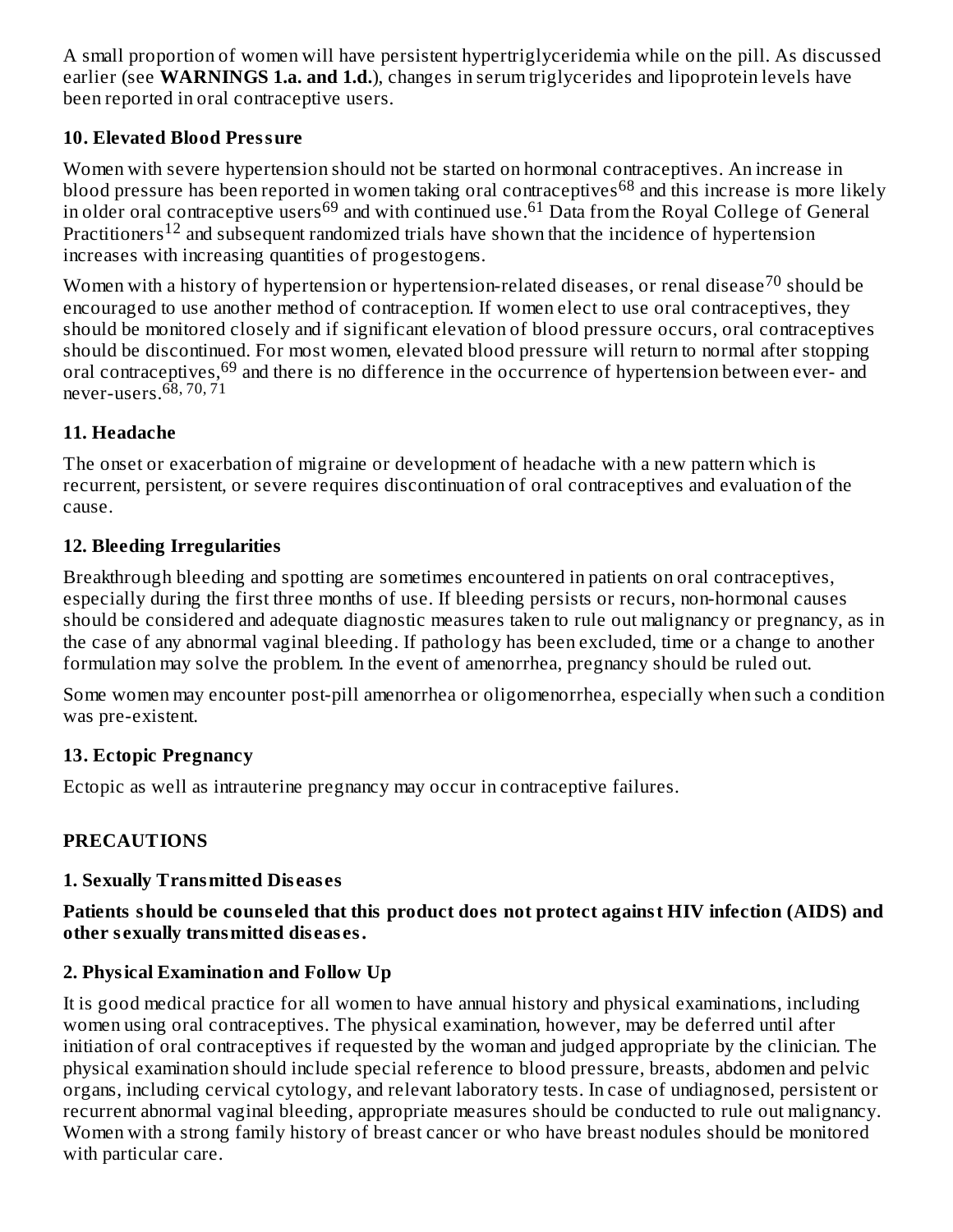A small proportion of women will have persistent hypertriglyceridemia while on the pill. As discussed earlier (see **WARNINGS 1.a. and 1.d.**), changes in serum triglycerides and lipoprotein levels have been reported in oral contraceptive users.

### 10. Elevated Blood Pressure

Women with severe hypertension should not be started on hormonal contraceptives. An increase in blood pressure has been reported in women taking oral contraceptives[68] and this increase is more likely in older oral contraceptive users[69] and with continued use.[61] Data from the Royal College of General Practitioners[12] and subsequent randomized trials have shown that the incidence of hypertension increases with increasing quantities of progestogens.

Women with a history of hypertension or hypertension-related diseases, or renal disease[70] should be encouraged to use another method of contraception. If women elect to use oral contraceptives, they should be monitored closely and if significant elevation of blood pressure occurs, oral contraceptives should be discontinued. For most women, elevated blood pressure will return to normal after stopping oral contraceptives,[69] and there is no difference in the occurrence of hypertension between ever- and never-users.[68, 70, 71]

### 11. Headache

The onset or exacerbation of migraine or development of headache with a new pattern which is recurrent, persistent, or severe requires discontinuation of oral contraceptives and evaluation of the cause.

### 12. Bleeding Irregularities

Breakthrough bleeding and spotting are sometimes encountered in patients on oral contraceptives, especially during the first three months of use. If bleeding persists or recurs, non-hormonal causes should be considered and adequate diagnostic measures taken to rule out malignancy or pregnancy, as in the case of any abnormal vaginal bleeding. If pathology has been excluded, time or a change to another formulation may solve the problem. In the event of amenorrhea, pregnancy should be ruled out.

Some women may encounter post-pill amenorrhea or oligomenorrhea, especially when such a condition was pre-existent.

### 13. Ectopic Pregnancy

Ectopic as well as intrauterine pregnancy may occur in contraceptive failures.

## PRECAUTIONS

### 1. Sexually Transmitted Diseases

**Patients should be counseled that this product does not protect against HIV infection (AIDS) and other sexually transmitted diseases.**

### 2. Physical Examination and Follow Up

It is good medical practice for all women to have annual history and physical examinations, including women using oral contraceptives. The physical examination, however, may be deferred until after initiation of oral contraceptives if requested by the woman and judged appropriate by the clinician. The physical examination should include special reference to blood pressure, breasts, abdomen and pelvic organs, including cervical cytology, and relevant laboratory tests. In case of undiagnosed, persistent or recurrent abnormal vaginal bleeding, appropriate measures should be conducted to rule out malignancy. Women with a strong family history of breast cancer or who have breast nodules should be monitored with particular care.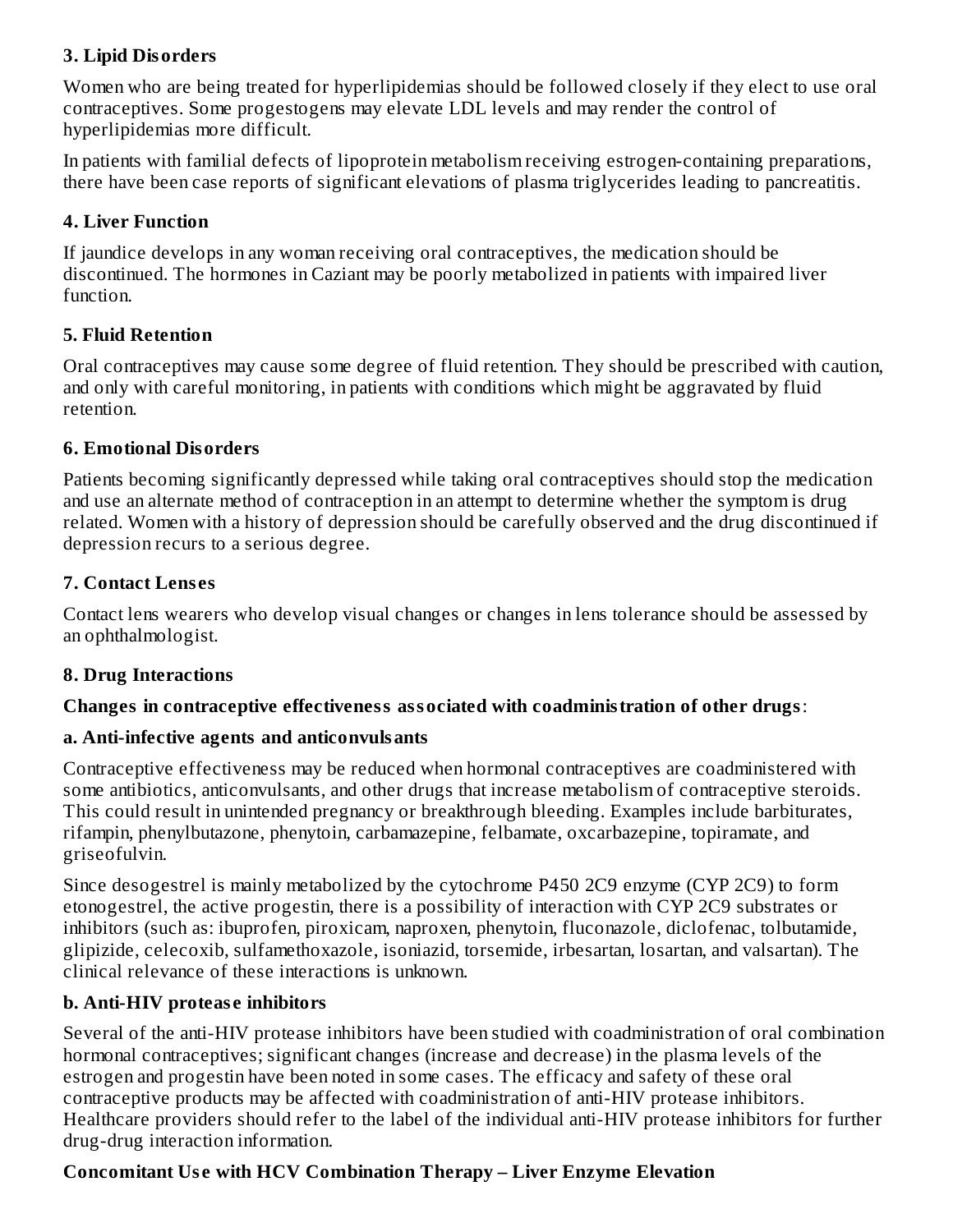### 3. Lipid Disorders

Women who are being treated for hyperlipidemias should be followed closely if they elect to use oral contraceptives. Some progestogens may elevate LDL levels and may render the control of hyperlipidemias more difficult.

In patients with familial defects of lipoprotein metabolism receiving estrogen-containing preparations, there have been case reports of significant elevations of plasma triglycerides leading to pancreatitis.

### 4. Liver Function

If jaundice develops in any woman receiving oral contraceptives, the medication should be discontinued. The hormones in Caziant may be poorly metabolized in patients with impaired liver function.

### 5. Fluid Retention

Oral contraceptives may cause some degree of fluid retention. They should be prescribed with caution, and only with careful monitoring, in patients with conditions which might be aggravated by fluid retention.

### 6. Emotional Disorders

Patients becoming significantly depressed while taking oral contraceptives should stop the medication and use an alternate method of contraception in an attempt to determine whether the symptom is drug related. Women with a history of depression should be carefully observed and the drug discontinued if depression recurs to a serious degree.

### 7. Contact Lenses

Contact lens wearers who develop visual changes or changes in lens tolerance should be assessed by an ophthalmologist.

### 8. Drug Interactions

**Changes in contraceptive effectiveness associated with coadministration of other drugs**:

#### a. Anti-infective agents and anticonvulsants

Contraceptive effectiveness may be reduced when hormonal contraceptives are coadministered with some antibiotics, anticonvulsants, and other drugs that increase metabolism of contraceptive steroids. This could result in unintended pregnancy or breakthrough bleeding. Examples include barbiturates, rifampin, phenylbutazone, phenytoin, carbamazepine, felbamate, oxcarbazepine, topiramate, and griseofulvin.

Since desogestrel is mainly metabolized by the cytochrome P450 2C9 enzyme (CYP 2C9) to form etonogestrel, the active progestin, there is a possibility of interaction with CYP 2C9 substrates or inhibitors (such as: ibuprofen, piroxicam, naproxen, phenytoin, fluconazole, diclofenac, tolbutamide, glipizide, celecoxib, sulfamethoxazole, isoniazid, torsemide, irbesartan, losartan, and valsartan). The clinical relevance of these interactions is unknown.

#### b. Anti-HIV protease inhibitors

Several of the anti-HIV protease inhibitors have been studied with coadministration of oral combination hormonal contraceptives; significant changes (increase and decrease) in the plasma levels of the estrogen and progestin have been noted in some cases. The efficacy and safety of these oral contraceptive products may be affected with coadministration of anti-HIV protease inhibitors. Healthcare providers should refer to the label of the individual anti-HIV protease inhibitors for further drug-drug interaction information.

**Concomitant Use with HCV Combination Therapy – Liver Enzyme Elevation**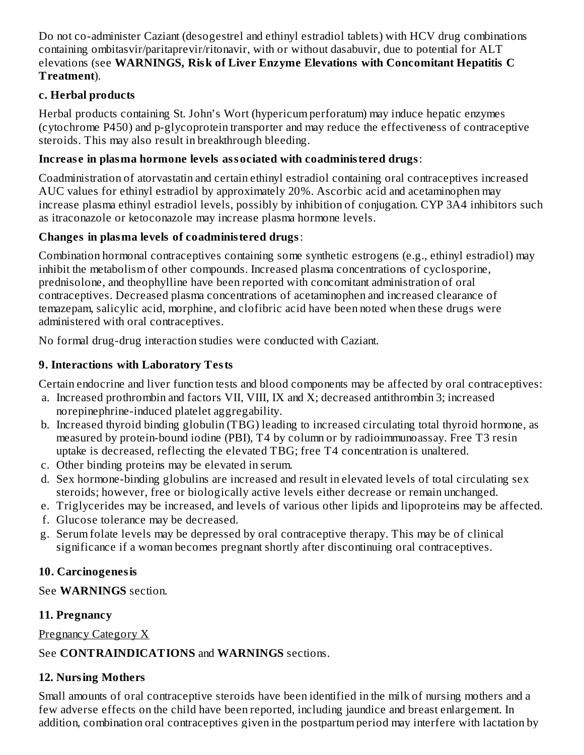Do not co-administer Caziant (desogestrel and ethinyl estradiol tablets) with HCV drug combinations containing ombitasvir/paritaprevir/ritonavir, with or without dasabuvir, due to potential for ALT elevations (see **WARNINGS, Risk of Liver Enzyme Elevations with Concomitant Hepatitis C Treatment**).

### c. Herbal products

Herbal products containing St. John's Wort (hypericum perforatum) may induce hepatic enzymes (cytochrome P450) and p-glycoprotein transporter and may reduce the effectiveness of contraceptive steroids. This may also result in breakthrough bleeding.

**Increase in plasma hormone levels associated with coadministered drugs**:

Coadministration of atorvastatin and certain ethinyl estradiol containing oral contraceptives increased AUC values for ethinyl estradiol by approximately 20%. Ascorbic acid and acetaminophen may increase plasma ethinyl estradiol levels, possibly by inhibition of conjugation. CYP 3A4 inhibitors such as itraconazole or ketoconazole may increase plasma hormone levels.

**Changes in plasma levels of coadministered drugs**:

Combination hormonal contraceptives containing some synthetic estrogens (e.g., ethinyl estradiol) may inhibit the metabolism of other compounds. Increased plasma concentrations of cyclosporine, prednisolone, and theophylline have been reported with concomitant administration of oral contraceptives. Decreased plasma concentrations of acetaminophen and increased clearance of temazepam, salicylic acid, morphine, and clofibric acid have been noted when these drugs were administered with oral contraceptives.

No formal drug-drug interaction studies were conducted with Caziant.

### 9. Interactions with Laboratory Tests

Certain endocrine and liver function tests and blood components may be affected by oral contraceptives:

a. Increased prothrombin and factors VII, VIII, IX and X; decreased antithrombin 3; increased norepinephrine-induced platelet aggregability.
b. Increased thyroid binding globulin (TBG) leading to increased circulating total thyroid hormone, as measured by protein-bound iodine (PBI), T4 by column or by radioimmunoassay. Free T3 resin uptake is decreased, reflecting the elevated TBG; free T4 concentration is unaltered.
c. Other binding proteins may be elevated in serum.
d. Sex hormone-binding globulins are increased and result in elevated levels of total circulating sex steroids; however, free or biologically active levels either decrease or remain unchanged.
e. Triglycerides may be increased, and levels of various other lipids and lipoproteins may be affected.
f. Glucose tolerance may be decreased.
g. Serum folate levels may be depressed by oral contraceptive therapy. This may be of clinical significance if a woman becomes pregnant shortly after discontinuing oral contraceptives.

### 10. Carcinogenesis

See **WARNINGS** section.

### 11. Pregnancy

Pregnancy Category X

See **CONTRAINDICATIONS** and **WARNINGS** sections.

### 12. Nursing Mothers

Small amounts of oral contraceptive steroids have been identified in the milk of nursing mothers and a few adverse effects on the child have been reported, including jaundice and breast enlargement. In addition, combination oral contraceptives given in the postpartum period may interfere with lactation by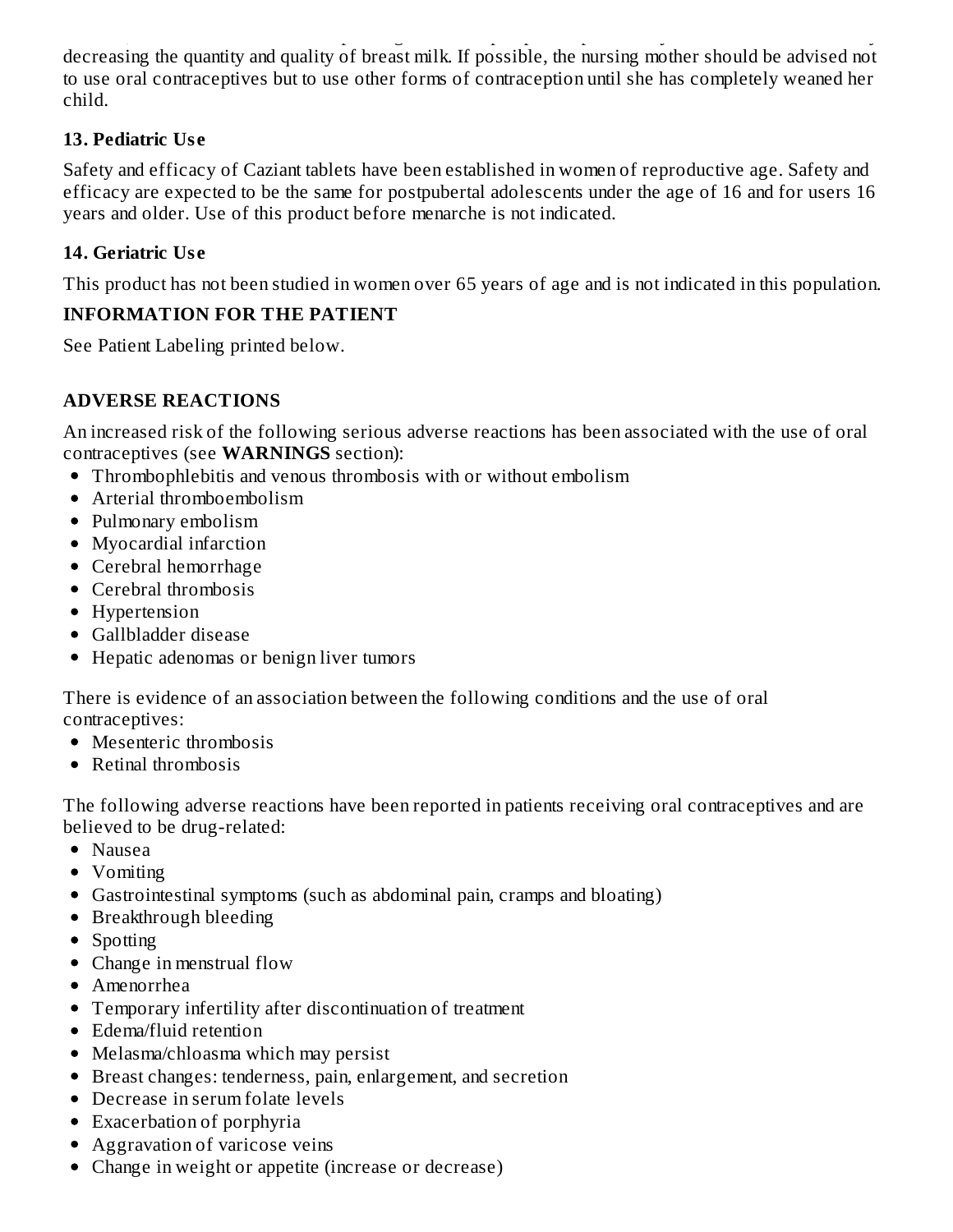decreasing the quantity and quality of breast milk. If possible, the nursing mother should be advised not to use oral contraceptives but to use other forms of contraception until she has completely weaned her child.

### 13. Pediatric Use

Safety and efficacy of Caziant tablets have been established in women of reproductive age. Safety and efficacy are expected to be the same for postpubertal adolescents under the age of 16 and for users 16 years and older. Use of this product before menarche is not indicated.

### 14. Geriatric Use

This product has not been studied in women over 65 years of age and is not indicated in this population.

## INFORMATION FOR THE PATIENT

See Patient Labeling printed below.

## ADVERSE REACTIONS

An increased risk of the following serious adverse reactions has been associated with the use of oral contraceptives (see **WARNINGS** section):

- Thrombophlebitis and venous thrombosis with or without embolism
- Arterial thromboembolism
- Pulmonary embolism
- Myocardial infarction
- Cerebral hemorrhage
- Cerebral thrombosis
- Hypertension
- Gallbladder disease
- Hepatic adenomas or benign liver tumors

There is evidence of an association between the following conditions and the use of oral contraceptives:

- Mesenteric thrombosis
- Retinal thrombosis

The following adverse reactions have been reported in patients receiving oral contraceptives and are believed to be drug-related:

- Nausea
- Vomiting
- Gastrointestinal symptoms (such as abdominal pain, cramps and bloating)
- Breakthrough bleeding
- Spotting
- Change in menstrual flow
- Amenorrhea
- Temporary infertility after discontinuation of treatment
- Edema/fluid retention
- Melasma/chloasma which may persist
- Breast changes: tenderness, pain, enlargement, and secretion
- Decrease in serum folate levels
- Exacerbation of porphyria
- Aggravation of varicose veins
- Change in weight or appetite (increase or decrease)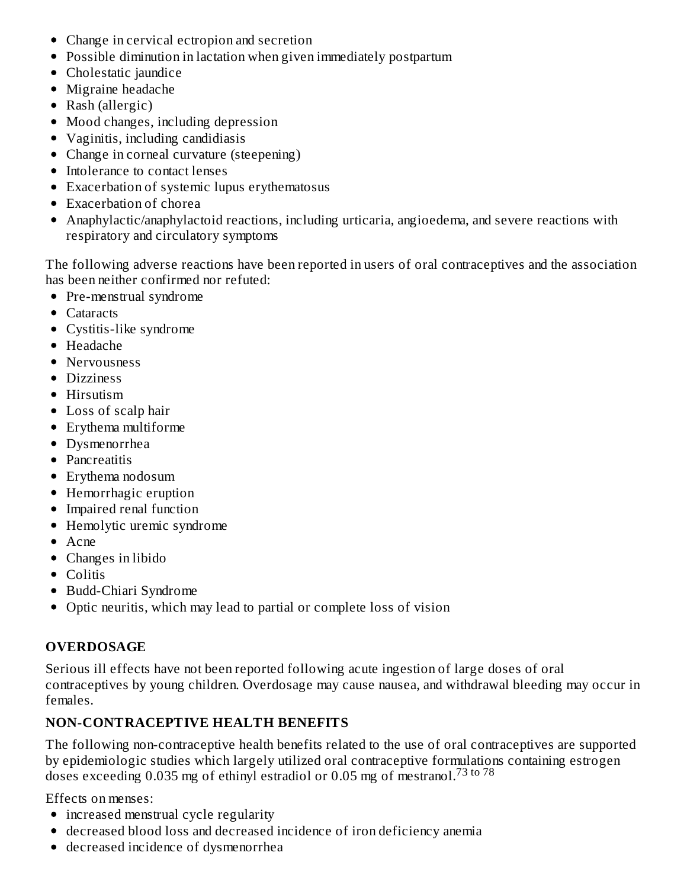- Change in cervical ectropion and secretion
- Possible diminution in lactation when given immediately postpartum
- Cholestatic jaundice
- Migraine headache
- Rash (allergic)
- Mood changes, including depression
- Vaginitis, including candidiasis
- Change in corneal curvature (steepening)
- Intolerance to contact lenses
- Exacerbation of systemic lupus erythematosus
- Exacerbation of chorea
- Anaphylactic/anaphylactoid reactions, including urticaria, angioedema, and severe reactions with respiratory and circulatory symptoms

The following adverse reactions have been reported in users of oral contraceptives and the association has been neither confirmed nor refuted:

- Pre-menstrual syndrome
- Cataracts
- Cystitis-like syndrome
- Headache
- Nervousness
- Dizziness
- Hirsutism
- Loss of scalp hair
- Erythema multiforme
- Dysmenorrhea
- Pancreatitis
- Erythema nodosum
- Hemorrhagic eruption
- Impaired renal function
- Hemolytic uremic syndrome
- Acne
- Changes in libido
- Colitis
- Budd-Chiari Syndrome
- Optic neuritis, which may lead to partial or complete loss of vision

## OVERDOSAGE

Serious ill effects have not been reported following acute ingestion of large doses of oral contraceptives by young children. Overdosage may cause nausea, and withdrawal bleeding may occur in females.

## NON-CONTRACEPTIVE HEALTH BENEFITS

The following non-contraceptive health benefits related to the use of oral contraceptives are supported by epidemiologic studies which largely utilized oral contraceptive formulations containing estrogen doses exceeding 0.035 mg of ethinyl estradiol or 0.05 mg of mestranol.[73 to 78]

Effects on menses:

- increased menstrual cycle regularity
- decreased blood loss and decreased incidence of iron deficiency anemia
- decreased incidence of dysmenorrhea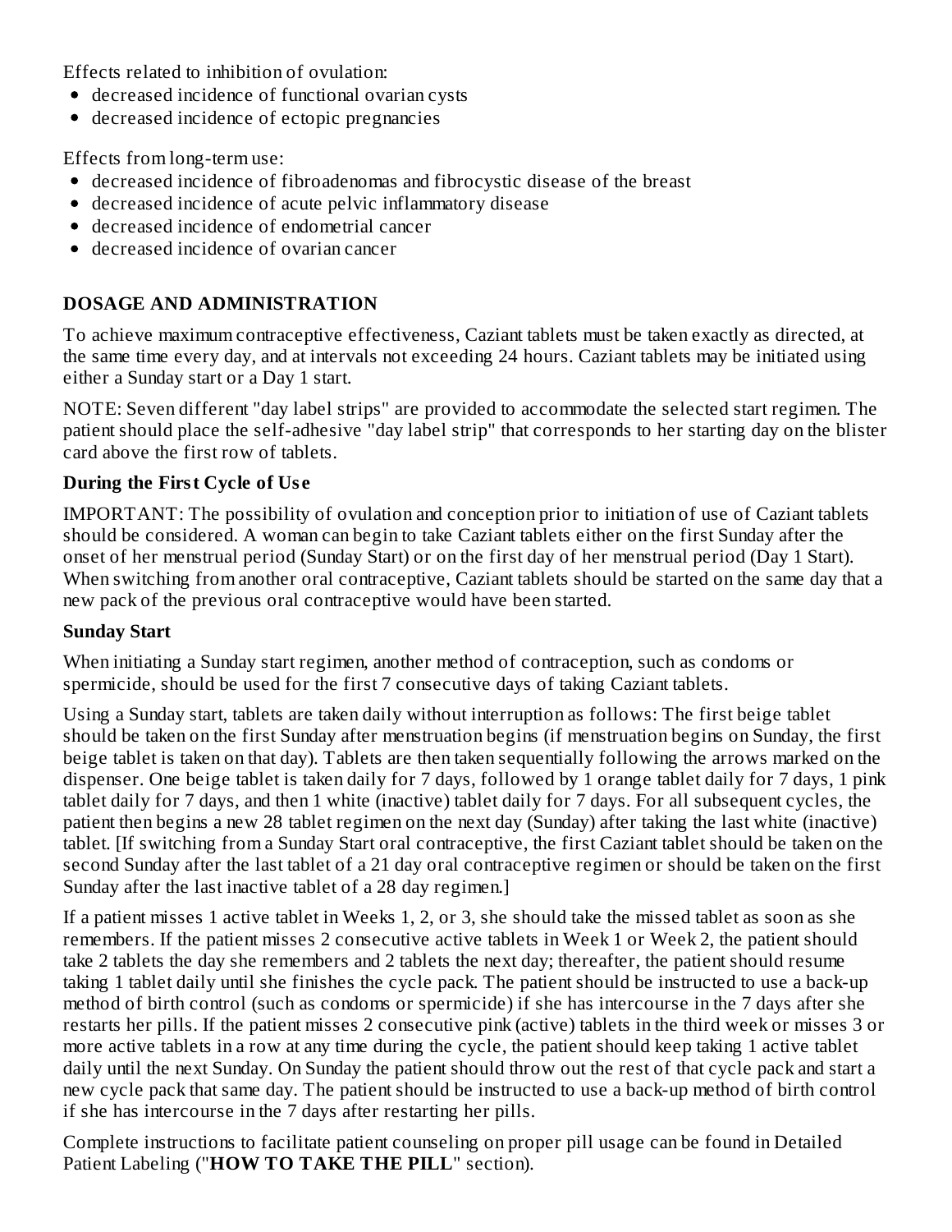Effects related to inhibition of ovulation:

- decreased incidence of functional ovarian cysts
- decreased incidence of ectopic pregnancies

Effects from long-term use:

- decreased incidence of fibroadenomas and fibrocystic disease of the breast
- decreased incidence of acute pelvic inflammatory disease
- decreased incidence of endometrial cancer
- decreased incidence of ovarian cancer

## DOSAGE AND ADMINISTRATION

To achieve maximum contraceptive effectiveness, Caziant tablets must be taken exactly as directed, at the same time every day, and at intervals not exceeding 24 hours. Caziant tablets may be initiated using either a Sunday start or a Day 1 start.

NOTE: Seven different "day label strips" are provided to accommodate the selected start regimen. The patient should place the self-adhesive "day label strip" that corresponds to her starting day on the blister card above the first row of tablets.

### During the First Cycle of Use

IMPORTANT: The possibility of ovulation and conception prior to initiation of use of Caziant tablets should be considered. A woman can begin to take Caziant tablets either on the first Sunday after the onset of her menstrual period (Sunday Start) or on the first day of her menstrual period (Day 1 Start). When switching from another oral contraceptive, Caziant tablets should be started on the same day that a new pack of the previous oral contraceptive would have been started.

### Sunday Start

When initiating a Sunday start regimen, another method of contraception, such as condoms or spermicide, should be used for the first 7 consecutive days of taking Caziant tablets.

Using a Sunday start, tablets are taken daily without interruption as follows: The first beige tablet should be taken on the first Sunday after menstruation begins (if menstruation begins on Sunday, the first beige tablet is taken on that day). Tablets are then taken sequentially following the arrows marked on the dispenser. One beige tablet is taken daily for 7 days, followed by 1 orange tablet daily for 7 days, 1 pink tablet daily for 7 days, and then 1 white (inactive) tablet daily for 7 days. For all subsequent cycles, the patient then begins a new 28 tablet regimen on the next day (Sunday) after taking the last white (inactive) tablet. [If switching from a Sunday Start oral contraceptive, the first Caziant tablet should be taken on the second Sunday after the last tablet of a 21 day oral contraceptive regimen or should be taken on the first Sunday after the last inactive tablet of a 28 day regimen.]

If a patient misses 1 active tablet in Weeks 1, 2, or 3, she should take the missed tablet as soon as she remembers. If the patient misses 2 consecutive active tablets in Week 1 or Week 2, the patient should take 2 tablets the day she remembers and 2 tablets the next day; thereafter, the patient should resume taking 1 tablet daily until she finishes the cycle pack. The patient should be instructed to use a back-up method of birth control (such as condoms or spermicide) if she has intercourse in the 7 days after she restarts her pills. If the patient misses 2 consecutive pink (active) tablets in the third week or misses 3 or more active tablets in a row at any time during the cycle, the patient should keep taking 1 active tablet daily until the next Sunday. On Sunday the patient should throw out the rest of that cycle pack and start a new cycle pack that same day. The patient should be instructed to use a back-up method of birth control if she has intercourse in the 7 days after restarting her pills.

Complete instructions to facilitate patient counseling on proper pill usage can be found in Detailed Patient Labeling ("**HOW TO TAKE THE PILL**" section).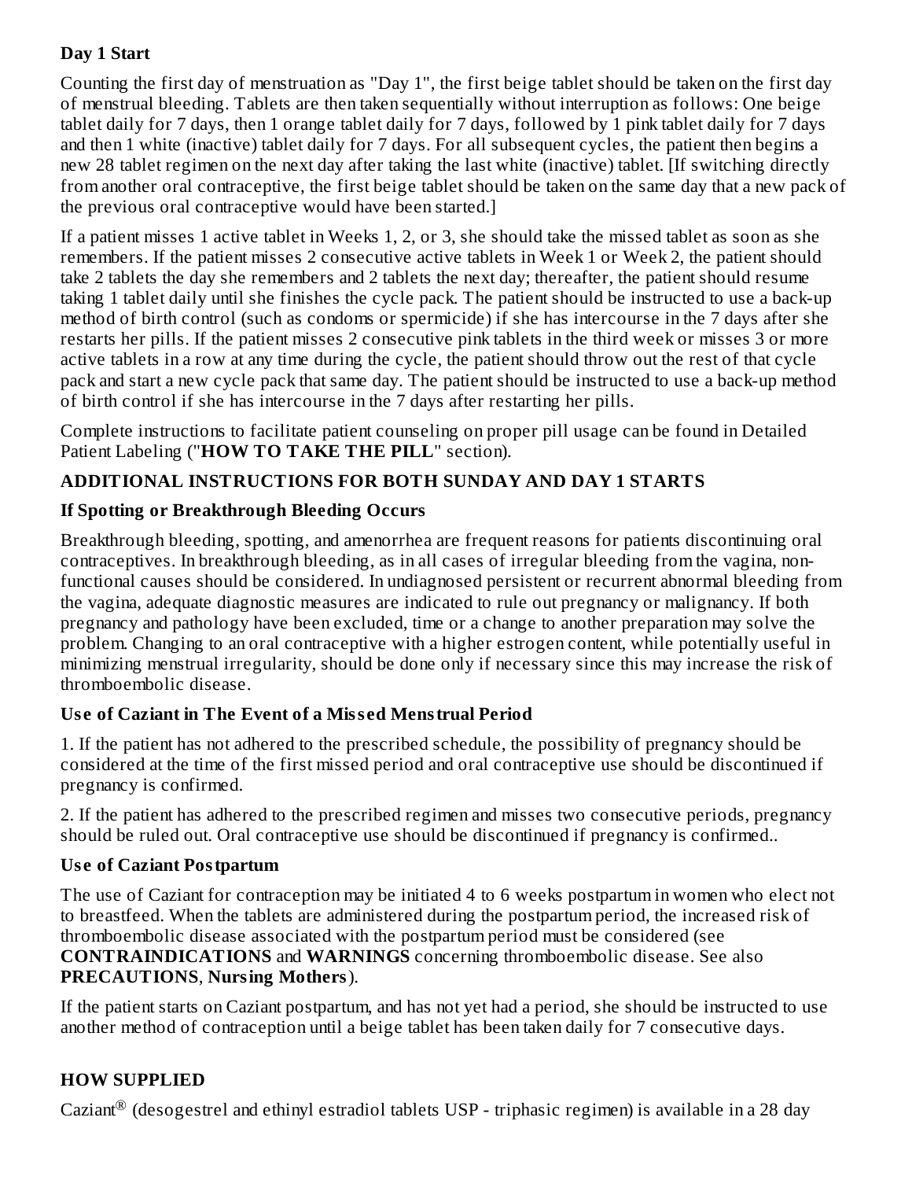### Day 1 Start

Counting the first day of menstruation as "Day 1", the first beige tablet should be taken on the first day of menstrual bleeding. Tablets are then taken sequentially without interruption as follows: One beige tablet daily for 7 days, then 1 orange tablet daily for 7 days, followed by 1 pink tablet daily for 7 days and then 1 white (inactive) tablet daily for 7 days. For all subsequent cycles, the patient then begins a new 28 tablet regimen on the next day after taking the last white (inactive) tablet. [If switching directly from another oral contraceptive, the first beige tablet should be taken on the same day that a new pack of the previous oral contraceptive would have been started.]

If a patient misses 1 active tablet in Weeks 1, 2, or 3, she should take the missed tablet as soon as she remembers. If the patient misses 2 consecutive active tablets in Week 1 or Week 2, the patient should take 2 tablets the day she remembers and 2 tablets the next day; thereafter, the patient should resume taking 1 tablet daily until she finishes the cycle pack. The patient should be instructed to use a back-up method of birth control (such as condoms or spermicide) if she has intercourse in the 7 days after she restarts her pills. If the patient misses 2 consecutive pink tablets in the third week or misses 3 or more active tablets in a row at any time during the cycle, the patient should throw out the rest of that cycle pack and start a new cycle pack that same day. The patient should be instructed to use a back-up method of birth control if she has intercourse in the 7 days after restarting her pills.

Complete instructions to facilitate patient counseling on proper pill usage can be found in Detailed Patient Labeling ("**HOW TO TAKE THE PILL**" section).

### ADDITIONAL INSTRUCTIONS FOR BOTH SUNDAY AND DAY 1 STARTS

#### If Spotting or Breakthrough Bleeding Occurs

Breakthrough bleeding, spotting, and amenorrhea are frequent reasons for patients discontinuing oral contraceptives. In breakthrough bleeding, as in all cases of irregular bleeding from the vagina, non-functional causes should be considered. In undiagnosed persistent or recurrent abnormal bleeding from the vagina, adequate diagnostic measures are indicated to rule out pregnancy or malignancy. If both pregnancy and pathology have been excluded, time or a change to another preparation may solve the problem. Changing to an oral contraceptive with a higher estrogen content, while potentially useful in minimizing menstrual irregularity, should be done only if necessary since this may increase the risk of thromboembolic disease.

#### Use of Caziant in The Event of a Missed Menstrual Period

1. If the patient has not adhered to the prescribed schedule, the possibility of pregnancy should be considered at the time of the first missed period and oral contraceptive use should be discontinued if pregnancy is confirmed.

2. If the patient has adhered to the prescribed regimen and misses two consecutive periods, pregnancy should be ruled out. Oral contraceptive use should be discontinued if pregnancy is confirmed..

#### Use of Caziant Postpartum

The use of Caziant for contraception may be initiated 4 to 6 weeks postpartum in women who elect not to breastfeed. When the tablets are administered during the postpartum period, the increased risk of thromboembolic disease associated with the postpartum period must be considered (see **CONTRAINDICATIONS** and **WARNINGS** concerning thromboembolic disease. See also **PRECAUTIONS**, **Nursing Mothers**).

If the patient starts on Caziant postpartum, and has not yet had a period, she should be instructed to use another method of contraception until a beige tablet has been taken daily for 7 consecutive days.

## HOW SUPPLIED

Caziant® (desogestrel and ethinyl estradiol tablets USP - triphasic regimen) is available in a 28 day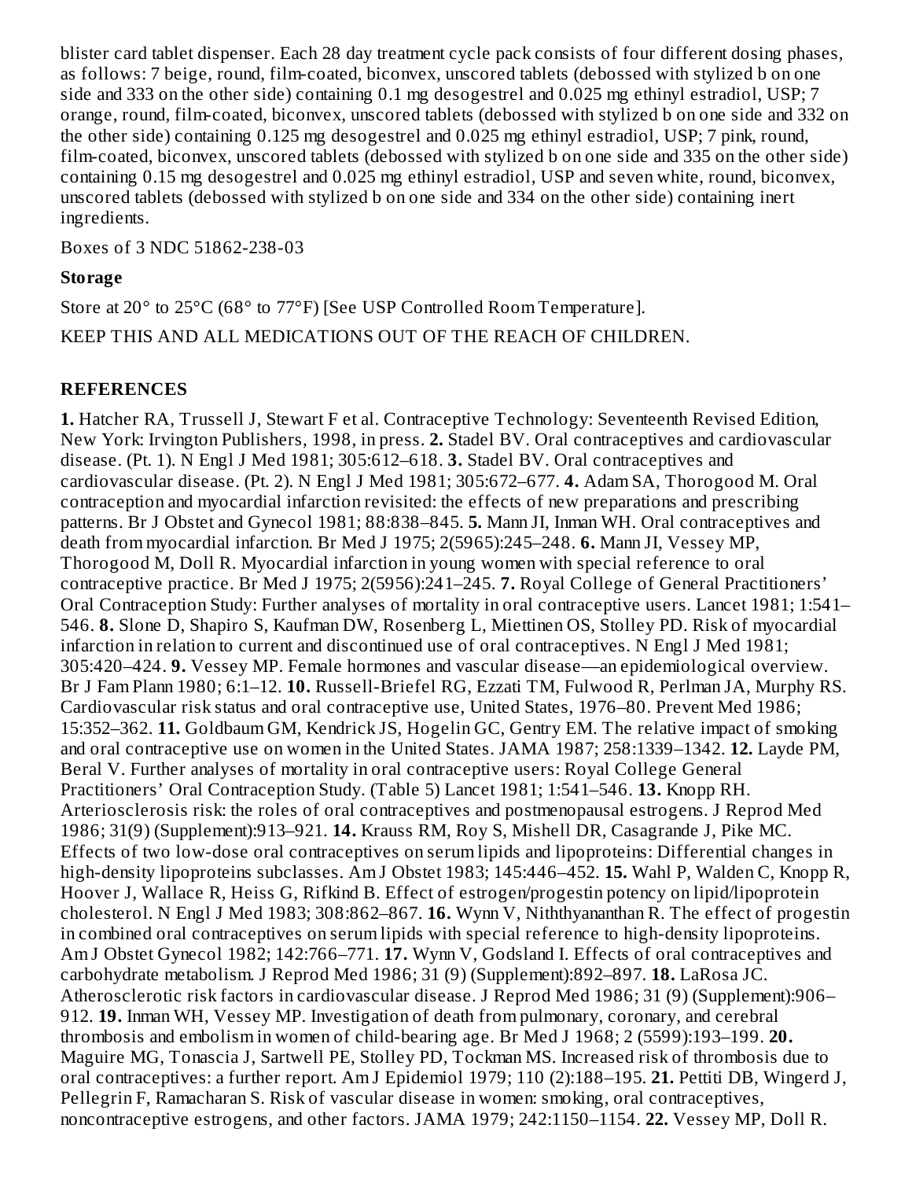blister card tablet dispenser. Each 28 day treatment cycle pack consists of four different dosing phases, as follows: 7 beige, round, film-coated, biconvex, unscored tablets (debossed with stylized b on one side and 333 on the other side) containing 0.1 mg desogestrel and 0.025 mg ethinyl estradiol, USP; 7 orange, round, film-coated, biconvex, unscored tablets (debossed with stylized b on one side and 332 on the other side) containing 0.125 mg desogestrel and 0.025 mg ethinyl estradiol, USP; 7 pink, round, film-coated, biconvex, unscored tablets (debossed with stylized b on one side and 335 on the other side) containing 0.15 mg desogestrel and 0.025 mg ethinyl estradiol, USP and seven white, round, biconvex, unscored tablets (debossed with stylized b on one side and 334 on the other side) containing inert ingredients.

Boxes of 3 NDC 51862-238-03

**Storage**

Store at 20° to 25°C (68° to 77°F) [See USP Controlled Room Temperature].

KEEP THIS AND ALL MEDICATIONS OUT OF THE REACH OF CHILDREN.

## REFERENCES

**1.** Hatcher RA, Trussell J, Stewart F et al. Contraceptive Technology: Seventeenth Revised Edition, New York: Irvington Publishers, 1998, in press. **2.** Stadel BV. Oral contraceptives and cardiovascular disease. (Pt. 1). N Engl J Med 1981; 305:612–618. **3.** Stadel BV. Oral contraceptives and cardiovascular disease. (Pt. 2). N Engl J Med 1981; 305:672–677. **4.** Adam SA, Thorogood M. Oral contraception and myocardial infarction revisited: the effects of new preparations and prescribing patterns. Br J Obstet and Gynecol 1981; 88:838–845. **5.** Mann JI, Inman WH. Oral contraceptives and death from myocardial infarction. Br Med J 1975; 2(5965):245–248. **6.** Mann JI, Vessey MP, Thorogood M, Doll R. Myocardial infarction in young women with special reference to oral contraceptive practice. Br Med J 1975; 2(5956):241–245. **7.** Royal College of General Practitioners' Oral Contraception Study: Further analyses of mortality in oral contraceptive users. Lancet 1981; 1:541–546. **8.** Slone D, Shapiro S, Kaufman DW, Rosenberg L, Miettinen OS, Stolley PD. Risk of myocardial infarction in relation to current and discontinued use of oral contraceptives. N Engl J Med 1981; 305:420–424. **9.** Vessey MP. Female hormones and vascular disease—an epidemiological overview. Br J Fam Plann 1980; 6:1–12. **10.** Russell-Briefel RG, Ezzati TM, Fulwood R, Perlman JA, Murphy RS. Cardiovascular risk status and oral contraceptive use, United States, 1976–80. Prevent Med 1986; 15:352–362. **11.** Goldbaum GM, Kendrick JS, Hogelin GC, Gentry EM. The relative impact of smoking and oral contraceptive use on women in the United States. JAMA 1987; 258:1339–1342. **12.** Layde PM, Beral V. Further analyses of mortality in oral contraceptive users: Royal College General Practitioners' Oral Contraception Study. (Table 5) Lancet 1981; 1:541–546. **13.** Knopp RH. Arteriosclerosis risk: the roles of oral contraceptives and postmenopausal estrogens. J Reprod Med 1986; 31(9) (Supplement):913–921. **14.** Krauss RM, Roy S, Mishell DR, Casagrande J, Pike MC. Effects of two low-dose oral contraceptives on serum lipids and lipoproteins: Differential changes in high-density lipoproteins subclasses. Am J Obstet 1983; 145:446–452. **15.** Wahl P, Walden C, Knopp R, Hoover J, Wallace R, Heiss G, Rifkind B. Effect of estrogen/progestin potency on lipid/lipoprotein cholesterol. N Engl J Med 1983; 308:862–867. **16.** Wynn V, Niththyananthan R. The effect of progestin in combined oral contraceptives on serum lipids with special reference to high-density lipoproteins. Am J Obstet Gynecol 1982; 142:766–771. **17.** Wynn V, Godsland I. Effects of oral contraceptives and carbohydrate metabolism. J Reprod Med 1986; 31 (9) (Supplement):892–897. **18.** LaRosa JC. Atherosclerotic risk factors in cardiovascular disease. J Reprod Med 1986; 31 (9) (Supplement):906–912. **19.** Inman WH, Vessey MP. Investigation of death from pulmonary, coronary, and cerebral thrombosis and embolism in women of child-bearing age. Br Med J 1968; 2 (5599):193–199. **20.** Maguire MG, Tonascia J, Sartwell PE, Stolley PD, Tockman MS. Increased risk of thrombosis due to oral contraceptives: a further report. Am J Epidemiol 1979; 110 (2):188–195. **21.** Pettiti DB, Wingerd J, Pellegrin F, Ramacharan S. Risk of vascular disease in women: smoking, oral contraceptives, noncontraceptive estrogens, and other factors. JAMA 1979; 242:1150–1154. **22.** Vessey MP, Doll R.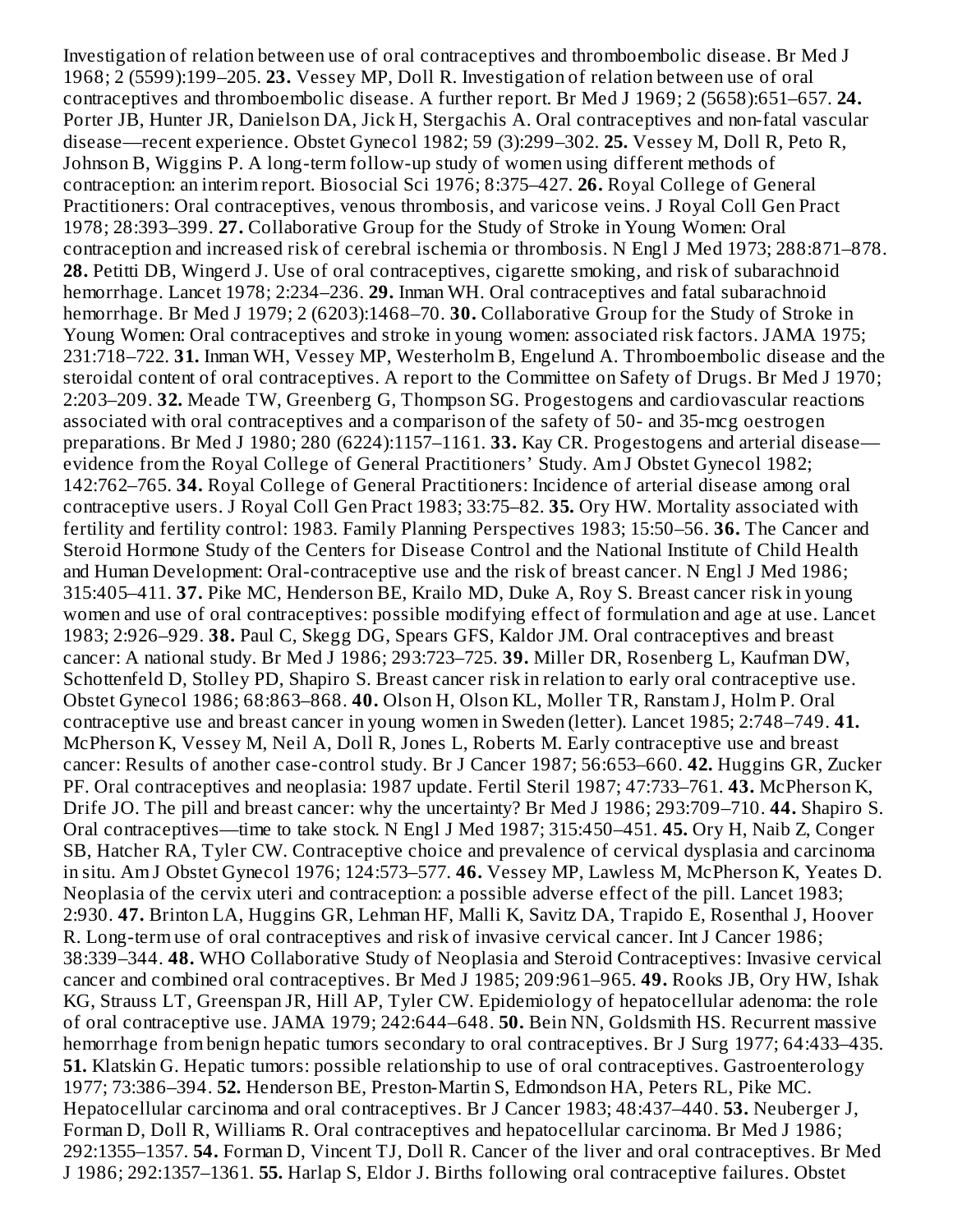Investigation of relation between use of oral contraceptives and thromboembolic disease. Br Med J 1968; 2 (5599):199–205. **23.** Vessey MP, Doll R. Investigation of relation between use of oral contraceptives and thromboembolic disease. A further report. Br Med J 1969; 2 (5658):651–657. **24.** Porter JB, Hunter JR, Danielson DA, Jick H, Stergachis A. Oral contraceptives and non-fatal vascular disease—recent experience. Obstet Gynecol 1982; 59 (3):299–302. **25.** Vessey M, Doll R, Peto R, Johnson B, Wiggins P. A long-term follow-up study of women using different methods of contraception: an interim report. Biosocial Sci 1976; 8:375–427. **26.** Royal College of General Practitioners: Oral contraceptives, venous thrombosis, and varicose veins. J Royal Coll Gen Pract 1978; 28:393–399. **27.** Collaborative Group for the Study of Stroke in Young Women: Oral contraception and increased risk of cerebral ischemia or thrombosis. N Engl J Med 1973; 288:871–878. **28.** Petitti DB, Wingerd J. Use of oral contraceptives, cigarette smoking, and risk of subarachnoid hemorrhage. Lancet 1978; 2:234–236. **29.** Inman WH. Oral contraceptives and fatal subarachnoid hemorrhage. Br Med J 1979; 2 (6203):1468–70. **30.** Collaborative Group for the Study of Stroke in Young Women: Oral contraceptives and stroke in young women: associated risk factors. JAMA 1975; 231:718–722. **31.** Inman WH, Vessey MP, Westerholm B, Engelund A. Thromboembolic disease and the steroidal content of oral contraceptives. A report to the Committee on Safety of Drugs. Br Med J 1970; 2:203–209. **32.** Meade TW, Greenberg G, Thompson SG. Progestogens and cardiovascular reactions associated with oral contraceptives and a comparison of the safety of 50- and 35-mcg oestrogen preparations. Br Med J 1980; 280 (6224):1157–1161. **33.** Kay CR. Progestogens and arterial disease—evidence from the Royal College of General Practitioners' Study. Am J Obstet Gynecol 1982; 142:762–765. **34.** Royal College of General Practitioners: Incidence of arterial disease among oral contraceptive users. J Royal Coll Gen Pract 1983; 33:75–82. **35.** Ory HW. Mortality associated with fertility and fertility control: 1983. Family Planning Perspectives 1983; 15:50–56. **36.** The Cancer and Steroid Hormone Study of the Centers for Disease Control and the National Institute of Child Health and Human Development: Oral-contraceptive use and the risk of breast cancer. N Engl J Med 1986; 315:405–411. **37.** Pike MC, Henderson BE, Krailo MD, Duke A, Roy S. Breast cancer risk in young women and use of oral contraceptives: possible modifying effect of formulation and age at use. Lancet 1983; 2:926–929. **38.** Paul C, Skegg DG, Spears GFS, Kaldor JM. Oral contraceptives and breast cancer: A national study. Br Med J 1986; 293:723–725. **39.** Miller DR, Rosenberg L, Kaufman DW, Schottenfeld D, Stolley PD, Shapiro S. Breast cancer risk in relation to early oral contraceptive use. Obstet Gynecol 1986; 68:863–868. **40.** Olson H, Olson KL, Moller TR, Ranstam J, Holm P. Oral contraceptive use and breast cancer in young women in Sweden (letter). Lancet 1985; 2:748–749. **41.** McPherson K, Vessey M, Neil A, Doll R, Jones L, Roberts M. Early contraceptive use and breast cancer: Results of another case-control study. Br J Cancer 1987; 56:653–660. **42.** Huggins GR, Zucker PF. Oral contraceptives and neoplasia: 1987 update. Fertil Steril 1987; 47:733–761. **43.** McPherson K, Drife JO. The pill and breast cancer: why the uncertainty? Br Med J 1986; 293:709–710. **44.** Shapiro S. Oral contraceptives—time to take stock. N Engl J Med 1987; 315:450–451. **45.** Ory H, Naib Z, Conger SB, Hatcher RA, Tyler CW. Contraceptive choice and prevalence of cervical dysplasia and carcinoma in situ. Am J Obstet Gynecol 1976; 124:573–577. **46.** Vessey MP, Lawless M, McPherson K, Yeates D. Neoplasia of the cervix uteri and contraception: a possible adverse effect of the pill. Lancet 1983; 2:930. **47.** Brinton LA, Huggins GR, Lehman HF, Malli K, Savitz DA, Trapido E, Rosenthal J, Hoover R. Long-term use of oral contraceptives and risk of invasive cervical cancer. Int J Cancer 1986; 38:339–344. **48.** WHO Collaborative Study of Neoplasia and Steroid Contraceptives: Invasive cervical cancer and combined oral contraceptives. Br Med J 1985; 209:961–965. **49.** Rooks JB, Ory HW, Ishak KG, Strauss LT, Greenspan JR, Hill AP, Tyler CW. Epidemiology of hepatocellular adenoma: the role of oral contraceptive use. JAMA 1979; 242:644–648. **50.** Bein NN, Goldsmith HS. Recurrent massive hemorrhage from benign hepatic tumors secondary to oral contraceptives. Br J Surg 1977; 64:433–435. **51.** Klatskin G. Hepatic tumors: possible relationship to use of oral contraceptives. Gastroenterology 1977; 73:386–394. **52.** Henderson BE, Preston-Martin S, Edmondson HA, Peters RL, Pike MC. Hepatocellular carcinoma and oral contraceptives. Br J Cancer 1983; 48:437–440. **53.** Neuberger J, Forman D, Doll R, Williams R. Oral contraceptives and hepatocellular carcinoma. Br Med J 1986; 292:1355–1357. **54.** Forman D, Vincent TJ, Doll R. Cancer of the liver and oral contraceptives. Br Med J 1986; 292:1357–1361. **55.** Harlap S, Eldor J. Births following oral contraceptive failures. Obstet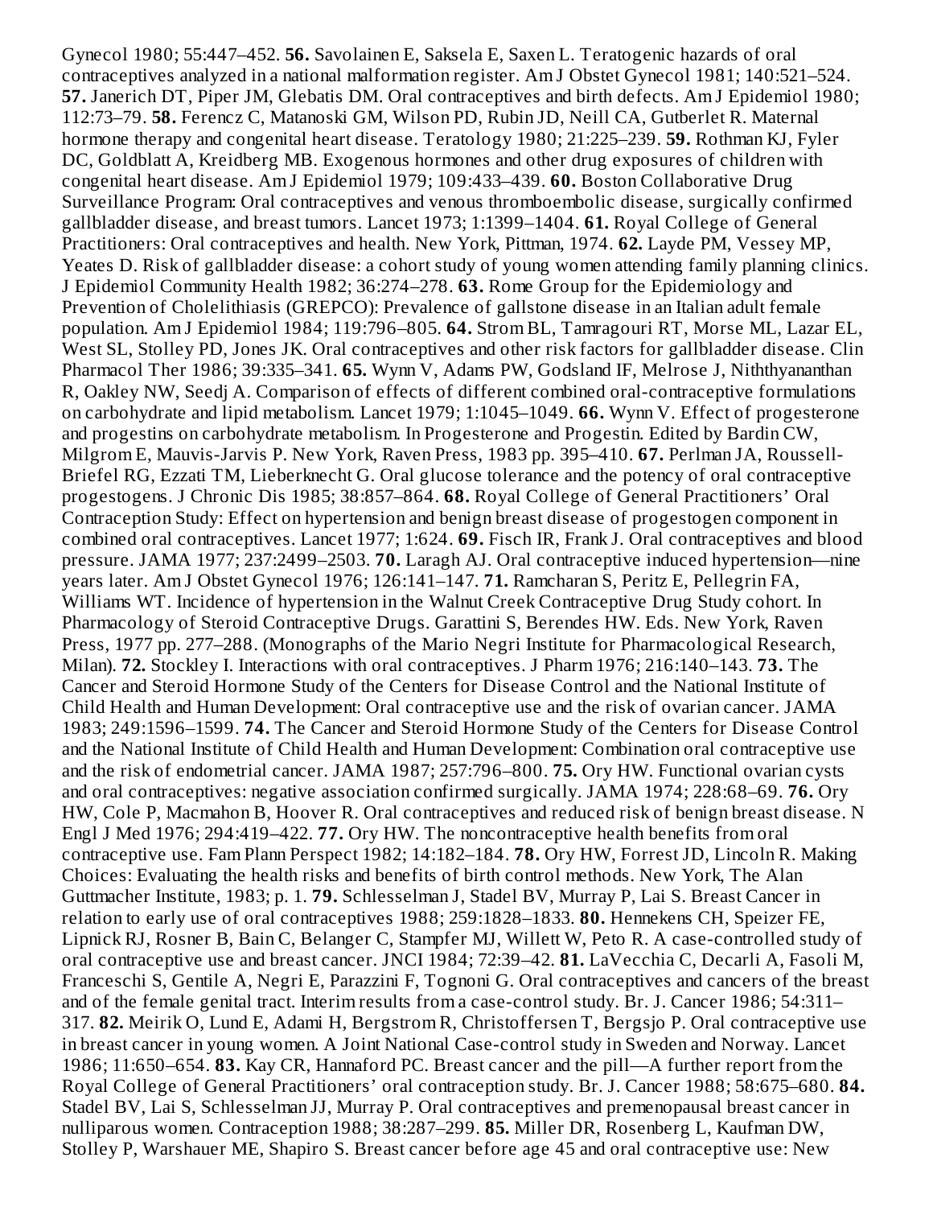Gynecol 1980; 55:447–452. **56.** Savolainen E, Saksela E, Saxen L. Teratogenic hazards of oral contraceptives analyzed in a national malformation register. Am J Obstet Gynecol 1981; 140:521–524. **57.** Janerich DT, Piper JM, Glebatis DM. Oral contraceptives and birth defects. Am J Epidemiol 1980; 112:73–79. **58.** Ferencz C, Matanoski GM, Wilson PD, Rubin JD, Neill CA, Gutberlet R. Maternal hormone therapy and congenital heart disease. Teratology 1980; 21:225–239. **59.** Rothman KJ, Fyler DC, Goldblatt A, Kreidberg MB. Exogenous hormones and other drug exposures of children with congenital heart disease. Am J Epidemiol 1979; 109:433–439. **60.** Boston Collaborative Drug Surveillance Program: Oral contraceptives and venous thromboembolic disease, surgically confirmed gallbladder disease, and breast tumors. Lancet 1973; 1:1399–1404. **61.** Royal College of General Practitioners: Oral contraceptives and health. New York, Pittman, 1974. **62.** Layde PM, Vessey MP, Yeates D. Risk of gallbladder disease: a cohort study of young women attending family planning clinics. J Epidemiol Community Health 1982; 36:274–278. **63.** Rome Group for the Epidemiology and Prevention of Cholelithiasis (GREPCO): Prevalence of gallstone disease in an Italian adult female population. Am J Epidemiol 1984; 119:796–805. **64.** Strom BL, Tamragouri RT, Morse ML, Lazar EL, West SL, Stolley PD, Jones JK. Oral contraceptives and other risk factors for gallbladder disease. Clin Pharmacol Ther 1986; 39:335–341. **65.** Wynn V, Adams PW, Godsland IF, Melrose J, Niththyananthan R, Oakley NW, Seedj A. Comparison of effects of different combined oral-contraceptive formulations on carbohydrate and lipid metabolism. Lancet 1979; 1:1045–1049. **66.** Wynn V. Effect of progesterone and progestins on carbohydrate metabolism. In Progesterone and Progestin. Edited by Bardin CW, Milgrom E, Mauvis-Jarvis P. New York, Raven Press, 1983 pp. 395–410. **67.** Perlman JA, Roussell-Briefel RG, Ezzati TM, Lieberknecht G. Oral glucose tolerance and the potency of oral contraceptive progestogens. J Chronic Dis 1985; 38:857–864. **68.** Royal College of General Practitioners' Oral Contraception Study: Effect on hypertension and benign breast disease of progestogen component in combined oral contraceptives. Lancet 1977; 1:624. **69.** Fisch IR, Frank J. Oral contraceptives and blood pressure. JAMA 1977; 237:2499–2503. **70.** Laragh AJ. Oral contraceptive induced hypertension—nine years later. Am J Obstet Gynecol 1976; 126:141–147. **71.** Ramcharan S, Peritz E, Pellegrin FA, Williams WT. Incidence of hypertension in the Walnut Creek Contraceptive Drug Study cohort. In Pharmacology of Steroid Contraceptive Drugs. Garattini S, Berendes HW. Eds. New York, Raven Press, 1977 pp. 277–288. (Monographs of the Mario Negri Institute for Pharmacological Research, Milan). **72.** Stockley I. Interactions with oral contraceptives. J Pharm 1976; 216:140–143. **73.** The Cancer and Steroid Hormone Study of the Centers for Disease Control and the National Institute of Child Health and Human Development: Oral contraceptive use and the risk of ovarian cancer. JAMA 1983; 249:1596–1599. **74.** The Cancer and Steroid Hormone Study of the Centers for Disease Control and the National Institute of Child Health and Human Development: Combination oral contraceptive use and the risk of endometrial cancer. JAMA 1987; 257:796–800. **75.** Ory HW. Functional ovarian cysts and oral contraceptives: negative association confirmed surgically. JAMA 1974; 228:68–69. **76.** Ory HW, Cole P, Macmahon B, Hoover R. Oral contraceptives and reduced risk of benign breast disease. N Engl J Med 1976; 294:419–422. **77.** Ory HW. The noncontraceptive health benefits from oral contraceptive use. Fam Plann Perspect 1982; 14:182–184. **78.** Ory HW, Forrest JD, Lincoln R. Making Choices: Evaluating the health risks and benefits of birth control methods. New York, The Alan Guttmacher Institute, 1983; p. 1. **79.** Schlesselman J, Stadel BV, Murray P, Lai S. Breast Cancer in relation to early use of oral contraceptives 1988; 259:1828–1833. **80.** Hennekens CH, Speizer FE, Lipnick RJ, Rosner B, Bain C, Belanger C, Stampfer MJ, Willett W, Peto R. A case-controlled study of oral contraceptive use and breast cancer. JNCI 1984; 72:39–42. **81.** LaVecchia C, Decarli A, Fasoli M, Franceschi S, Gentile A, Negri E, Parazzini F, Tognoni G. Oral contraceptives and cancers of the breast and of the female genital tract. Interim results from a case-control study. Br. J. Cancer 1986; 54:311–317. **82.** Meirik O, Lund E, Adami H, Bergstrom R, Christoffersen T, Bergsjo P. Oral contraceptive use in breast cancer in young women. A Joint National Case-control study in Sweden and Norway. Lancet 1986; 11:650–654. **83.** Kay CR, Hannaford PC. Breast cancer and the pill—A further report from the Royal College of General Practitioners' oral contraception study. Br. J. Cancer 1988; 58:675–680. **84.** Stadel BV, Lai S, Schlesselman JJ, Murray P. Oral contraceptives and premenopausal breast cancer in nulliparous women. Contraception 1988; 38:287–299. **85.** Miller DR, Rosenberg L, Kaufman DW, Stolley P, Warshauer ME, Shapiro S. Breast cancer before age 45 and oral contraceptive use: New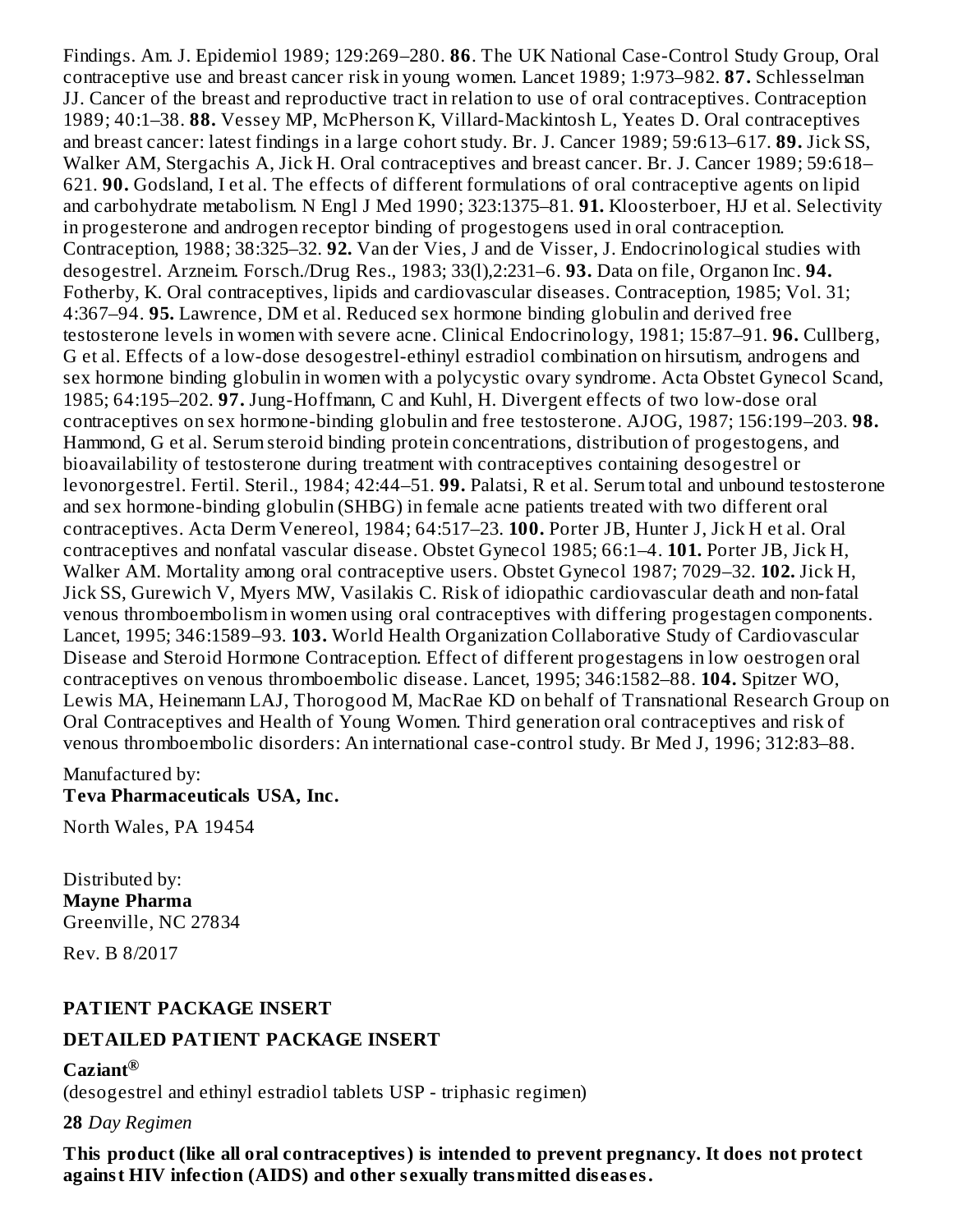Findings. Am. J. Epidemiol 1989; 129:269–280. **86**. The UK National Case-Control Study Group, Oral contraceptive use and breast cancer risk in young women. Lancet 1989; 1:973–982. **87.** Schlesselman JJ. Cancer of the breast and reproductive tract in relation to use of oral contraceptives. Contraception 1989; 40:1–38. **88.** Vessey MP, McPherson K, Villard-Mackintosh L, Yeates D. Oral contraceptives and breast cancer: latest findings in a large cohort study. Br. J. Cancer 1989; 59:613–617. **89.** Jick SS, Walker AM, Stergachis A, Jick H. Oral contraceptives and breast cancer. Br. J. Cancer 1989; 59:618–621. **90.** Godsland, I et al. The effects of different formulations of oral contraceptive agents on lipid and carbohydrate metabolism. N Engl J Med 1990; 323:1375–81. **91.** Kloosterboer, HJ et al. Selectivity in progesterone and androgen receptor binding of progestogens used in oral contraception. Contraception, 1988; 38:325–32. **92.** Van der Vies, J and de Visser, J. Endocrinological studies with desogestrel. Arzneim. Forsch./Drug Res., 1983; 33(l),2:231–6. **93.** Data on file, Organon Inc. **94.** Fotherby, K. Oral contraceptives, lipids and cardiovascular diseases. Contraception, 1985; Vol. 31; 4:367–94. **95.** Lawrence, DM et al. Reduced sex hormone binding globulin and derived free testosterone levels in women with severe acne. Clinical Endocrinology, 1981; 15:87–91. **96.** Cullberg, G et al. Effects of a low-dose desogestrel-ethinyl estradiol combination on hirsutism, androgens and sex hormone binding globulin in women with a polycystic ovary syndrome. Acta Obstet Gynecol Scand, 1985; 64:195–202. **97.** Jung-Hoffmann, C and Kuhl, H. Divergent effects of two low-dose oral contraceptives on sex hormone-binding globulin and free testosterone. AJOG, 1987; 156:199–203. **98.** Hammond, G et al. Serum steroid binding protein concentrations, distribution of progestogens, and bioavailability of testosterone during treatment with contraceptives containing desogestrel or levonorgestrel. Fertil. Steril., 1984; 42:44–51. **99.** Palatsi, R et al. Serum total and unbound testosterone and sex hormone-binding globulin (SHBG) in female acne patients treated with two different oral contraceptives. Acta Derm Venereol, 1984; 64:517–23. **100.** Porter JB, Hunter J, Jick H et al. Oral contraceptives and nonfatal vascular disease. Obstet Gynecol 1985; 66:1–4. **101.** Porter JB, Jick H, Walker AM. Mortality among oral contraceptive users. Obstet Gynecol 1987; 7029–32. **102.** Jick H, Jick SS, Gurewich V, Myers MW, Vasilakis C. Risk of idiopathic cardiovascular death and non-fatal venous thromboembolism in women using oral contraceptives with differing progestagen components. Lancet, 1995; 346:1589–93. **103.** World Health Organization Collaborative Study of Cardiovascular Disease and Steroid Hormone Contraception. Effect of different progestagens in low oestrogen oral contraceptives on venous thromboembolic disease. Lancet, 1995; 346:1582–88. **104.** Spitzer WO, Lewis MA, Heinemann LAJ, Thorogood M, MacRae KD on behalf of Transnational Research Group on Oral Contraceptives and Health of Young Women. Third generation oral contraceptives and risk of venous thromboembolic disorders: An international case-control study. Br Med J, 1996; 312:83–88.

Manufactured by:
**Teva Pharmaceuticals USA, Inc.**

North Wales, PA 19454

Distributed by:
**Mayne Pharma**
Greenville, NC 27834

Rev. B 8/2017

## PATIENT PACKAGE INSERT

## DETAILED PATIENT PACKAGE INSERT

**Caziant®**
(desogestrel and ethinyl estradiol tablets USP - triphasic regimen)

**28** *Day Regimen*

**This product (like all oral contraceptives) is intended to prevent pregnancy. It does not protect against HIV infection (AIDS) and other sexually transmitted diseases.**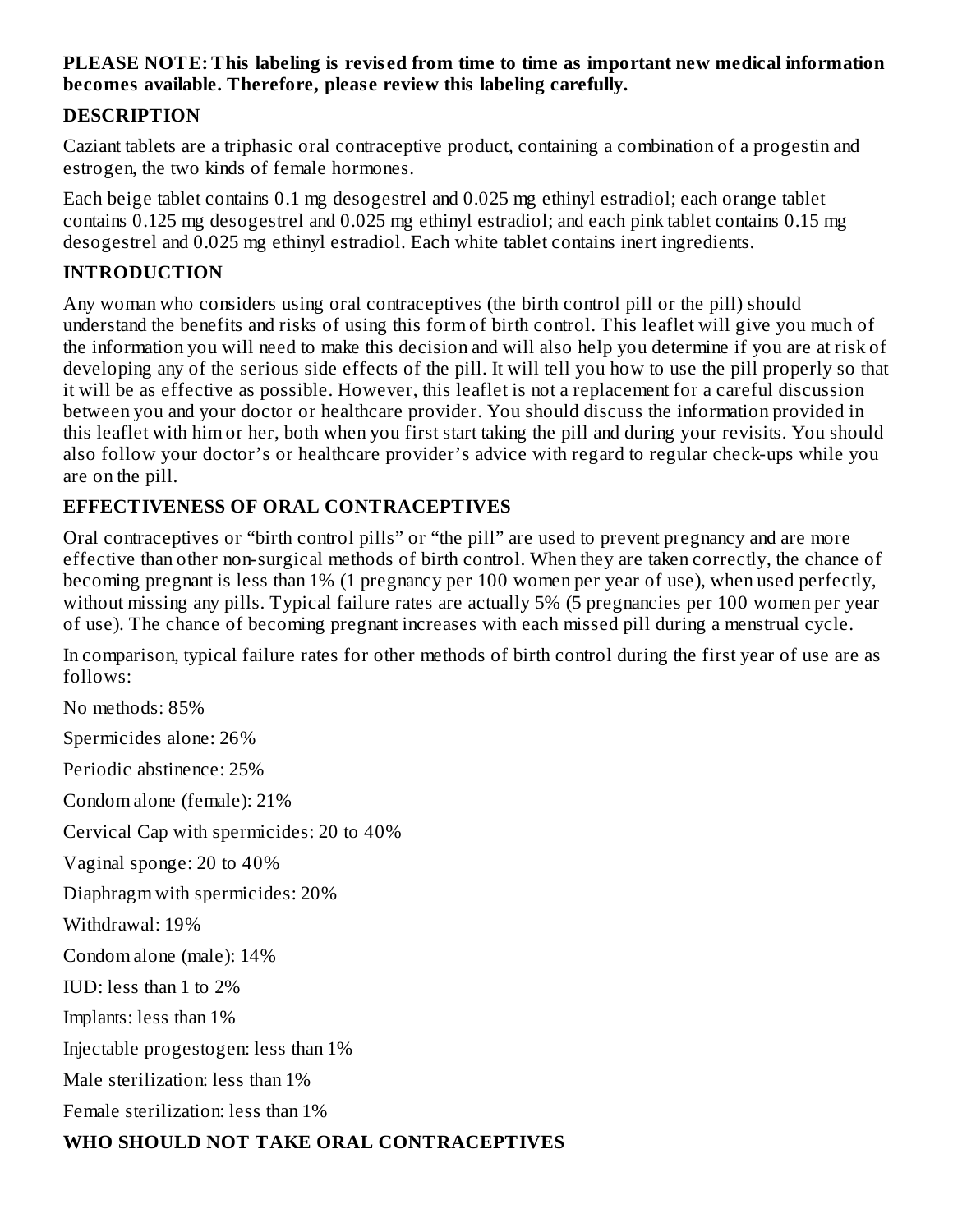**PLEASE NOTE: This labeling is revised from time to time as important new medical information becomes available. Therefore, please review this labeling carefully.**

## DESCRIPTION

Caziant tablets are a triphasic oral contraceptive product, containing a combination of a progestin and estrogen, the two kinds of female hormones.

Each beige tablet contains 0.1 mg desogestrel and 0.025 mg ethinyl estradiol; each orange tablet contains 0.125 mg desogestrel and 0.025 mg ethinyl estradiol; and each pink tablet contains 0.15 mg desogestrel and 0.025 mg ethinyl estradiol. Each white tablet contains inert ingredients.

## INTRODUCTION

Any woman who considers using oral contraceptives (the birth control pill or the pill) should understand the benefits and risks of using this form of birth control. This leaflet will give you much of the information you will need to make this decision and will also help you determine if you are at risk of developing any of the serious side effects of the pill. It will tell you how to use the pill properly so that it will be as effective as possible. However, this leaflet is not a replacement for a careful discussion between you and your doctor or healthcare provider. You should discuss the information provided in this leaflet with him or her, both when you first start taking the pill and during your revisits. You should also follow your doctor's or healthcare provider's advice with regard to regular check-ups while you are on the pill.

## EFFECTIVENESS OF ORAL CONTRACEPTIVES

Oral contraceptives or "birth control pills" or "the pill" are used to prevent pregnancy and are more effective than other non-surgical methods of birth control. When they are taken correctly, the chance of becoming pregnant is less than 1% (1 pregnancy per 100 women per year of use), when used perfectly, without missing any pills. Typical failure rates are actually 5% (5 pregnancies per 100 women per year of use). The chance of becoming pregnant increases with each missed pill during a menstrual cycle.

In comparison, typical failure rates for other methods of birth control during the first year of use are as follows:

No methods: 85%

Spermicides alone: 26%

Periodic abstinence: 25%

Condom alone (female): 21%

Cervical Cap with spermicides: 20 to 40%

Vaginal sponge: 20 to 40%

Diaphragm with spermicides: 20%

Withdrawal: 19%

Condom alone (male): 14%

IUD: less than 1 to 2%

Implants: less than 1%

Injectable progestogen: less than 1%

Male sterilization: less than 1%

Female sterilization: less than 1%

## WHO SHOULD NOT TAKE ORAL CONTRACEPTIVES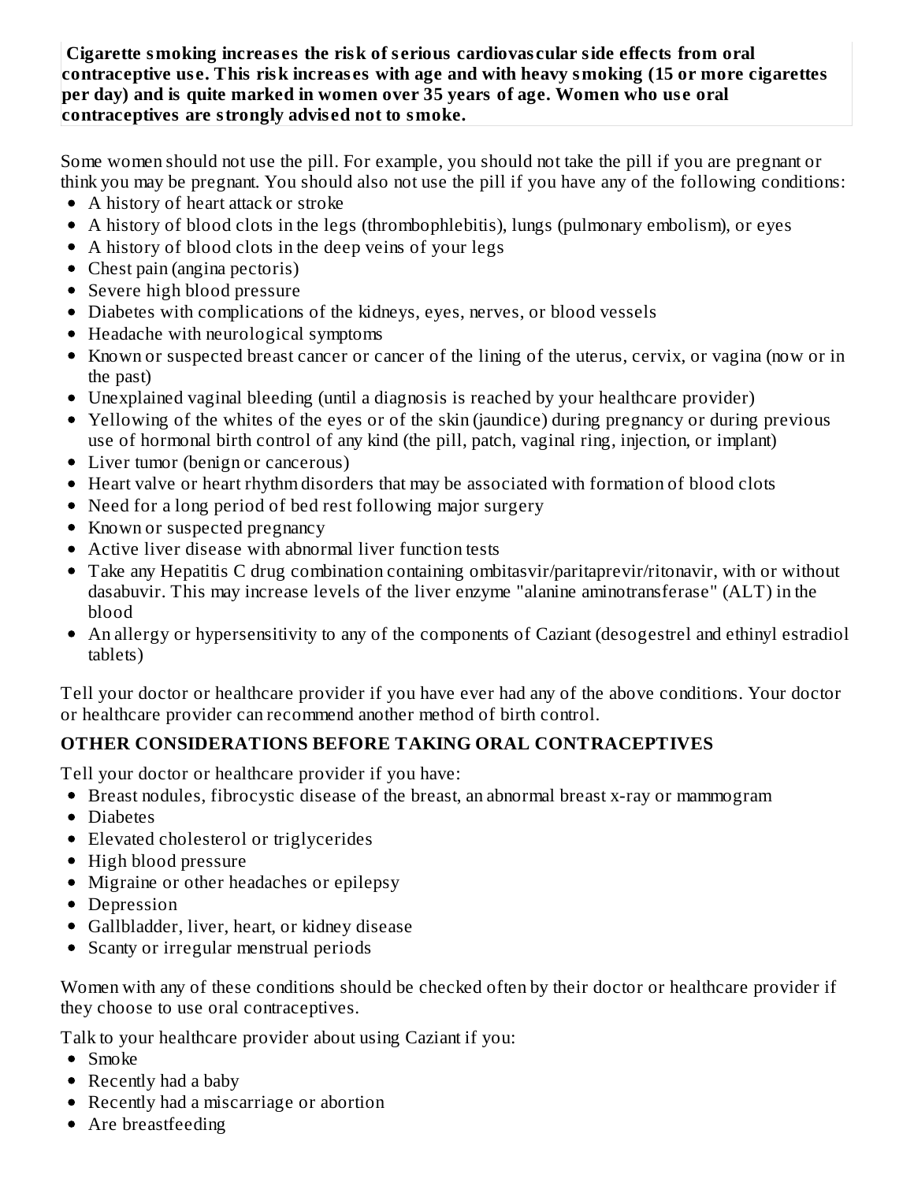**Cigarette smoking increases the risk of serious cardiovascular side effects from oral contraceptive use. This risk increases with age and with heavy smoking (15 or more cigarettes per day) and is quite marked in women over 35 years of age. Women who use oral contraceptives are strongly advised not to smoke.**

Some women should not use the pill. For example, you should not take the pill if you are pregnant or think you may be pregnant. You should also not use the pill if you have any of the following conditions:

- A history of heart attack or stroke
- A history of blood clots in the legs (thrombophlebitis), lungs (pulmonary embolism), or eyes
- A history of blood clots in the deep veins of your legs
- Chest pain (angina pectoris)
- Severe high blood pressure
- Diabetes with complications of the kidneys, eyes, nerves, or blood vessels
- Headache with neurological symptoms
- Known or suspected breast cancer or cancer of the lining of the uterus, cervix, or vagina (now or in the past)
- Unexplained vaginal bleeding (until a diagnosis is reached by your healthcare provider)
- Yellowing of the whites of the eyes or of the skin (jaundice) during pregnancy or during previous use of hormonal birth control of any kind (the pill, patch, vaginal ring, injection, or implant)
- Liver tumor (benign or cancerous)
- Heart valve or heart rhythm disorders that may be associated with formation of blood clots
- Need for a long period of bed rest following major surgery
- Known or suspected pregnancy
- Active liver disease with abnormal liver function tests
- Take any Hepatitis C drug combination containing ombitasvir/paritaprevir/ritonavir, with or without dasabuvir. This may increase levels of the liver enzyme "alanine aminotransferase" (ALT) in the blood
- An allergy or hypersensitivity to any of the components of Caziant (desogestrel and ethinyl estradiol tablets)

Tell your doctor or healthcare provider if you have ever had any of the above conditions. Your doctor or healthcare provider can recommend another method of birth control.

## OTHER CONSIDERATIONS BEFORE TAKING ORAL CONTRACEPTIVES

Tell your doctor or healthcare provider if you have:

- Breast nodules, fibrocystic disease of the breast, an abnormal breast x-ray or mammogram
- Diabetes
- Elevated cholesterol or triglycerides
- High blood pressure
- Migraine or other headaches or epilepsy
- Depression
- Gallbladder, liver, heart, or kidney disease
- Scanty or irregular menstrual periods

Women with any of these conditions should be checked often by their doctor or healthcare provider if they choose to use oral contraceptives.

Talk to your healthcare provider about using Caziant if you:

- Smoke
- Recently had a baby
- Recently had a miscarriage or abortion
- Are breastfeeding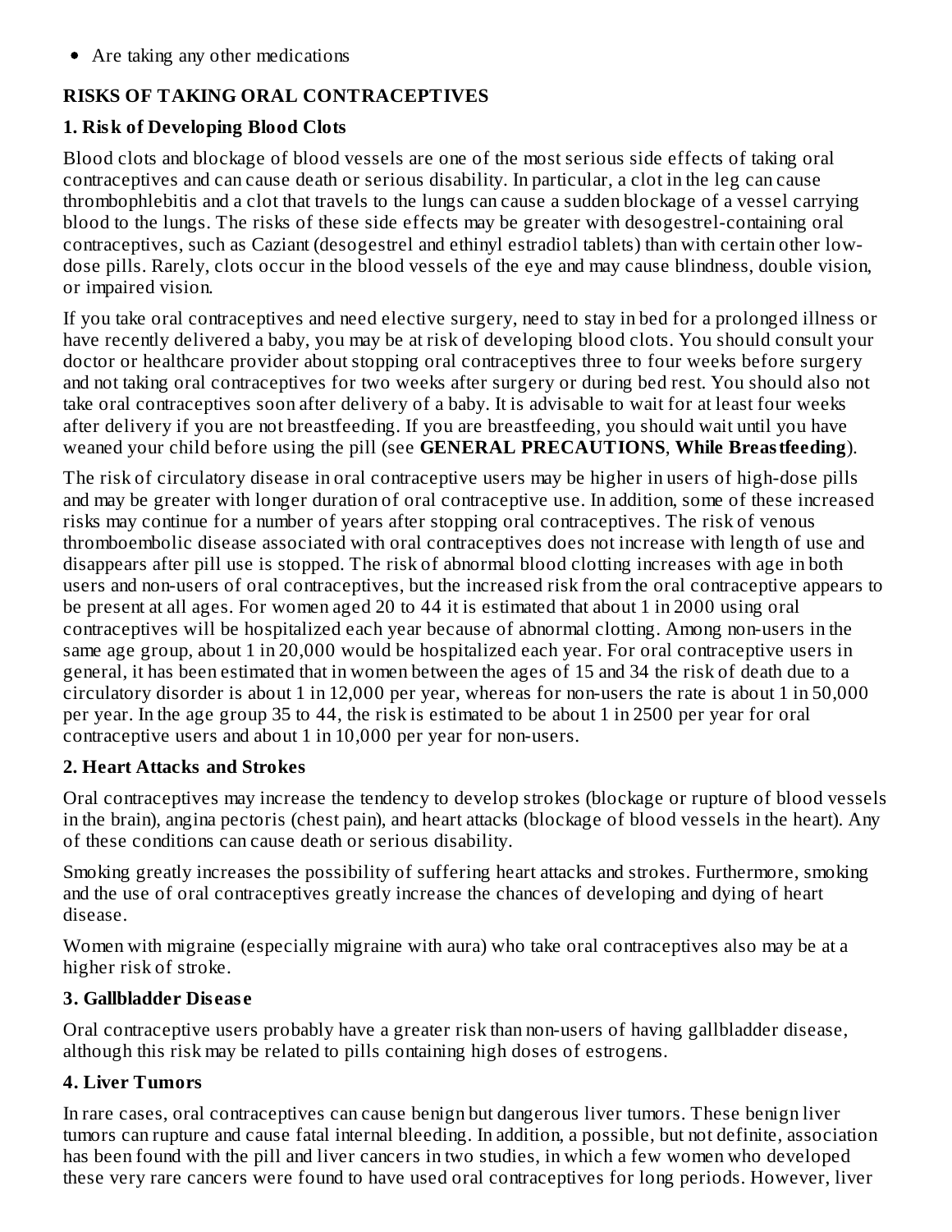- Are taking any other medications

## RISKS OF TAKING ORAL CONTRACEPTIVES

### 1. Risk of Developing Blood Clots

Blood clots and blockage of blood vessels are one of the most serious side effects of taking oral contraceptives and can cause death or serious disability. In particular, a clot in the leg can cause thrombophlebitis and a clot that travels to the lungs can cause a sudden blockage of a vessel carrying blood to the lungs. The risks of these side effects may be greater with desogestrel-containing oral contraceptives, such as Caziant (desogestrel and ethinyl estradiol tablets) than with certain other low-dose pills. Rarely, clots occur in the blood vessels of the eye and may cause blindness, double vision, or impaired vision.

If you take oral contraceptives and need elective surgery, need to stay in bed for a prolonged illness or have recently delivered a baby, you may be at risk of developing blood clots. You should consult your doctor or healthcare provider about stopping oral contraceptives three to four weeks before surgery and not taking oral contraceptives for two weeks after surgery or during bed rest. You should also not take oral contraceptives soon after delivery of a baby. It is advisable to wait for at least four weeks after delivery if you are not breastfeeding. If you are breastfeeding, you should wait until you have weaned your child before using the pill (see **GENERAL PRECAUTIONS**, **While Breastfeeding**).

The risk of circulatory disease in oral contraceptive users may be higher in users of high-dose pills and may be greater with longer duration of oral contraceptive use. In addition, some of these increased risks may continue for a number of years after stopping oral contraceptives. The risk of venous thromboembolic disease associated with oral contraceptives does not increase with length of use and disappears after pill use is stopped. The risk of abnormal blood clotting increases with age in both users and non-users of oral contraceptives, but the increased risk from the oral contraceptive appears to be present at all ages. For women aged 20 to 44 it is estimated that about 1 in 2000 using oral contraceptives will be hospitalized each year because of abnormal clotting. Among non-users in the same age group, about 1 in 20,000 would be hospitalized each year. For oral contraceptive users in general, it has been estimated that in women between the ages of 15 and 34 the risk of death due to a circulatory disorder is about 1 in 12,000 per year, whereas for non-users the rate is about 1 in 50,000 per year. In the age group 35 to 44, the risk is estimated to be about 1 in 2500 per year for oral contraceptive users and about 1 in 10,000 per year for non-users.

### 2. Heart Attacks and Strokes

Oral contraceptives may increase the tendency to develop strokes (blockage or rupture of blood vessels in the brain), angina pectoris (chest pain), and heart attacks (blockage of blood vessels in the heart). Any of these conditions can cause death or serious disability.

Smoking greatly increases the possibility of suffering heart attacks and strokes. Furthermore, smoking and the use of oral contraceptives greatly increase the chances of developing and dying of heart disease.

Women with migraine (especially migraine with aura) who take oral contraceptives also may be at a higher risk of stroke.

### 3. Gallbladder Disease

Oral contraceptive users probably have a greater risk than non-users of having gallbladder disease, although this risk may be related to pills containing high doses of estrogens.

### 4. Liver Tumors

In rare cases, oral contraceptives can cause benign but dangerous liver tumors. These benign liver tumors can rupture and cause fatal internal bleeding. In addition, a possible, but not definite, association has been found with the pill and liver cancers in two studies, in which a few women who developed these very rare cancers were found to have used oral contraceptives for long periods. However, liver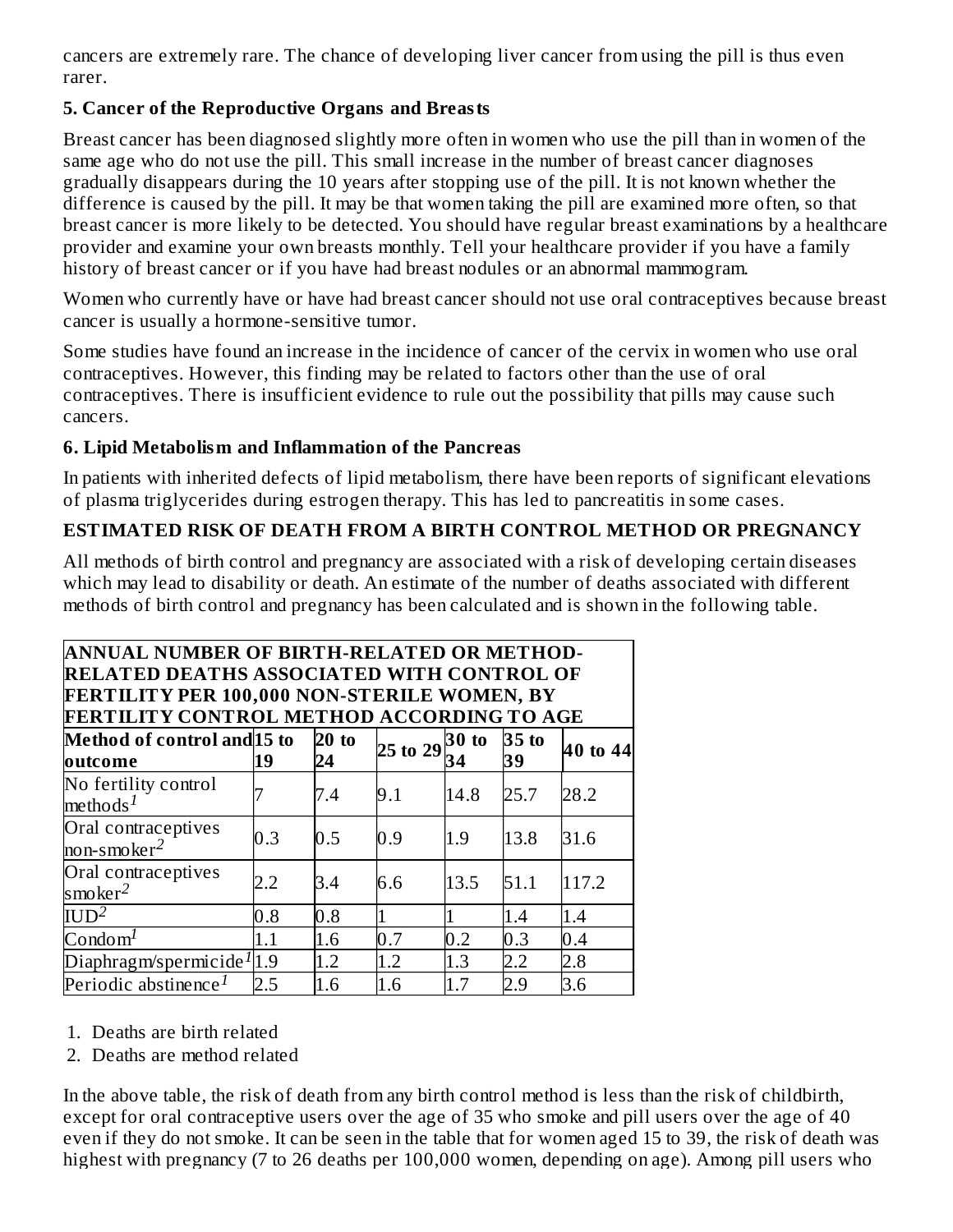cancers are extremely rare. The chance of developing liver cancer from using the pill is thus even rarer.

**5. Cancer of the Reproductive Organs and Breasts**

Breast cancer has been diagnosed slightly more often in women who use the pill than in women of the same age who do not use the pill. This small increase in the number of breast cancer diagnoses gradually disappears during the 10 years after stopping use of the pill. It is not known whether the difference is caused by the pill. It may be that women taking the pill are examined more often, so that breast cancer is more likely to be detected. You should have regular breast examinations by a healthcare provider and examine your own breasts monthly. Tell your healthcare provider if you have a family history of breast cancer or if you have had breast nodules or an abnormal mammogram.

Women who currently have or have had breast cancer should not use oral contraceptives because breast cancer is usually a hormone-sensitive tumor.

Some studies have found an increase in the incidence of cancer of the cervix in women who use oral contraceptives. However, this finding may be related to factors other than the use of oral contraceptives. There is insufficient evidence to rule out the possibility that pills may cause such cancers.

**6. Lipid Metabolism and Inflammation of the Pancreas**

In patients with inherited defects of lipid metabolism, there have been reports of significant elevations of plasma triglycerides during estrogen therapy. This has led to pancreatitis in some cases.

**ESTIMATED RISK OF DEATH FROM A BIRTH CONTROL METHOD OR PREGNANCY**

All methods of birth control and pregnancy are associated with a risk of developing certain diseases which may lead to disability or death. An estimate of the number of deaths associated with different methods of birth control and pregnancy has been calculated and is shown in the following table.

**ANNUAL NUMBER OF BIRTH-RELATED OR METHOD-RELATED DEATHS ASSOCIATED WITH CONTROL OF FERTILITY PER 100,000 NON-STERILE WOMEN, BY FERTILITY CONTROL METHOD ACCORDING TO AGE**

| Method of control and outcome | 15 to 19 | 20 to 24 | 25 to 29 | 30 to 34 | 35 to 39 | 40 to 44 |
|---|---|---|---|---|---|---|
| No fertility control methods[1] | 7 | 7.4 | 9.1 | 14.8 | 25.7 | 28.2 |
| Oral contraceptives non-smoker[2] | 0.3 | 0.5 | 0.9 | 1.9 | 13.8 | 31.6 |
| Oral contraceptives smoker[2] | 2.2 | 3.4 | 6.6 | 13.5 | 51.1 | 117.2 |
| IUD[2] | 0.8 | 0.8 | 1 | 1 | 1.4 | 1.4 |
| Condom[1] | 1.1 | 1.6 | 0.7 | 0.2 | 0.3 | 0.4 |
| Diaphragm/spermicide[1] | 1.9 | 1.2 | 1.2 | 1.3 | 2.2 | 2.8 |
| Periodic abstinence[1] | 2.5 | 1.6 | 1.6 | 1.7 | 2.9 | 3.6 |

1. Deaths are birth related
2. Deaths are method related

In the above table, the risk of death from any birth control method is less than the risk of childbirth, except for oral contraceptive users over the age of 35 who smoke and pill users over the age of 40 even if they do not smoke. It can be seen in the table that for women aged 15 to 39, the risk of death was highest with pregnancy (7 to 26 deaths per 100,000 women, depending on age). Among pill users who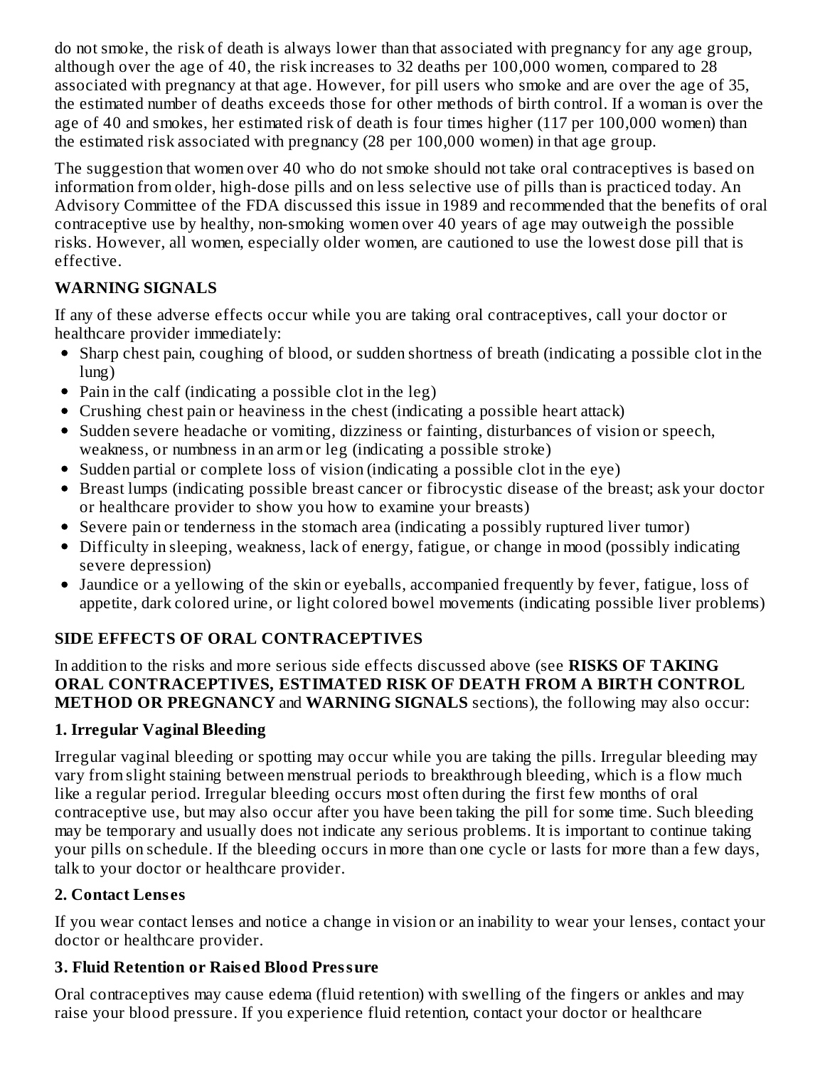do not smoke, the risk of death is always lower than that associated with pregnancy for any age group, although over the age of 40, the risk increases to 32 deaths per 100,000 women, compared to 28 associated with pregnancy at that age. However, for pill users who smoke and are over the age of 35, the estimated number of deaths exceeds those for other methods of birth control. If a woman is over the age of 40 and smokes, her estimated risk of death is four times higher (117 per 100,000 women) than the estimated risk associated with pregnancy (28 per 100,000 women) in that age group.

The suggestion that women over 40 who do not smoke should not take oral contraceptives is based on information from older, high-dose pills and on less selective use of pills than is practiced today. An Advisory Committee of the FDA discussed this issue in 1989 and recommended that the benefits of oral contraceptive use by healthy, non-smoking women over 40 years of age may outweigh the possible risks. However, all women, especially older women, are cautioned to use the lowest dose pill that is effective.

## WARNING SIGNALS

If any of these adverse effects occur while you are taking oral contraceptives, call your doctor or healthcare provider immediately:

- Sharp chest pain, coughing of blood, or sudden shortness of breath (indicating a possible clot in the lung)
- Pain in the calf (indicating a possible clot in the leg)
- Crushing chest pain or heaviness in the chest (indicating a possible heart attack)
- Sudden severe headache or vomiting, dizziness or fainting, disturbances of vision or speech, weakness, or numbness in an arm or leg (indicating a possible stroke)
- Sudden partial or complete loss of vision (indicating a possible clot in the eye)
- Breast lumps (indicating possible breast cancer or fibrocystic disease of the breast; ask your doctor or healthcare provider to show you how to examine your breasts)
- Severe pain or tenderness in the stomach area (indicating a possibly ruptured liver tumor)
- Difficulty in sleeping, weakness, lack of energy, fatigue, or change in mood (possibly indicating severe depression)
- Jaundice or a yellowing of the skin or eyeballs, accompanied frequently by fever, fatigue, loss of appetite, dark colored urine, or light colored bowel movements (indicating possible liver problems)

## SIDE EFFECTS OF ORAL CONTRACEPTIVES

In addition to the risks and more serious side effects discussed above (see **RISKS OF TAKING ORAL CONTRACEPTIVES, ESTIMATED RISK OF DEATH FROM A BIRTH CONTROL METHOD OR PREGNANCY** and **WARNING SIGNALS** sections), the following may also occur:

### 1. Irregular Vaginal Bleeding

Irregular vaginal bleeding or spotting may occur while you are taking the pills. Irregular bleeding may vary from slight staining between menstrual periods to breakthrough bleeding, which is a flow much like a regular period. Irregular bleeding occurs most often during the first few months of oral contraceptive use, but may also occur after you have been taking the pill for some time. Such bleeding may be temporary and usually does not indicate any serious problems. It is important to continue taking your pills on schedule. If the bleeding occurs in more than one cycle or lasts for more than a few days, talk to your doctor or healthcare provider.

### 2. Contact Lenses

If you wear contact lenses and notice a change in vision or an inability to wear your lenses, contact your doctor or healthcare provider.

### 3. Fluid Retention or Raised Blood Pressure

Oral contraceptives may cause edema (fluid retention) with swelling of the fingers or ankles and may raise your blood pressure. If you experience fluid retention, contact your doctor or healthcare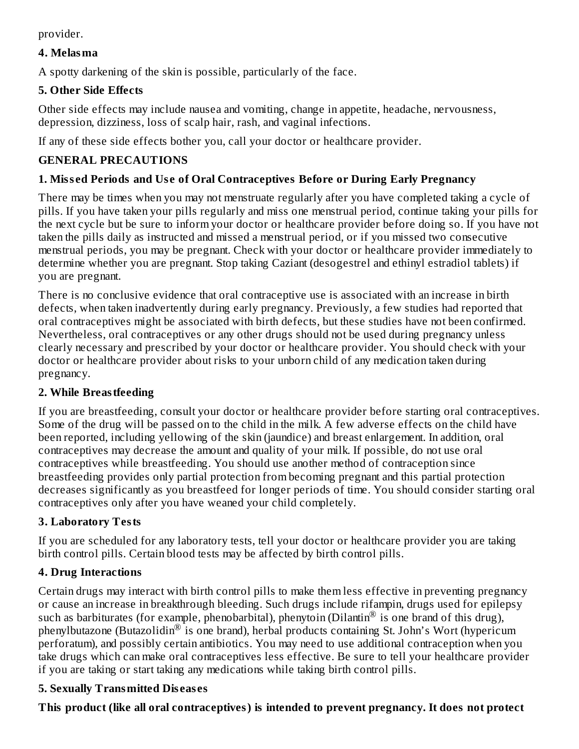provider.

**4. Melasma**

A spotty darkening of the skin is possible, particularly of the face.

**5. Other Side Effects**

Other side effects may include nausea and vomiting, change in appetite, headache, nervousness, depression, dizziness, loss of scalp hair, rash, and vaginal infections.

If any of these side effects bother you, call your doctor or healthcare provider.

**GENERAL PRECAUTIONS**

**1. Missed Periods and Use of Oral Contraceptives Before or During Early Pregnancy**

There may be times when you may not menstruate regularly after you have completed taking a cycle of pills. If you have taken your pills regularly and miss one menstrual period, continue taking your pills for the next cycle but be sure to inform your doctor or healthcare provider before doing so. If you have not taken the pills daily as instructed and missed a menstrual period, or if you missed two consecutive menstrual periods, you may be pregnant. Check with your doctor or healthcare provider immediately to determine whether you are pregnant. Stop taking Caziant (desogestrel and ethinyl estradiol tablets) if you are pregnant.

There is no conclusive evidence that oral contraceptive use is associated with an increase in birth defects, when taken inadvertently during early pregnancy. Previously, a few studies had reported that oral contraceptives might be associated with birth defects, but these studies have not been confirmed. Nevertheless, oral contraceptives or any other drugs should not be used during pregnancy unless clearly necessary and prescribed by your doctor or healthcare provider. You should check with your doctor or healthcare provider about risks to your unborn child of any medication taken during pregnancy.

**2. While Breastfeeding**

If you are breastfeeding, consult your doctor or healthcare provider before starting oral contraceptives. Some of the drug will be passed on to the child in the milk. A few adverse effects on the child have been reported, including yellowing of the skin (jaundice) and breast enlargement. In addition, oral contraceptives may decrease the amount and quality of your milk. If possible, do not use oral contraceptives while breastfeeding. You should use another method of contraception since breastfeeding provides only partial protection from becoming pregnant and this partial protection decreases significantly as you breastfeed for longer periods of time. You should consider starting oral contraceptives only after you have weaned your child completely.

**3. Laboratory Tests**

If you are scheduled for any laboratory tests, tell your doctor or healthcare provider you are taking birth control pills. Certain blood tests may be affected by birth control pills.

**4. Drug Interactions**

Certain drugs may interact with birth control pills to make them less effective in preventing pregnancy or cause an increase in breakthrough bleeding. Such drugs include rifampin, drugs used for epilepsy such as barbiturates (for example, phenobarbital), phenytoin (Dilantin® is one brand of this drug), phenylbutazone (Butazolidin® is one brand), herbal products containing St. John's Wort (hypericum perforatum), and possibly certain antibiotics. You may need to use additional contraception when you take drugs which can make oral contraceptives less effective. Be sure to tell your healthcare provider if you are taking or start taking any medications while taking birth control pills.

**5. Sexually Transmitted Diseases**

**This product (like all oral contraceptives) is intended to prevent pregnancy. It does not protect**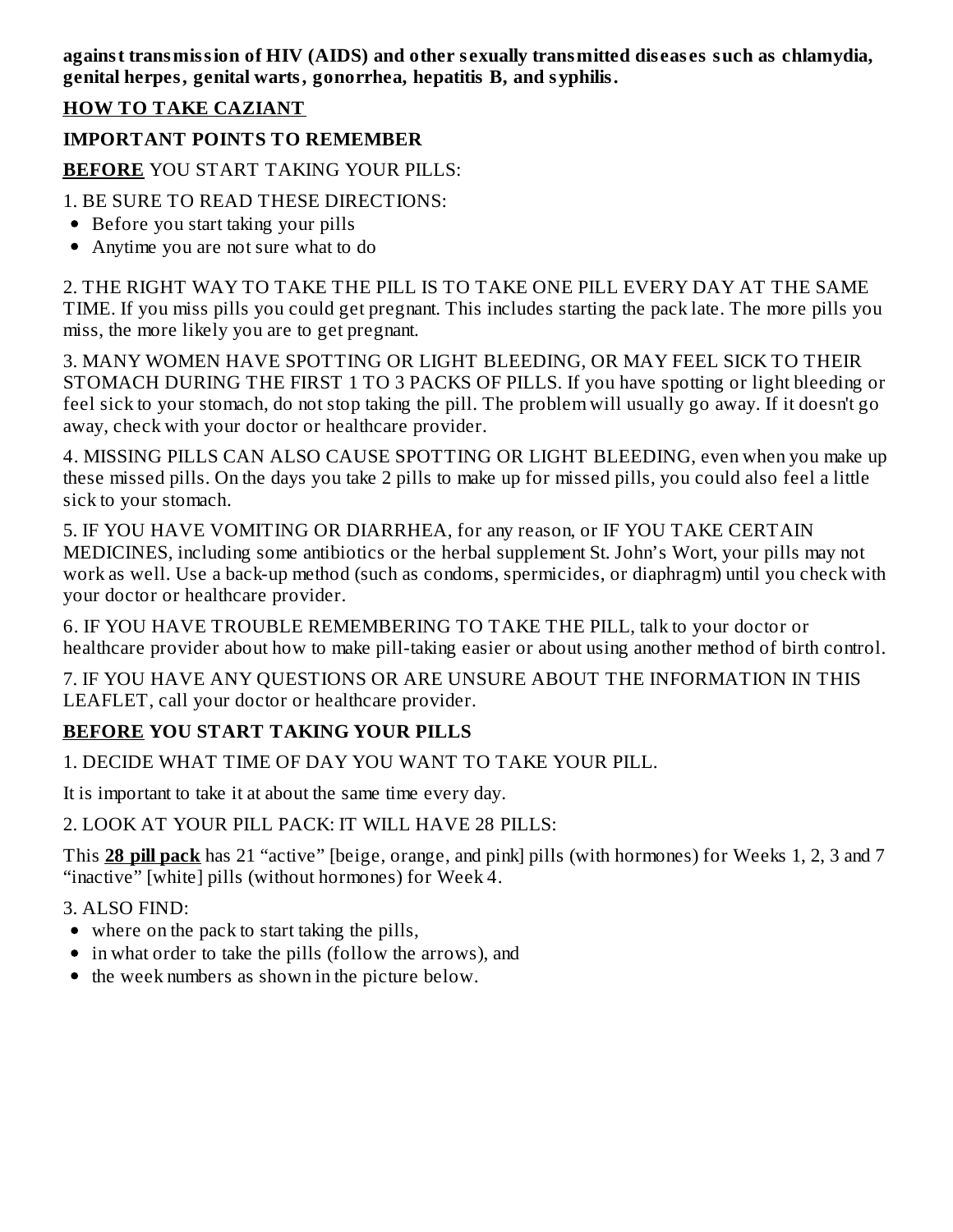**against transmission of HIV (AIDS) and other sexually transmitted diseases such as chlamydia, genital herpes, genital warts, gonorrhea, hepatitis B, and syphilis.**

## HOW TO TAKE CAZIANT

### IMPORTANT POINTS TO REMEMBER

**BEFORE** YOU START TAKING YOUR PILLS:

1. BE SURE TO READ THESE DIRECTIONS:
   - Before you start taking your pills
   - Anytime you are not sure what to do

2. THE RIGHT WAY TO TAKE THE PILL IS TO TAKE ONE PILL EVERY DAY AT THE SAME TIME. If you miss pills you could get pregnant. This includes starting the pack late. The more pills you miss, the more likely you are to get pregnant.

3. MANY WOMEN HAVE SPOTTING OR LIGHT BLEEDING, OR MAY FEEL SICK TO THEIR STOMACH DURING THE FIRST 1 TO 3 PACKS OF PILLS. If you have spotting or light bleeding or feel sick to your stomach, do not stop taking the pill. The problem will usually go away. If it doesn't go away, check with your doctor or healthcare provider.

4. MISSING PILLS CAN ALSO CAUSE SPOTTING OR LIGHT BLEEDING, even when you make up these missed pills. On the days you take 2 pills to make up for missed pills, you could also feel a little sick to your stomach.

5. IF YOU HAVE VOMITING OR DIARRHEA, for any reason, or IF YOU TAKE CERTAIN MEDICINES, including some antibiotics or the herbal supplement St. John's Wort, your pills may not work as well. Use a back-up method (such as condoms, spermicides, or diaphragm) until you check with your doctor or healthcare provider.

6. IF YOU HAVE TROUBLE REMEMBERING TO TAKE THE PILL, talk to your doctor or healthcare provider about how to make pill-taking easier or about using another method of birth control.

7. IF YOU HAVE ANY QUESTIONS OR ARE UNSURE ABOUT THE INFORMATION IN THIS LEAFLET, call your doctor or healthcare provider.

### BEFORE YOU START TAKING YOUR PILLS

1. DECIDE WHAT TIME OF DAY YOU WANT TO TAKE YOUR PILL.

It is important to take it at about the same time every day.

2. LOOK AT YOUR PILL PACK: IT WILL HAVE 28 PILLS:

This **28 pill pack** has 21 "active" [beige, orange, and pink] pills (with hormones) for Weeks 1, 2, 3 and 7 "inactive" [white] pills (without hormones) for Week 4.

3. ALSO FIND:
   - where on the pack to start taking the pills,
   - in what order to take the pills (follow the arrows), and
   - the week numbers as shown in the picture below.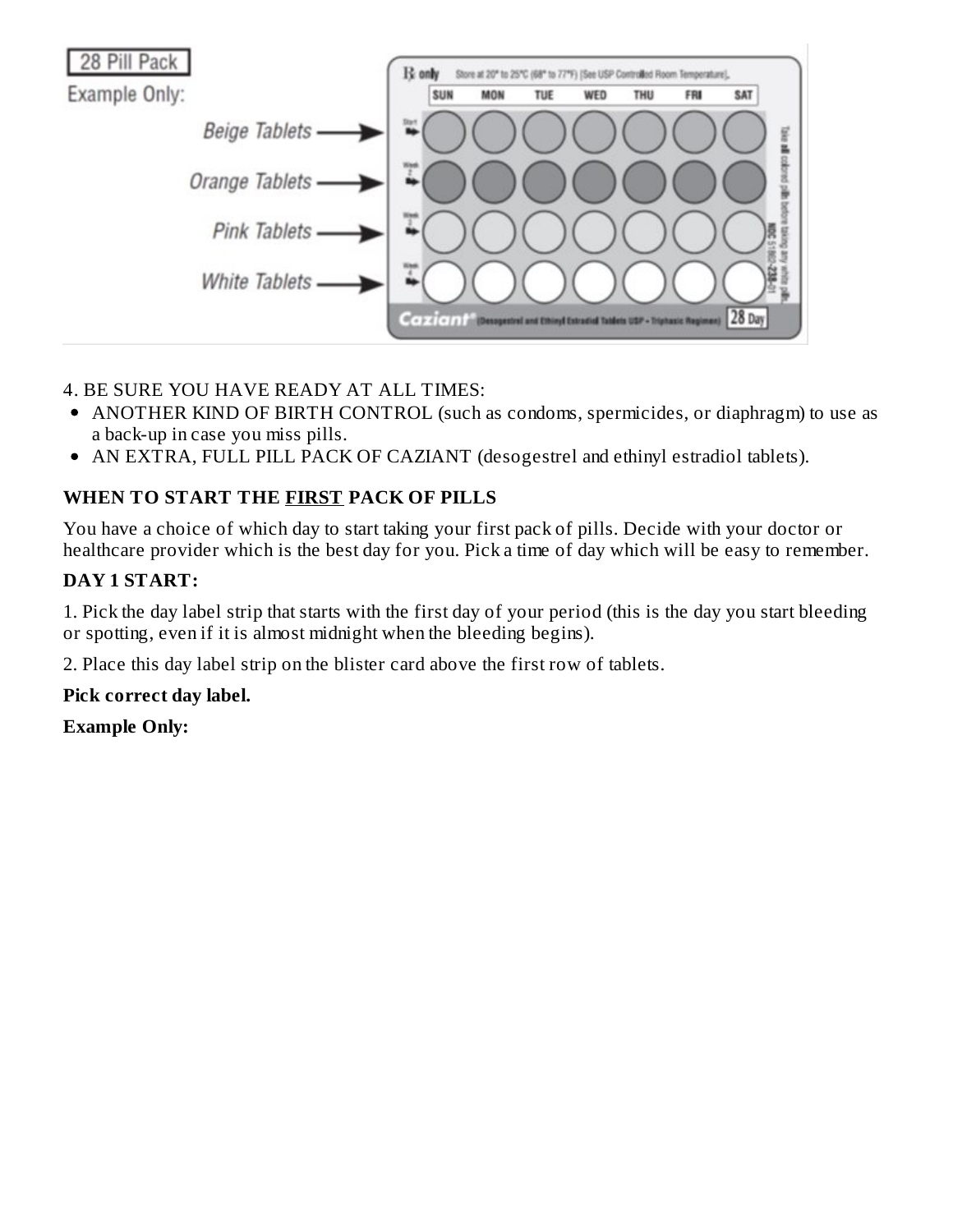28 Pill Pack

Example Only:

Beige Tablets

Orange Tablets

Pink Tablets

White Tablets

℞ only Store at 20° to 25°C (68° to 77°F) [See USP Controlled Room Temperature].

SUN MON TUE WED THU FRI SAT

Take all colored pills before taking any white pills

Caziant® (Desogestrel and Ethinyl Estradiol Tablets USP - Triphasic Regimen) 28 Day

4. BE SURE YOU HAVE READY AT ALL TIMES:

- ANOTHER KIND OF BIRTH CONTROL (such as condoms, spermicides, or diaphragm) to use as a back-up in case you miss pills.
- AN EXTRA, FULL PILL PACK OF CAZIANT (desogestrel and ethinyl estradiol tablets).

**WHEN TO START THE FIRST PACK OF PILLS**

You have a choice of which day to start taking your first pack of pills. Decide with your doctor or healthcare provider which is the best day for you. Pick a time of day which will be easy to remember.

**DAY 1 START:**

1. Pick the day label strip that starts with the first day of your period (this is the day you start bleeding or spotting, even if it is almost midnight when the bleeding begins).

2. Place this day label strip on the blister card above the first row of tablets.

**Pick correct day label.**

**Example Only:**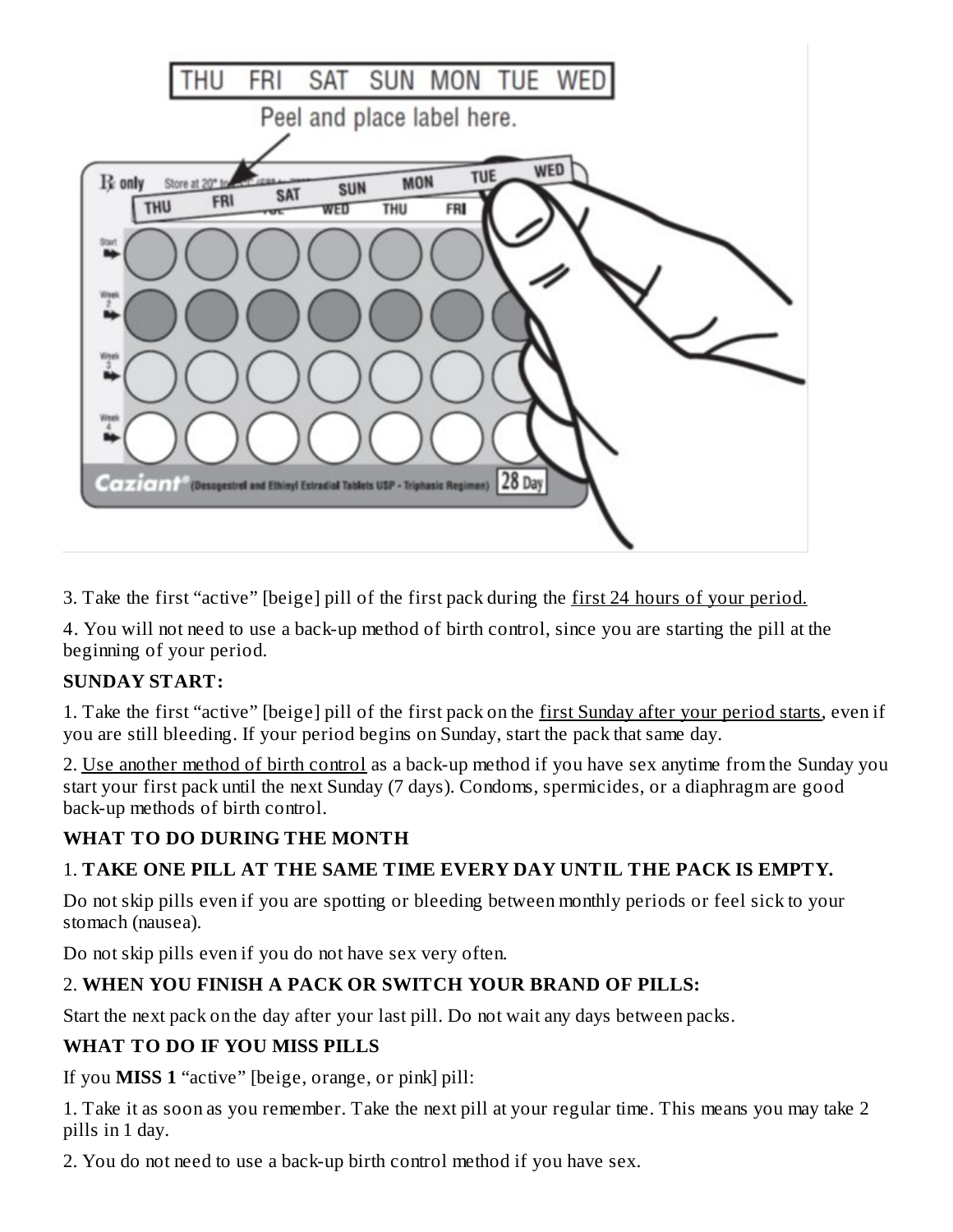3. Take the first "active" [beige] pill of the first pack during the first 24 hours of your period.

4. You will not need to use a back-up method of birth control, since you are starting the pill at the beginning of your period.

**SUNDAY START:**

1. Take the first "active" [beige] pill of the first pack on the first Sunday after your period starts, even if you are still bleeding. If your period begins on Sunday, start the pack that same day.

2. Use another method of birth control as a back-up method if you have sex anytime from the Sunday you start your first pack until the next Sunday (7 days). Condoms, spermicides, or a diaphragm are good back-up methods of birth control.

**WHAT TO DO DURING THE MONTH**

1. **TAKE ONE PILL AT THE SAME TIME EVERY DAY UNTIL THE PACK IS EMPTY.**

Do not skip pills even if you are spotting or bleeding between monthly periods or feel sick to your stomach (nausea).

Do not skip pills even if you do not have sex very often.

2. **WHEN YOU FINISH A PACK OR SWITCH YOUR BRAND OF PILLS:**

Start the next pack on the day after your last pill. Do not wait any days between packs.

**WHAT TO DO IF YOU MISS PILLS**

If you **MISS 1** "active" [beige, orange, or pink] pill:

1. Take it as soon as you remember. Take the next pill at your regular time. This means you may take 2 pills in 1 day.

2. You do not need to use a back-up birth control method if you have sex.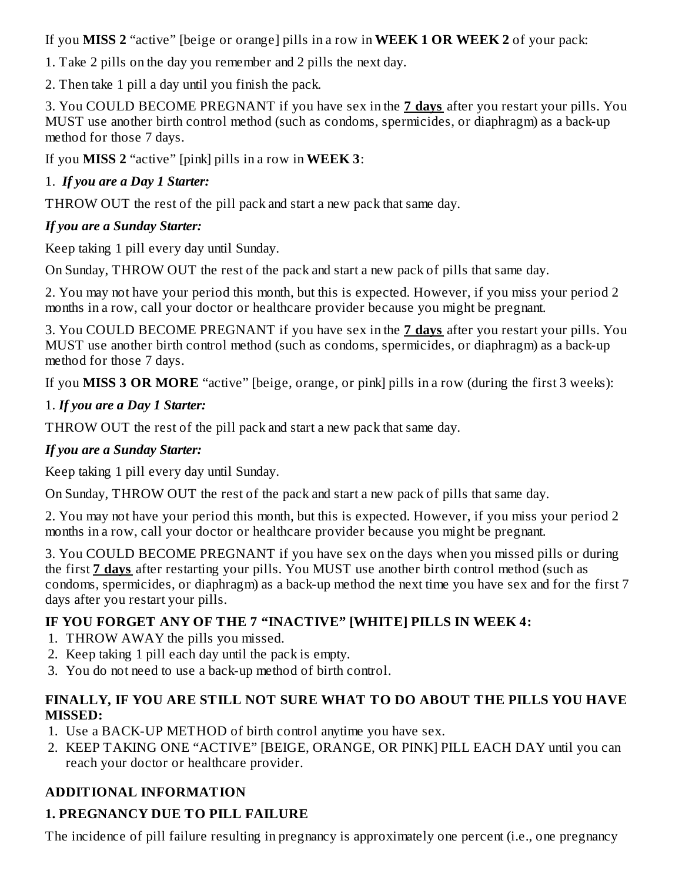If you **MISS 2** "active" [beige or orange] pills in a row in **WEEK 1 OR WEEK 2** of your pack:

1. Take 2 pills on the day you remember and 2 pills the next day.

2. Then take 1 pill a day until you finish the pack.

3. You COULD BECOME PREGNANT if you have sex in the **7 days** after you restart your pills. You MUST use another birth control method (such as condoms, spermicides, or diaphragm) as a back-up method for those 7 days.

If you **MISS 2** "active" [pink] pills in a row in **WEEK 3**:

1. ***If you are a Day 1 Starter:***

THROW OUT the rest of the pill pack and start a new pack that same day.

***If you are a Sunday Starter:***

Keep taking 1 pill every day until Sunday.

On Sunday, THROW OUT the rest of the pack and start a new pack of pills that same day.

2. You may not have your period this month, but this is expected. However, if you miss your period 2 months in a row, call your doctor or healthcare provider because you might be pregnant.

3. You COULD BECOME PREGNANT if you have sex in the **7 days** after you restart your pills. You MUST use another birth control method (such as condoms, spermicides, or diaphragm) as a back-up method for those 7 days.

If you **MISS 3 OR MORE** "active" [beige, orange, or pink] pills in a row (during the first 3 weeks):

1. ***If you are a Day 1 Starter:***

THROW OUT the rest of the pill pack and start a new pack that same day.

***If you are a Sunday Starter:***

Keep taking 1 pill every day until Sunday.

On Sunday, THROW OUT the rest of the pack and start a new pack of pills that same day.

2. You may not have your period this month, but this is expected. However, if you miss your period 2 months in a row, call your doctor or healthcare provider because you might be pregnant.

3. You COULD BECOME PREGNANT if you have sex on the days when you missed pills or during the first **7 days** after restarting your pills. You MUST use another birth control method (such as condoms, spermicides, or diaphragm) as a back-up method the next time you have sex and for the first 7 days after you restart your pills.

**IF YOU FORGET ANY OF THE 7 "INACTIVE" [WHITE] PILLS IN WEEK 4:**

1. THROW AWAY the pills you missed.
2. Keep taking 1 pill each day until the pack is empty.
3. You do not need to use a back-up method of birth control.

**FINALLY, IF YOU ARE STILL NOT SURE WHAT TO DO ABOUT THE PILLS YOU HAVE MISSED:**

1. Use a BACK-UP METHOD of birth control anytime you have sex.
2. KEEP TAKING ONE "ACTIVE" [BEIGE, ORANGE, OR PINK] PILL EACH DAY until you can reach your doctor or healthcare provider.

**ADDITIONAL INFORMATION**

**1. PREGNANCY DUE TO PILL FAILURE**

The incidence of pill failure resulting in pregnancy is approximately one percent (i.e., one pregnancy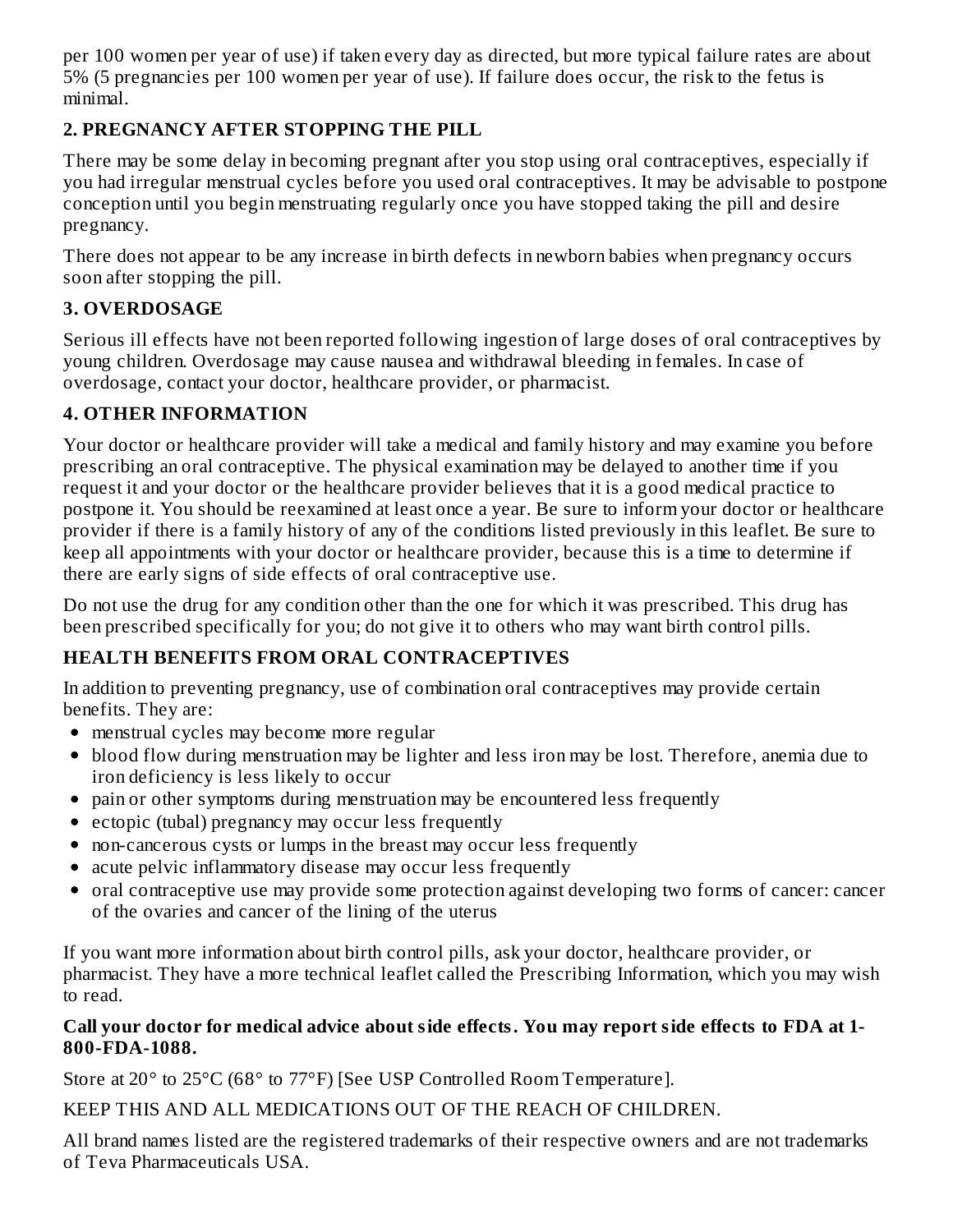per 100 women per year of use) if taken every day as directed, but more typical failure rates are about 5% (5 pregnancies per 100 women per year of use). If failure does occur, the risk to the fetus is minimal.

### 2. PREGNANCY AFTER STOPPING THE PILL

There may be some delay in becoming pregnant after you stop using oral contraceptives, especially if you had irregular menstrual cycles before you used oral contraceptives. It may be advisable to postpone conception until you begin menstruating regularly once you have stopped taking the pill and desire pregnancy.

There does not appear to be any increase in birth defects in newborn babies when pregnancy occurs soon after stopping the pill.

### 3. OVERDOSAGE

Serious ill effects have not been reported following ingestion of large doses of oral contraceptives by young children. Overdosage may cause nausea and withdrawal bleeding in females. In case of overdosage, contact your doctor, healthcare provider, or pharmacist.

### 4. OTHER INFORMATION

Your doctor or healthcare provider will take a medical and family history and may examine you before prescribing an oral contraceptive. The physical examination may be delayed to another time if you request it and your doctor or the healthcare provider believes that it is a good medical practice to postpone it. You should be reexamined at least once a year. Be sure to inform your doctor or healthcare provider if there is a family history of any of the conditions listed previously in this leaflet. Be sure to keep all appointments with your doctor or healthcare provider, because this is a time to determine if there are early signs of side effects of oral contraceptive use.

Do not use the drug for any condition other than the one for which it was prescribed. This drug has been prescribed specifically for you; do not give it to others who may want birth control pills.

### HEALTH BENEFITS FROM ORAL CONTRACEPTIVES

In addition to preventing pregnancy, use of combination oral contraceptives may provide certain benefits. They are:

- menstrual cycles may become more regular
- blood flow during menstruation may be lighter and less iron may be lost. Therefore, anemia due to iron deficiency is less likely to occur
- pain or other symptoms during menstruation may be encountered less frequently
- ectopic (tubal) pregnancy may occur less frequently
- non-cancerous cysts or lumps in the breast may occur less frequently
- acute pelvic inflammatory disease may occur less frequently
- oral contraceptive use may provide some protection against developing two forms of cancer: cancer of the ovaries and cancer of the lining of the uterus

If you want more information about birth control pills, ask your doctor, healthcare provider, or pharmacist. They have a more technical leaflet called the Prescribing Information, which you may wish to read.

**Call your doctor for medical advice about side effects. You may report side effects to FDA at 1-800-FDA-1088.**

Store at 20° to 25°C (68° to 77°F) [See USP Controlled Room Temperature].

KEEP THIS AND ALL MEDICATIONS OUT OF THE REACH OF CHILDREN.

All brand names listed are the registered trademarks of their respective owners and are not trademarks of Teva Pharmaceuticals USA.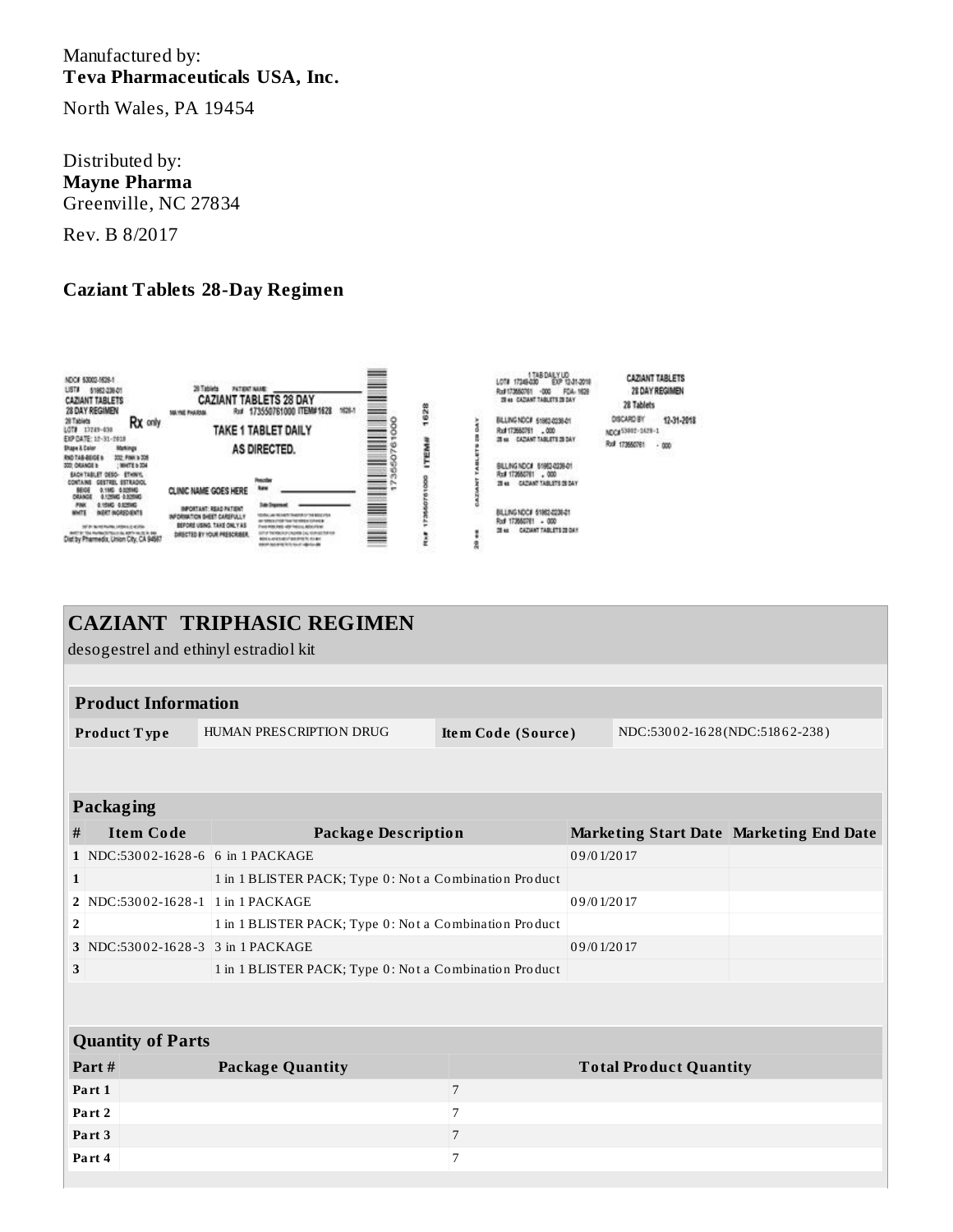Manufactured by:
**Teva Pharmaceuticals USA, Inc.**

North Wales, PA 19454

Distributed by:
**Mayne Pharma**
Greenville, NC 27834

Rev. B 8/2017

**Caziant Tablets 28-Day Regimen**

## CAZIANT TRIPHASIC REGIMEN

desogestrel and ethinyl estradiol kit

| Product Information | | | |
|---|---|---|---|
| **Product Type** | HUMAN PRESCRIPTION DRUG | **Item Code (Source)** | NDC:53002-1628(NDC:51862-238) |

| Packaging | | | | |
|---|---|---|---|---|
| **#** | **Item Code** | **Package Description** | **Marketing Start Date** | **Marketing End Date** |
| 1 | NDC:53002-1628-6 | 6 in 1 PACKAGE | 09/01/2017 | |
| 1 | | 1 in 1 BLISTER PACK; Type 0: Not a Combination Product | | |
| 2 | NDC:53002-1628-1 | 1 in 1 PACKAGE | 09/01/2017 | |
| 2 | | 1 in 1 BLISTER PACK; Type 0: Not a Combination Product | | |
| 3 | NDC:53002-1628-3 | 3 in 1 PACKAGE | 09/01/2017 | |
| 3 | | 1 in 1 BLISTER PACK; Type 0: Not a Combination Product | | |

| Quantity of Parts | | |
|---|---|---|
| **Part #** | **Package Quantity** | **Total Product Quantity** |
| **Part 1** | | 7 |
| **Part 2** | | 7 |
| **Part 3** | | 7 |
| **Part 4** | | 7 |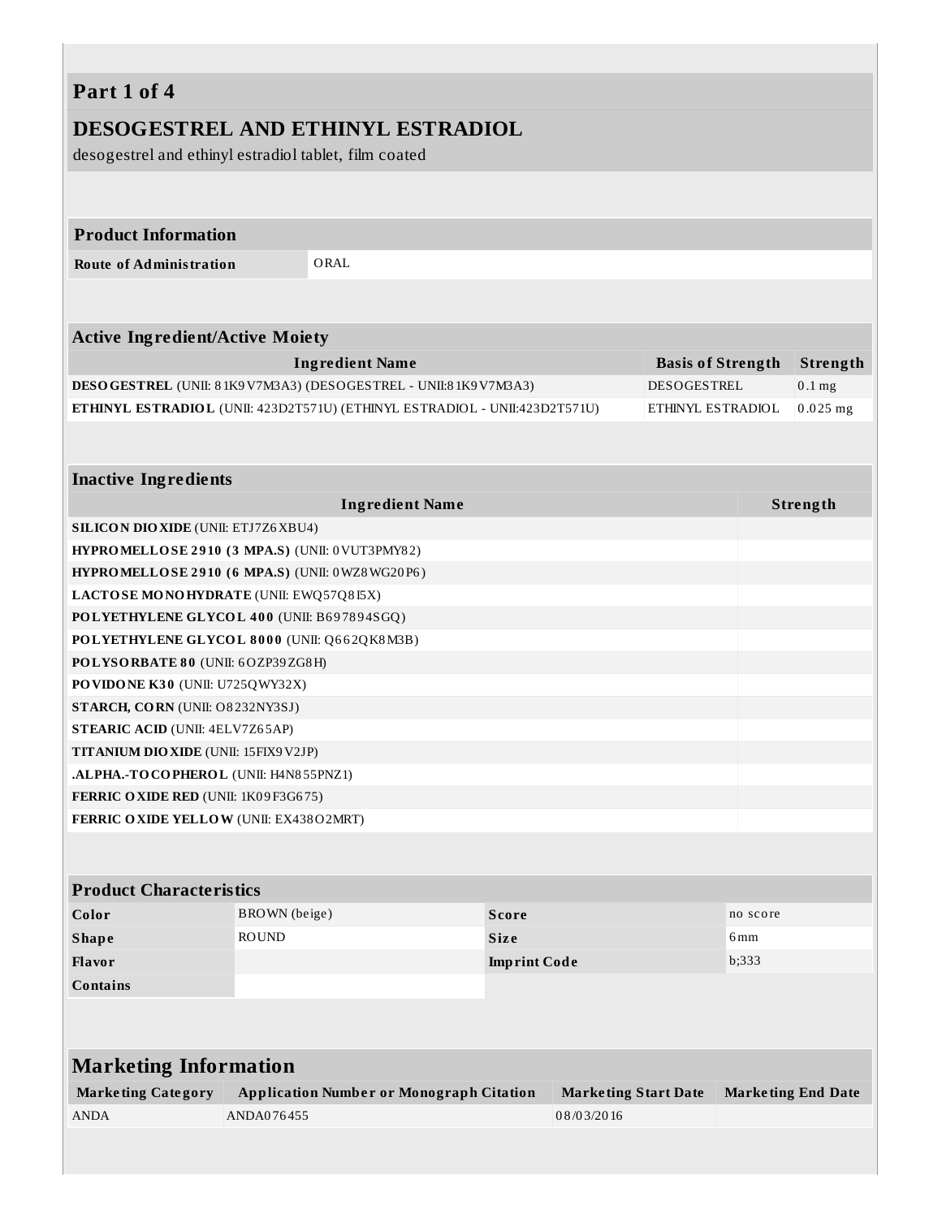## Part 1 of 4

## DESOGESTREL AND ETHINYL ESTRADIOL

desogestrel and ethinyl estradiol tablet, film coated

| Product Information | |
|---|---|
| Route of Administration | ORAL |

| Active Ingredient/Active Moiety | | |
|---|---|---|
| Ingredient Name | Basis of Strength | Strength |
| **DESOGESTREL** (UNII: 81K9V7M3A3) (DESOGESTREL - UNII:81K9V7M3A3) | DESOGESTREL | 0.1 mg |
| **ETHINYL ESTRADIOL** (UNII: 423D2T571U) (ETHINYL ESTRADIOL - UNII:423D2T571U) | ETHINYL ESTRADIOL | 0.025 mg |

| Inactive Ingredients | |
|---|---|
| Ingredient Name | Strength |
| **SILICON DIOXIDE** (UNII: ETJ7Z6XBU4) | |
| **HYPROMELLOSE 2910 (3 MPA.S)** (UNII: 0VUT3PMY82) | |
| **HYPROMELLOSE 2910 (6 MPA.S)** (UNII: 0WZ8WG20P6) | |
| **LACTOSE MONOHYDRATE** (UNII: EWQ57Q8I5X) | |
| **POLYETHYLENE GLYCOL 400** (UNII: B697894SGQ) | |
| **POLYETHYLENE GLYCOL 8000** (UNII: Q662QK8M3B) | |
| **POLYSORBATE 80** (UNII: 6OZP39ZG8H) | |
| **POVIDONE K30** (UNII: U725QWY32X) | |
| **STARCH, CORN** (UNII: O8232NY3SJ) | |
| **STEARIC ACID** (UNII: 4ELV7Z65AP) | |
| **TITANIUM DIOXIDE** (UNII: 15FIX9V2JP) | |
| **.ALPHA.-TOCOPHEROL** (UNII: H4N855PNZ1) | |
| **FERRIC OXIDE RED** (UNII: 1K09F3G675) | |
| **FERRIC OXIDE YELLOW** (UNII: EX438O2MRT) | |

| Product Characteristics | | | |
|---|---|---|---|
| Color | BROWN (beige) | Score | no score |
| Shape | ROUND | Size | 6mm |
| Flavor | | Imprint Code | b;333 |
| Contains | | | |

| Marketing Information | | | |
|---|---|---|---|
| Marketing Category | Application Number or Monograph Citation | Marketing Start Date | Marketing End Date |
| ANDA | ANDA076455 | 08/03/2016 | |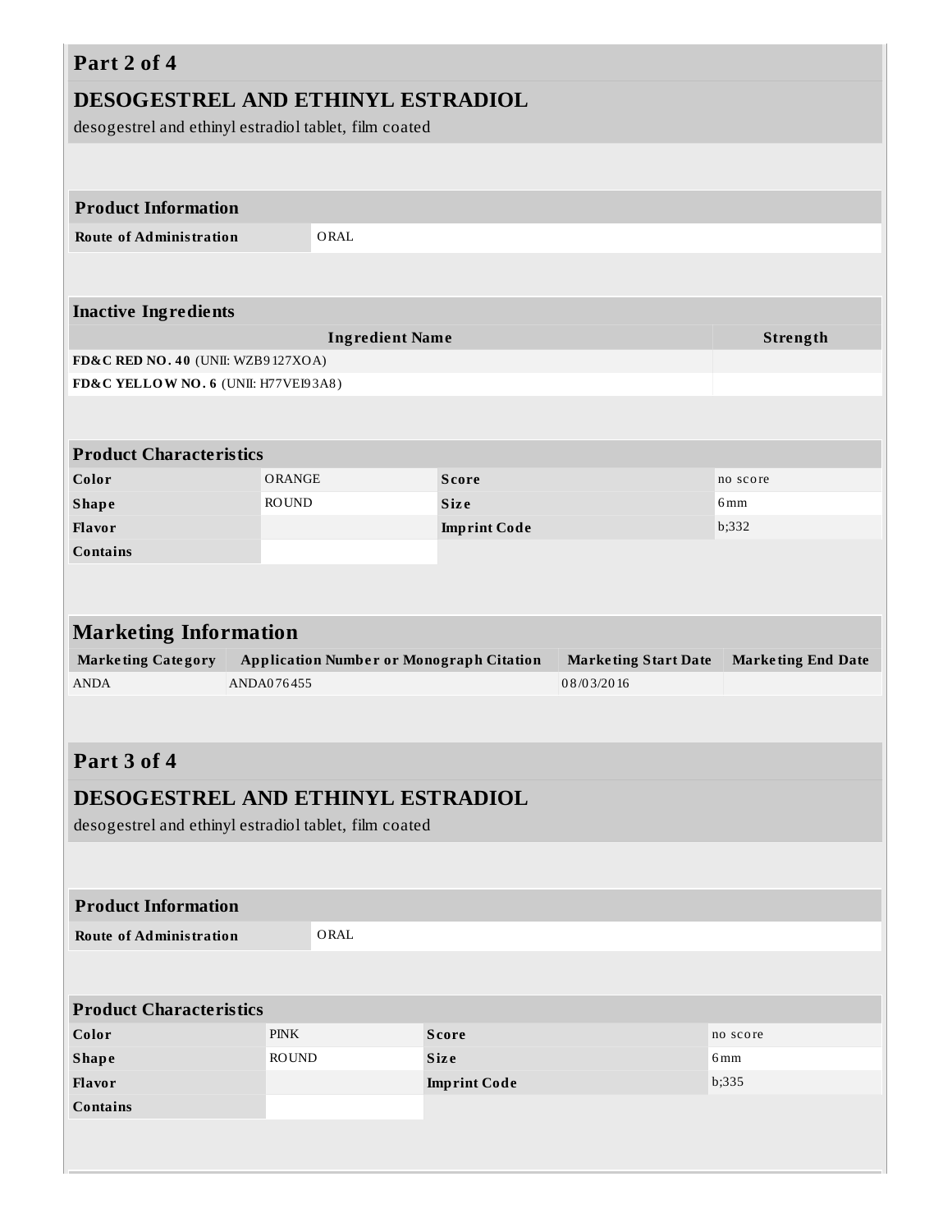## Part 2 of 4

## DESOGESTREL AND ETHINYL ESTRADIOL

desogestrel and ethinyl estradiol tablet, film coated

| Product Information | |
|---|---|
| Route of Administration | ORAL |

| Inactive Ingredients | |
|---|---|
| **Ingredient Name** | **Strength** |
| **FD&C RED NO. 40** (UNII: WZB9127XOA) | |
| **FD&C YELLOW NO. 6** (UNII: H77VEI93A8) | |

| Product Characteristics | | | |
|---|---|---|---|
| Color | ORANGE | Score | no score |
| Shape | ROUND | Size | 6mm |
| Flavor | | Imprint Code | b;332 |
| Contains | | | |

| Marketing Information | | | |
|---|---|---|---|
| **Marketing Category** | **Application Number or Monograph Citation** | **Marketing Start Date** | **Marketing End Date** |
| ANDA | ANDA076455 | 08/03/2016 | |

## Part 3 of 4

## DESOGESTREL AND ETHINYL ESTRADIOL

desogestrel and ethinyl estradiol tablet, film coated

| Product Information | |
|---|---|
| Route of Administration | ORAL |

| Product Characteristics | | | |
|---|---|---|---|
| Color | PINK | Score | no score |
| Shape | ROUND | Size | 6mm |
| Flavor | | Imprint Code | b;335 |
| Contains | | | |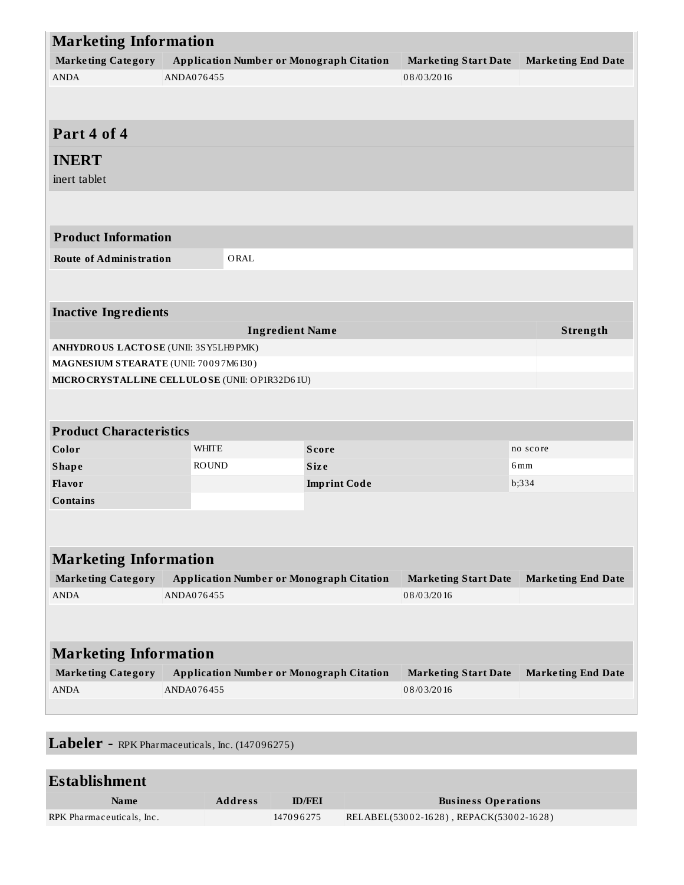## Marketing Information

| Marketing Category | Application Number or Monograph Citation | Marketing Start Date | Marketing End Date |
|---|---|---|---|
| ANDA | ANDA076455 | 08/03/2016 | |

## Part 4 of 4

## INERT

inert tablet

### Product Information

| | |
|---|---|
| **Route of Administration** | ORAL |

### Inactive Ingredients

| Ingredient Name | Strength |
|---|---|
| **ANHYDROUS LACTOSE** (UNII: 3SY5LH9PMK) | |
| **MAGNESIUM STEARATE** (UNII: 70097M6I30) | |
| **MICROCRYSTALLINE CELLULOSE** (UNII: OP1R32D61U) | |

### Product Characteristics

| | | | |
|---|---|---|---|
| **Color** | WHITE | **Score** | no score |
| **Shape** | ROUND | **Size** | 6mm |
| **Flavor** | | **Imprint Code** | b;334 |
| **Contains** | | | |

## Marketing Information

| Marketing Category | Application Number or Monograph Citation | Marketing Start Date | Marketing End Date |
|---|---|---|---|
| ANDA | ANDA076455 | 08/03/2016 | |

## Marketing Information

| Marketing Category | Application Number or Monograph Citation | Marketing Start Date | Marketing End Date |
|---|---|---|---|
| ANDA | ANDA076455 | 08/03/2016 | |

## Labeler - RPK Pharmaceuticals, Inc. (147096275)

## Establishment

| Name | Address | ID/FEI | Business Operations |
|---|---|---|---|
| RPK Pharmaceuticals, Inc. | | 147096275 | RELABEL(53002-1628) , REPACK(53002-1628) |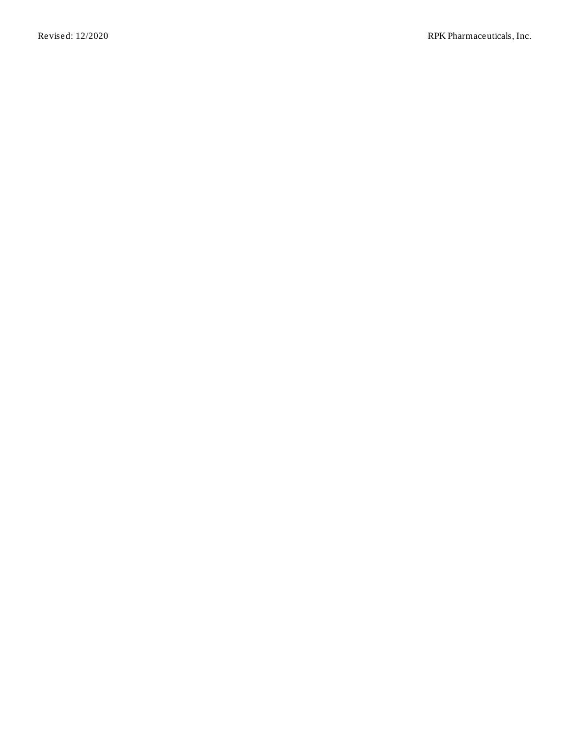Revised: 12/2020

RPK Pharmaceuticals, Inc.